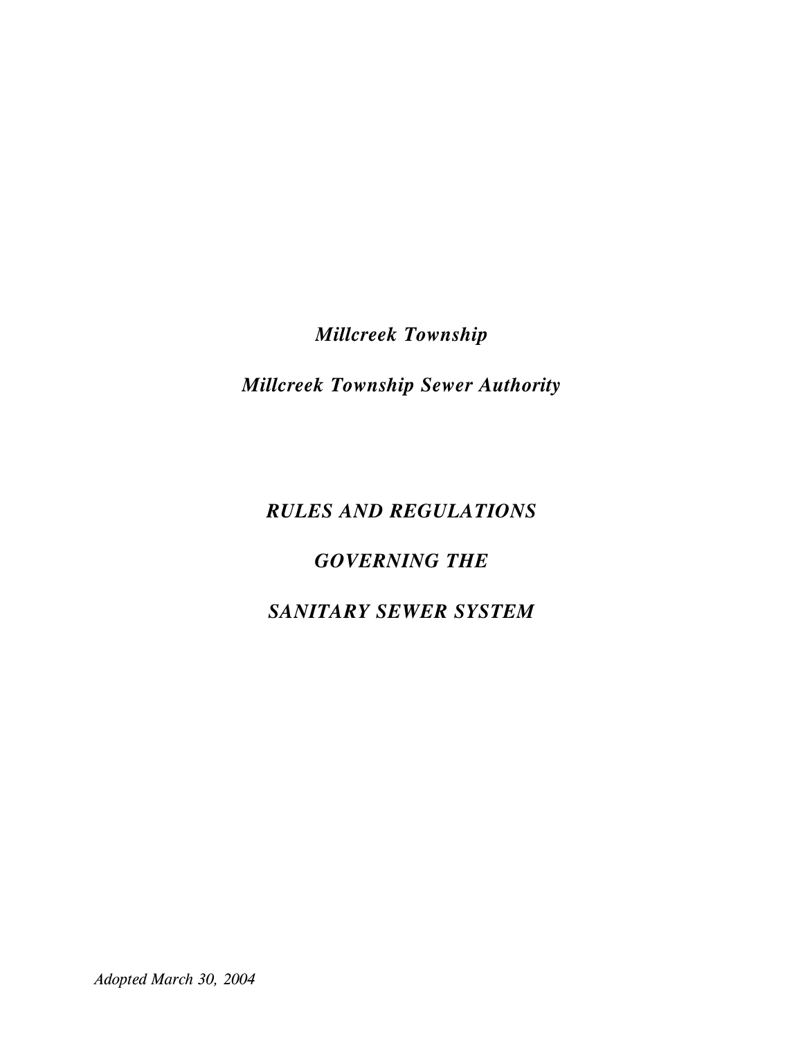*Millcreek Township*

*Millcreek Township Sewer Authority*

# *RULES AND REGULATIONS*

# *GOVERNING THE*

# *SANITARY SEWER SYSTEM*

*Adopted March 30, 2004*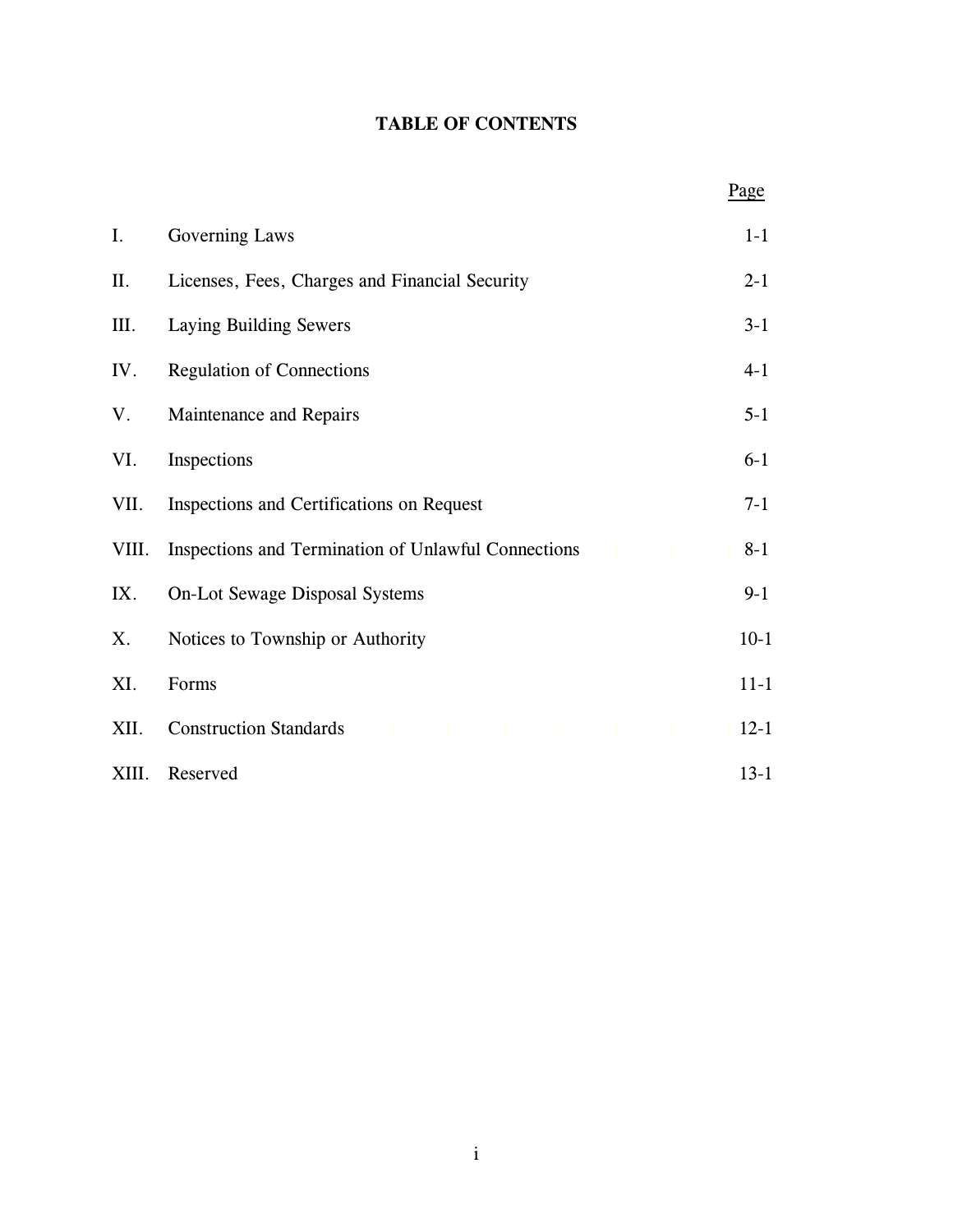# TABLE OF CONTENTS

| | | Page |
|---|---|---|
| I. | Governing Laws | 1-1 |
| II. | Licenses, Fees, Charges and Financial Security | 2-1 |
| III. | Laying Building Sewers | 3-1 |
| IV. | Regulation of Connections | 4-1 |
| V. | Maintenance and Repairs | 5-1 |
| VI. | Inspections | 6-1 |
| VII. | Inspections and Certifications on Request | 7-1 |
| VIII. | Inspections and Termination of Unlawful Connections | 8-1 |
| IX. | On-Lot Sewage Disposal Systems | 9-1 |
| X. | Notices to Township or Authority | 10-1 |
| XI. | Forms | 11-1 |
| XII. | Construction Standards | 12-1 |
| XIII. | Reserved | 13-1 |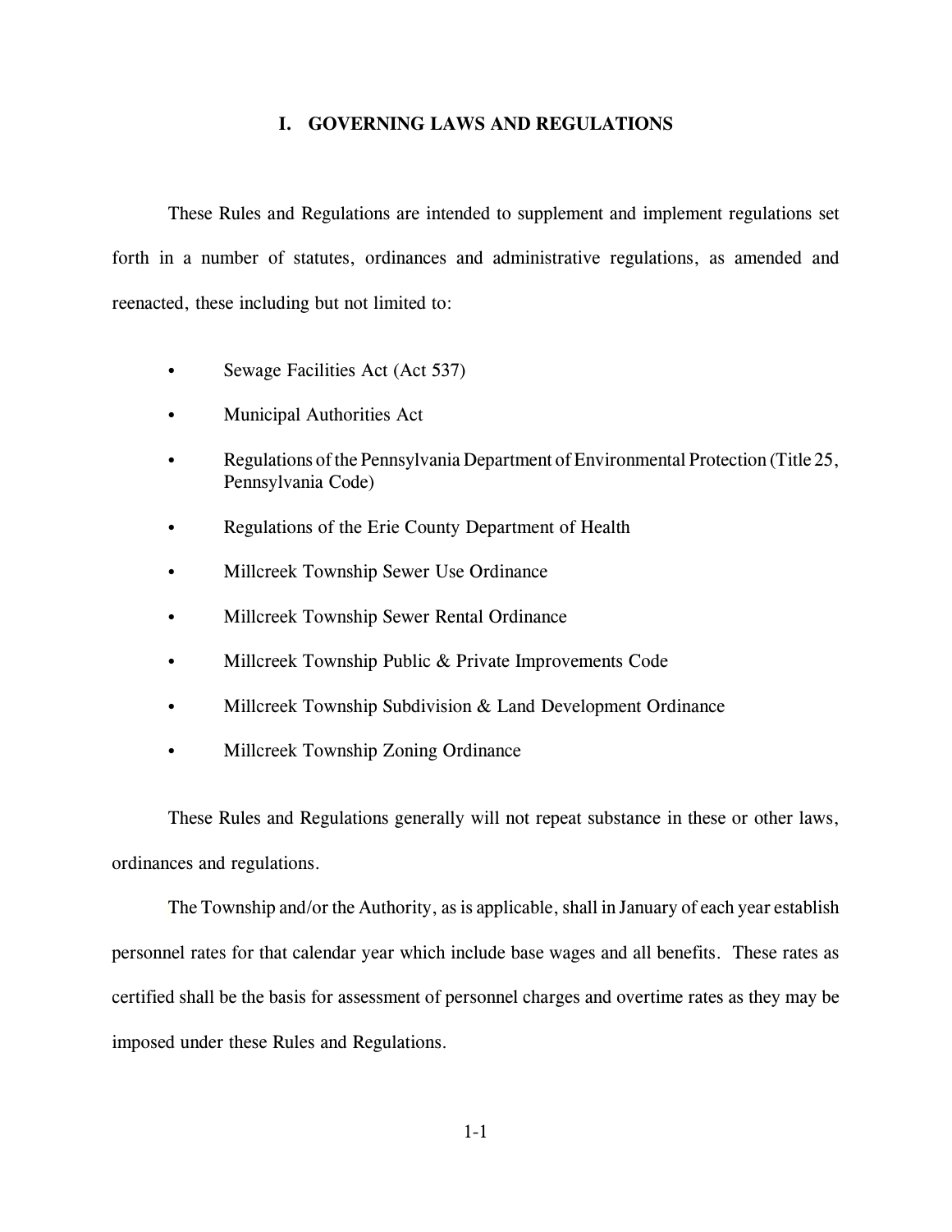# I. GOVERNING LAWS AND REGULATIONS

These Rules and Regulations are intended to supplement and implement regulations set forth in a number of statutes, ordinances and administrative regulations, as amended and reenacted, these including but not limited to:

- Sewage Facilities Act (Act 537)
- Municipal Authorities Act
- Regulations of the Pennsylvania Department of Environmental Protection (Title 25, Pennsylvania Code)
- Regulations of the Erie County Department of Health
- Millcreek Township Sewer Use Ordinance
- Millcreek Township Sewer Rental Ordinance
- Millcreek Township Public & Private Improvements Code
- Millcreek Township Subdivision & Land Development Ordinance
- Millcreek Township Zoning Ordinance

These Rules and Regulations generally will not repeat substance in these or other laws, ordinances and regulations.

The Township and/or the Authority, as is applicable, shall in January of each year establish personnel rates for that calendar year which include base wages and all benefits. These rates as certified shall be the basis for assessment of personnel charges and overtime rates as they may be imposed under these Rules and Regulations.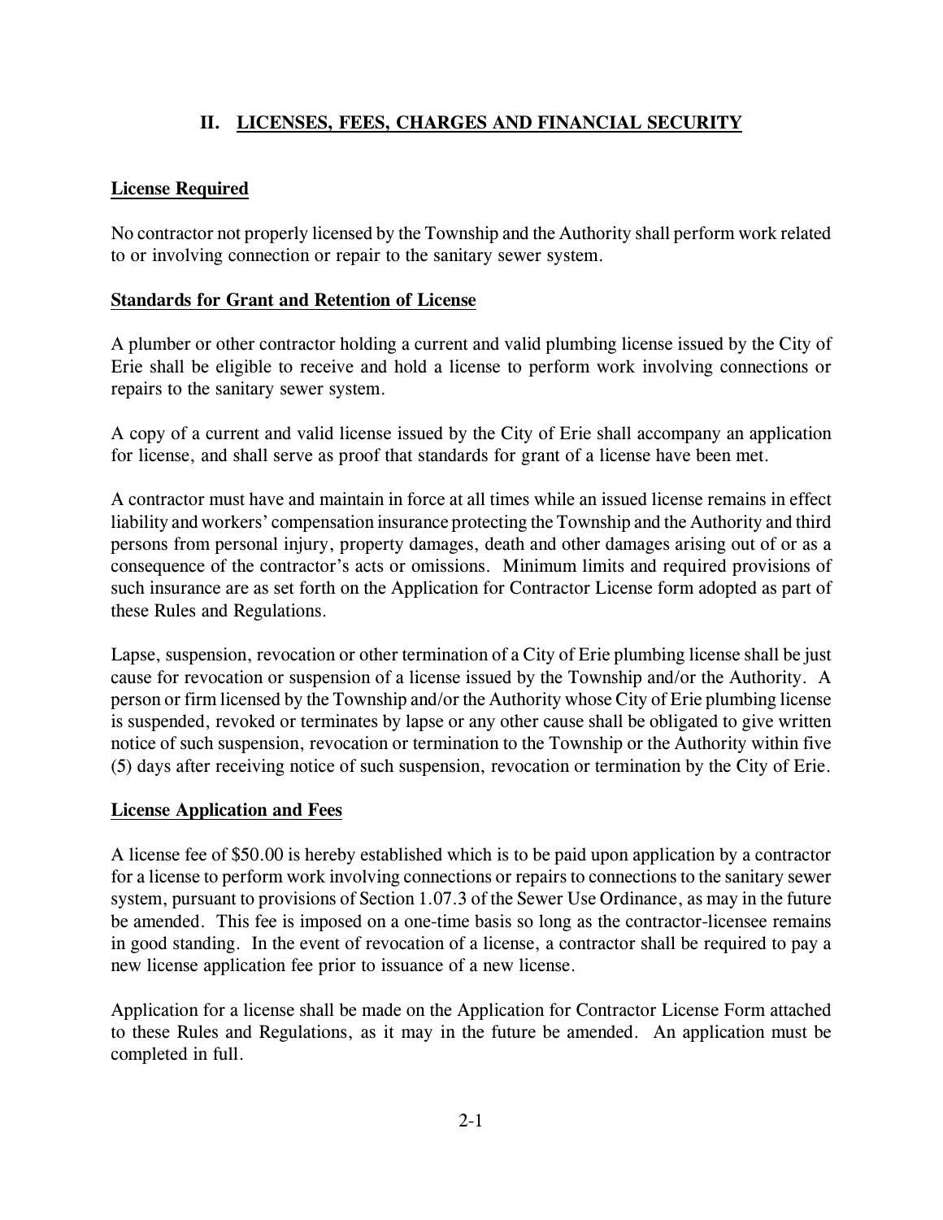## II. LICENSES, FEES, CHARGES AND FINANCIAL SECURITY

### License Required

No contractor not properly licensed by the Township and the Authority shall perform work related to or involving connection or repair to the sanitary sewer system.

### Standards for Grant and Retention of License

A plumber or other contractor holding a current and valid plumbing license issued by the City of Erie shall be eligible to receive and hold a license to perform work involving connections or repairs to the sanitary sewer system.

A copy of a current and valid license issued by the City of Erie shall accompany an application for license, and shall serve as proof that standards for grant of a license have been met.

A contractor must have and maintain in force at all times while an issued license remains in effect liability and workers' compensation insurance protecting the Township and the Authority and third persons from personal injury, property damages, death and other damages arising out of or as a consequence of the contractor's acts or omissions. Minimum limits and required provisions of such insurance are as set forth on the Application for Contractor License form adopted as part of these Rules and Regulations.

Lapse, suspension, revocation or other termination of a City of Erie plumbing license shall be just cause for revocation or suspension of a license issued by the Township and/or the Authority. A person or firm licensed by the Township and/or the Authority whose City of Erie plumbing license is suspended, revoked or terminates by lapse or any other cause shall be obligated to give written notice of such suspension, revocation or termination to the Township or the Authority within five (5) days after receiving notice of such suspension, revocation or termination by the City of Erie.

### License Application and Fees

A license fee of $50.00 is hereby established which is to be paid upon application by a contractor for a license to perform work involving connections or repairs to connections to the sanitary sewer system, pursuant to provisions of Section 1.07.3 of the Sewer Use Ordinance, as may in the future be amended. This fee is imposed on a one-time basis so long as the contractor-licensee remains in good standing. In the event of revocation of a license, a contractor shall be required to pay a new license application fee prior to issuance of a new license.

Application for a license shall be made on the Application for Contractor License Form attached to these Rules and Regulations, as it may in the future be amended. An application must be completed in full.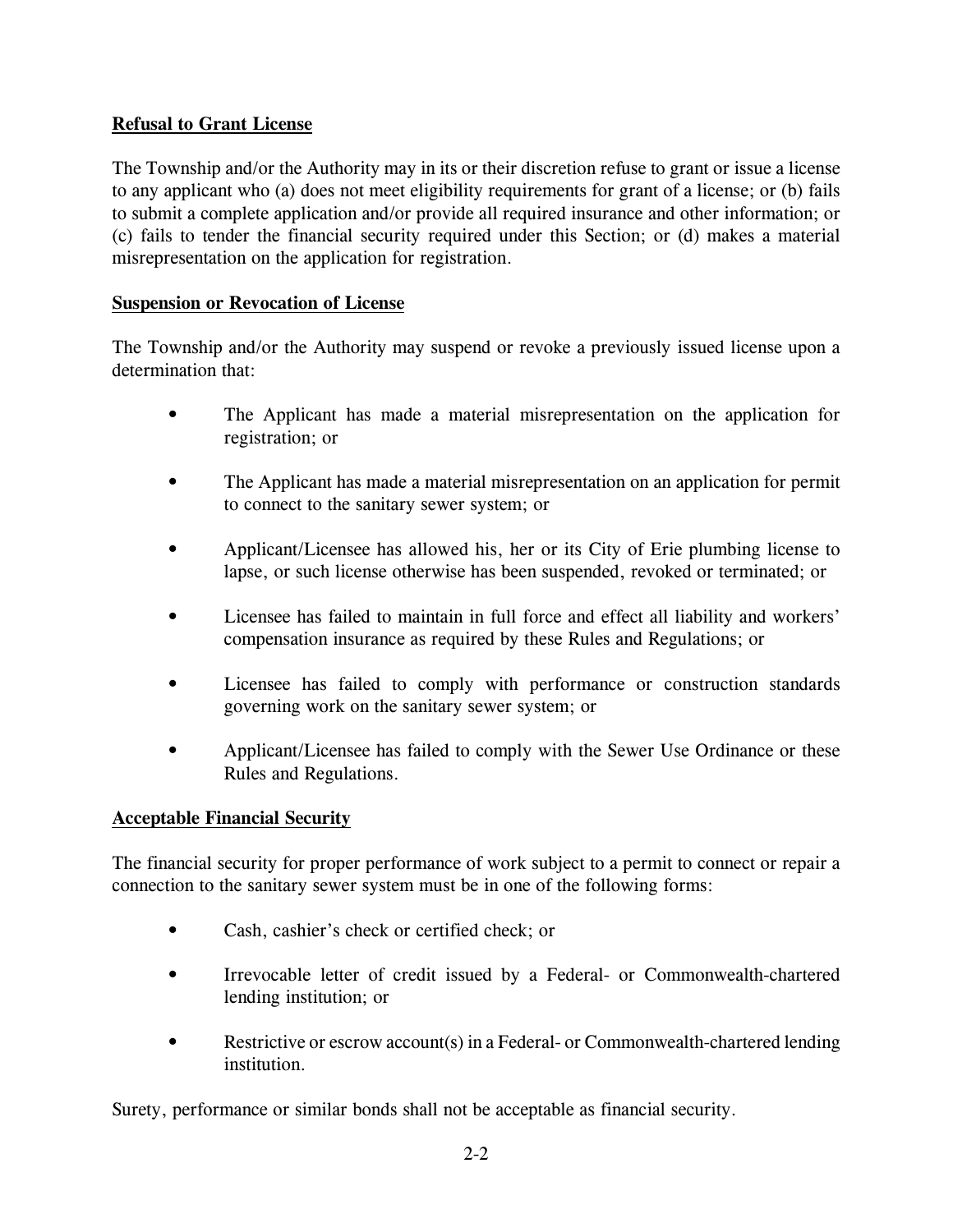**Refusal to Grant License**

The Township and/or the Authority may in its or their discretion refuse to grant or issue a license to any applicant who (a) does not meet eligibility requirements for grant of a license; or (b) fails to submit a complete application and/or provide all required insurance and other information; or (c) fails to tender the financial security required under this Section; or (d) makes a material misrepresentation on the application for registration.

**Suspension or Revocation of License**

The Township and/or the Authority may suspend or revoke a previously issued license upon a determination that:

- The Applicant has made a material misrepresentation on the application for registration; or
- The Applicant has made a material misrepresentation on an application for permit to connect to the sanitary sewer system; or
- Applicant/Licensee has allowed his, her or its City of Erie plumbing license to lapse, or such license otherwise has been suspended, revoked or terminated; or
- Licensee has failed to maintain in full force and effect all liability and workers' compensation insurance as required by these Rules and Regulations; or
- Licensee has failed to comply with performance or construction standards governing work on the sanitary sewer system; or
- Applicant/Licensee has failed to comply with the Sewer Use Ordinance or these Rules and Regulations.

**Acceptable Financial Security**

The financial security for proper performance of work subject to a permit to connect or repair a connection to the sanitary sewer system must be in one of the following forms:

- Cash, cashier's check or certified check; or
- Irrevocable letter of credit issued by a Federal- or Commonwealth-chartered lending institution; or
- Restrictive or escrow account(s) in a Federal- or Commonwealth-chartered lending institution.

Surety, performance or similar bonds shall not be acceptable as financial security.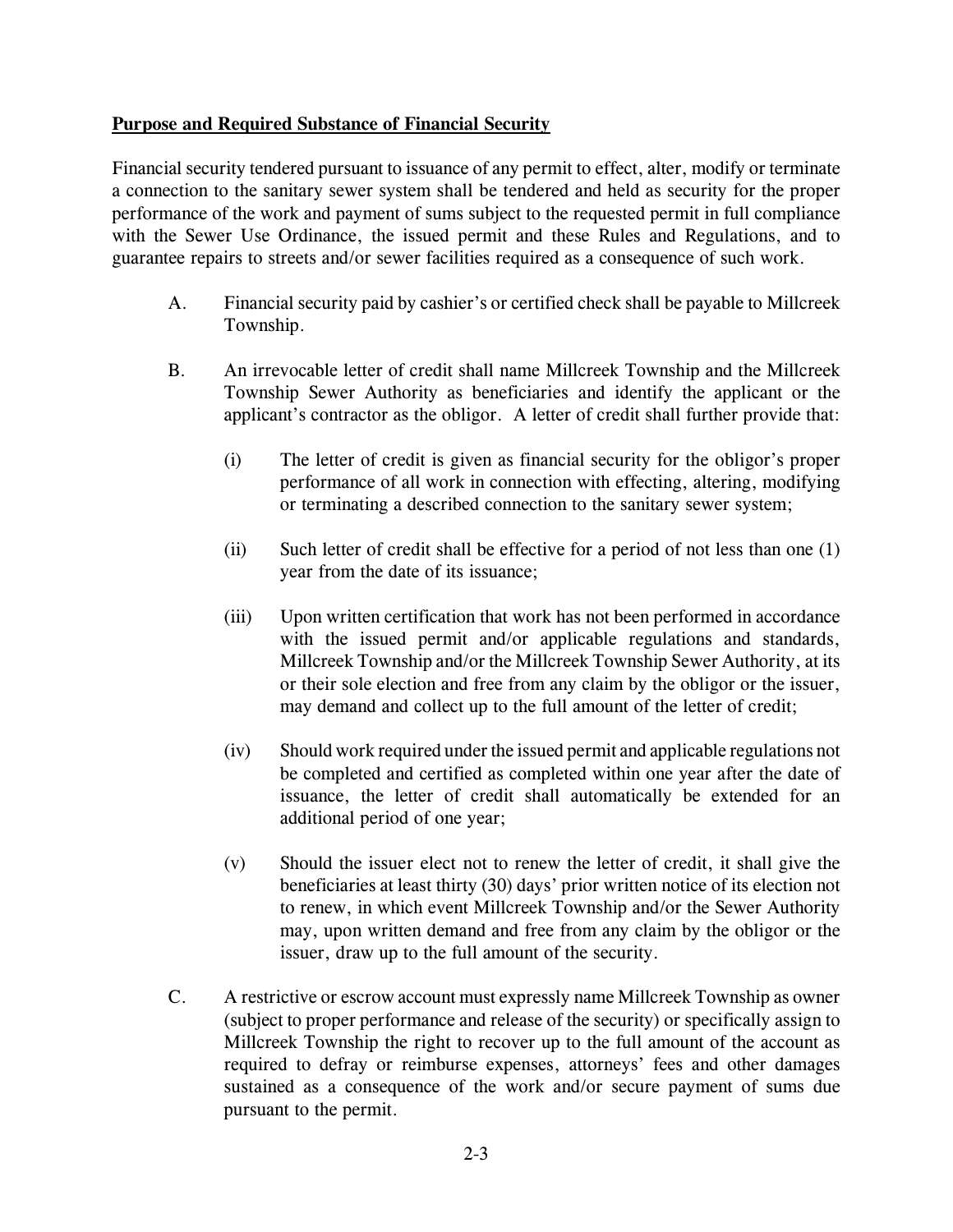**Purpose and Required Substance of Financial Security**

Financial security tendered pursuant to issuance of any permit to effect, alter, modify or terminate a connection to the sanitary sewer system shall be tendered and held as security for the proper performance of the work and payment of sums subject to the requested permit in full compliance with the Sewer Use Ordinance, the issued permit and these Rules and Regulations, and to guarantee repairs to streets and/or sewer facilities required as a consequence of such work.

A. Financial security paid by cashier's or certified check shall be payable to Millcreek Township.

B. An irrevocable letter of credit shall name Millcreek Township and the Millcreek Township Sewer Authority as beneficiaries and identify the applicant or the applicant's contractor as the obligor. A letter of credit shall further provide that:

   (i) The letter of credit is given as financial security for the obligor's proper performance of all work in connection with effecting, altering, modifying or terminating a described connection to the sanitary sewer system;

   (ii) Such letter of credit shall be effective for a period of not less than one (1) year from the date of its issuance;

   (iii) Upon written certification that work has not been performed in accordance with the issued permit and/or applicable regulations and standards, Millcreek Township and/or the Millcreek Township Sewer Authority, at its or their sole election and free from any claim by the obligor or the issuer, may demand and collect up to the full amount of the letter of credit;

   (iv) Should work required under the issued permit and applicable regulations not be completed and certified as completed within one year after the date of issuance, the letter of credit shall automatically be extended for an additional period of one year;

   (v) Should the issuer elect not to renew the letter of credit, it shall give the beneficiaries at least thirty (30) days' prior written notice of its election not to renew, in which event Millcreek Township and/or the Sewer Authority may, upon written demand and free from any claim by the obligor or the issuer, draw up to the full amount of the security.

C. A restrictive or escrow account must expressly name Millcreek Township as owner (subject to proper performance and release of the security) or specifically assign to Millcreek Township the right to recover up to the full amount of the account as required to defray or reimburse expenses, attorneys' fees and other damages sustained as a consequence of the work and/or secure payment of sums due pursuant to the permit.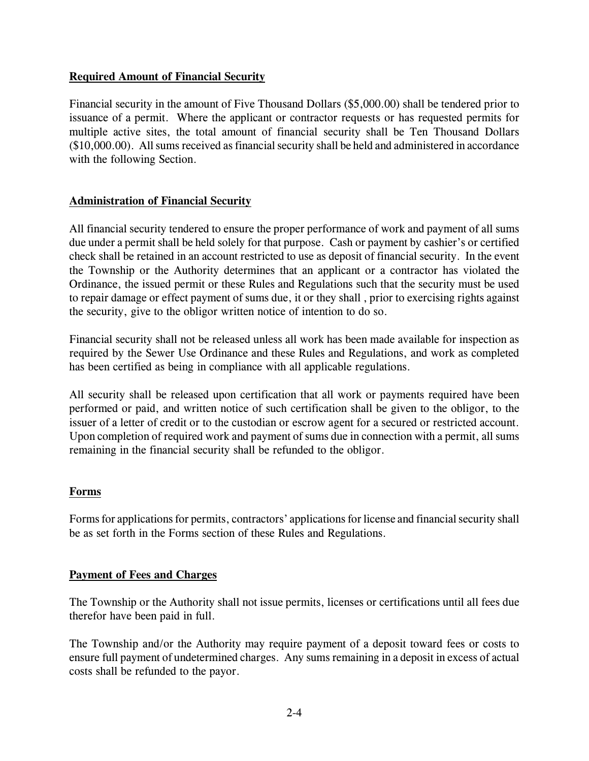**Required Amount of Financial Security**

Financial security in the amount of Five Thousand Dollars ($5,000.00) shall be tendered prior to issuance of a permit. Where the applicant or contractor requests or has requested permits for multiple active sites, the total amount of financial security shall be Ten Thousand Dollars ($10,000.00). All sums received as financial security shall be held and administered in accordance with the following Section.

**Administration of Financial Security**

All financial security tendered to ensure the proper performance of work and payment of all sums due under a permit shall be held solely for that purpose. Cash or payment by cashier's or certified check shall be retained in an account restricted to use as deposit of financial security. In the event the Township or the Authority determines that an applicant or a contractor has violated the Ordinance, the issued permit or these Rules and Regulations such that the security must be used to repair damage or effect payment of sums due, it or they shall , prior to exercising rights against the security, give to the obligor written notice of intention to do so.

Financial security shall not be released unless all work has been made available for inspection as required by the Sewer Use Ordinance and these Rules and Regulations, and work as completed has been certified as being in compliance with all applicable regulations.

All security shall be released upon certification that all work or payments required have been performed or paid, and written notice of such certification shall be given to the obligor, to the issuer of a letter of credit or to the custodian or escrow agent for a secured or restricted account. Upon completion of required work and payment of sums due in connection with a permit, all sums remaining in the financial security shall be refunded to the obligor.

**Forms**

Forms for applications for permits, contractors' applications for license and financial security shall be as set forth in the Forms section of these Rules and Regulations.

**Payment of Fees and Charges**

The Township or the Authority shall not issue permits, licenses or certifications until all fees due therefor have been paid in full.

The Township and/or the Authority may require payment of a deposit toward fees or costs to ensure full payment of undetermined charges. Any sums remaining in a deposit in excess of actual costs shall be refunded to the payor.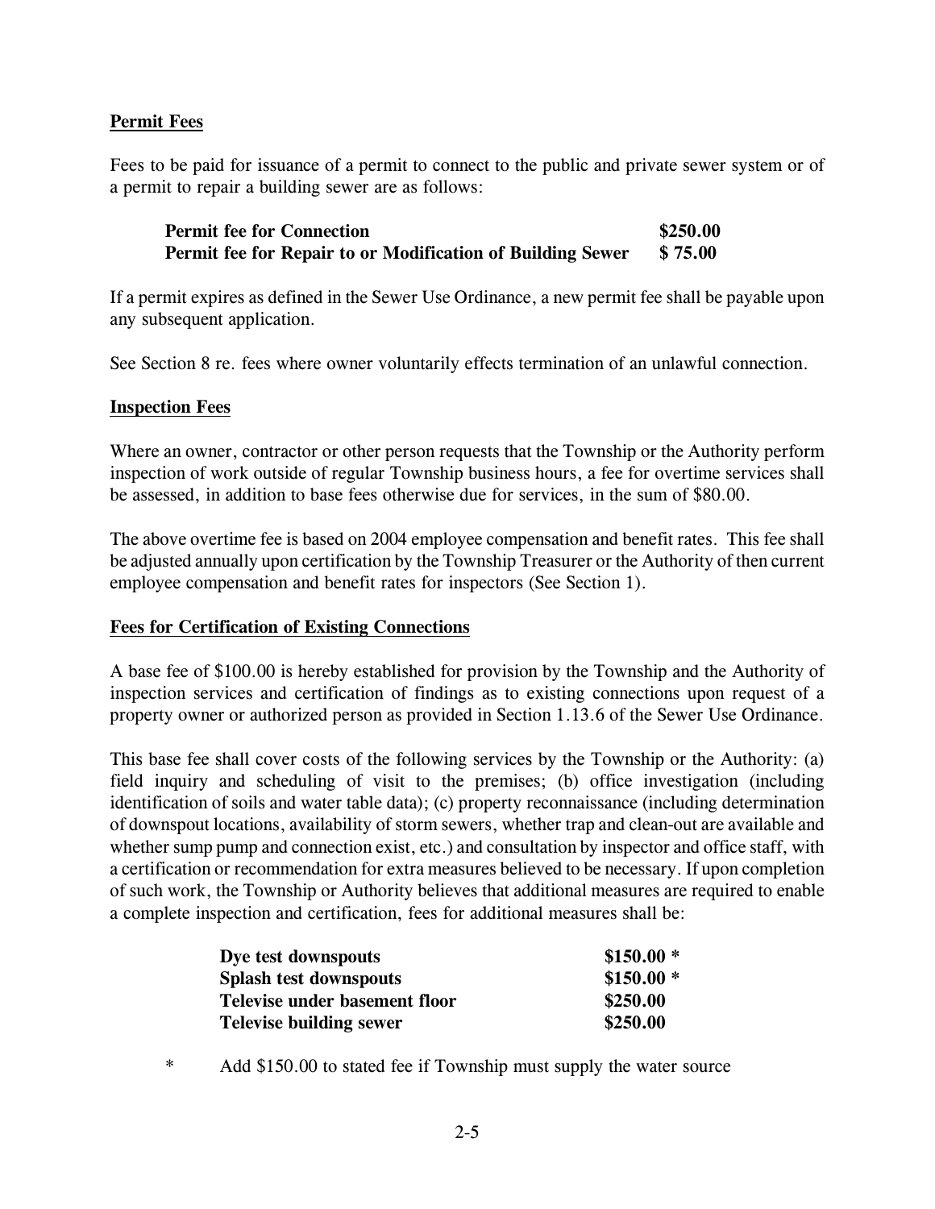**Permit Fees**

Fees to be paid for issuance of a permit to connect to the public and private sewer system or of a permit to repair a building sewer are as follows:

| | |
|---|---|
| **Permit fee for Connection** | **$250.00** |
| **Permit fee for Repair to or Modification of Building Sewer** | **$ 75.00** |

If a permit expires as defined in the Sewer Use Ordinance, a new permit fee shall be payable upon any subsequent application.

See Section 8 re. fees where owner voluntarily effects termination of an unlawful connection.

**Inspection Fees**

Where an owner, contractor or other person requests that the Township or the Authority perform inspection of work outside of regular Township business hours, a fee for overtime services shall be assessed, in addition to base fees otherwise due for services, in the sum of $80.00.

The above overtime fee is based on 2004 employee compensation and benefit rates. This fee shall be adjusted annually upon certification by the Township Treasurer or the Authority of then current employee compensation and benefit rates for inspectors (See Section 1).

**Fees for Certification of Existing Connections**

A base fee of $100.00 is hereby established for provision by the Township and the Authority of inspection services and certification of findings as to existing connections upon request of a property owner or authorized person as provided in Section 1.13.6 of the Sewer Use Ordinance.

This base fee shall cover costs of the following services by the Township or the Authority: (a) field inquiry and scheduling of visit to the premises; (b) office investigation (including identification of soils and water table data); (c) property reconnaissance (including determination of downspout locations, availability of storm sewers, whether trap and clean-out are available and whether sump pump and connection exist, etc.) and consultation by inspector and office staff, with a certification or recommendation for extra measures believed to be necessary. If upon completion of such work, the Township or Authority believes that additional measures are required to enable a complete inspection and certification, fees for additional measures shall be:

| | |
|---|---|
| **Dye test downspouts** | **$150.00 *** |
| **Splash test downspouts** | **$150.00 *** |
| **Televise under basement floor** | **$250.00** |
| **Televise building sewer** | **$250.00** |

\* Add $150.00 to stated fee if Township must supply the water source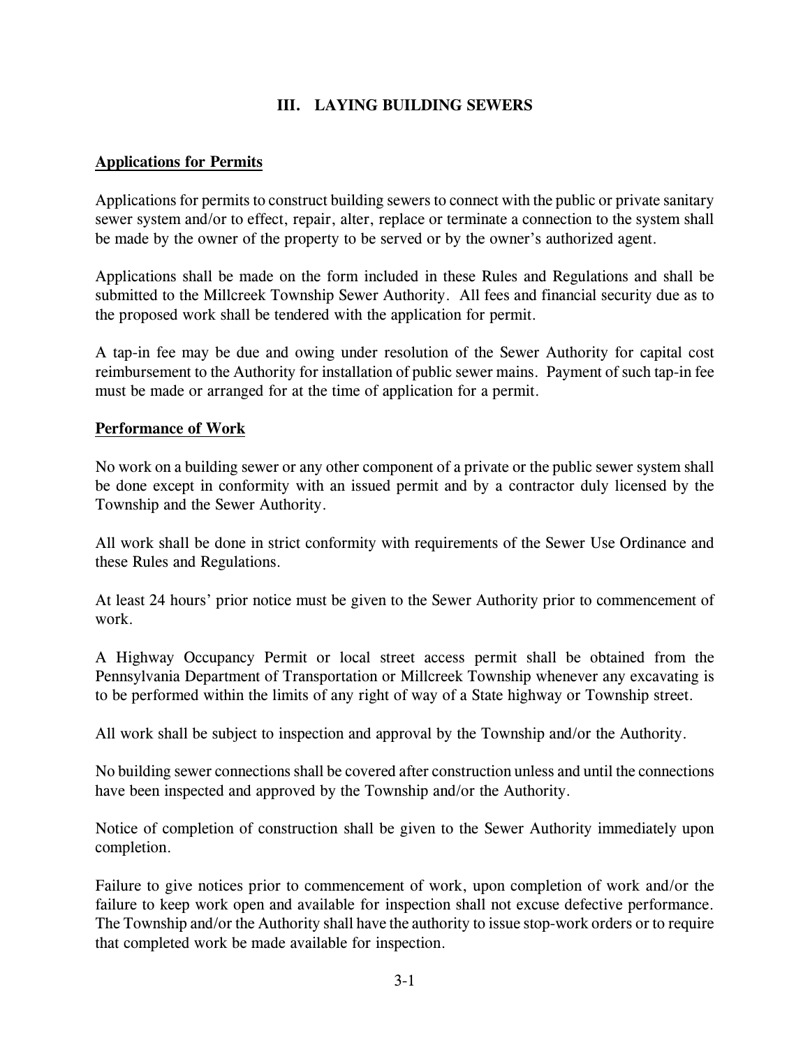# III. LAYING BUILDING SEWERS

## Applications for Permits

Applications for permits to construct building sewers to connect with the public or private sanitary sewer system and/or to effect, repair, alter, replace or terminate a connection to the system shall be made by the owner of the property to be served or by the owner's authorized agent.

Applications shall be made on the form included in these Rules and Regulations and shall be submitted to the Millcreek Township Sewer Authority. All fees and financial security due as to the proposed work shall be tendered with the application for permit.

A tap-in fee may be due and owing under resolution of the Sewer Authority for capital cost reimbursement to the Authority for installation of public sewer mains. Payment of such tap-in fee must be made or arranged for at the time of application for a permit.

## Performance of Work

No work on a building sewer or any other component of a private or the public sewer system shall be done except in conformity with an issued permit and by a contractor duly licensed by the Township and the Sewer Authority.

All work shall be done in strict conformity with requirements of the Sewer Use Ordinance and these Rules and Regulations.

At least 24 hours' prior notice must be given to the Sewer Authority prior to commencement of work.

A Highway Occupancy Permit or local street access permit shall be obtained from the Pennsylvania Department of Transportation or Millcreek Township whenever any excavating is to be performed within the limits of any right of way of a State highway or Township street.

All work shall be subject to inspection and approval by the Township and/or the Authority.

No building sewer connections shall be covered after construction unless and until the connections have been inspected and approved by the Township and/or the Authority.

Notice of completion of construction shall be given to the Sewer Authority immediately upon completion.

Failure to give notices prior to commencement of work, upon completion of work and/or the failure to keep work open and available for inspection shall not excuse defective performance. The Township and/or the Authority shall have the authority to issue stop-work orders or to require that completed work be made available for inspection.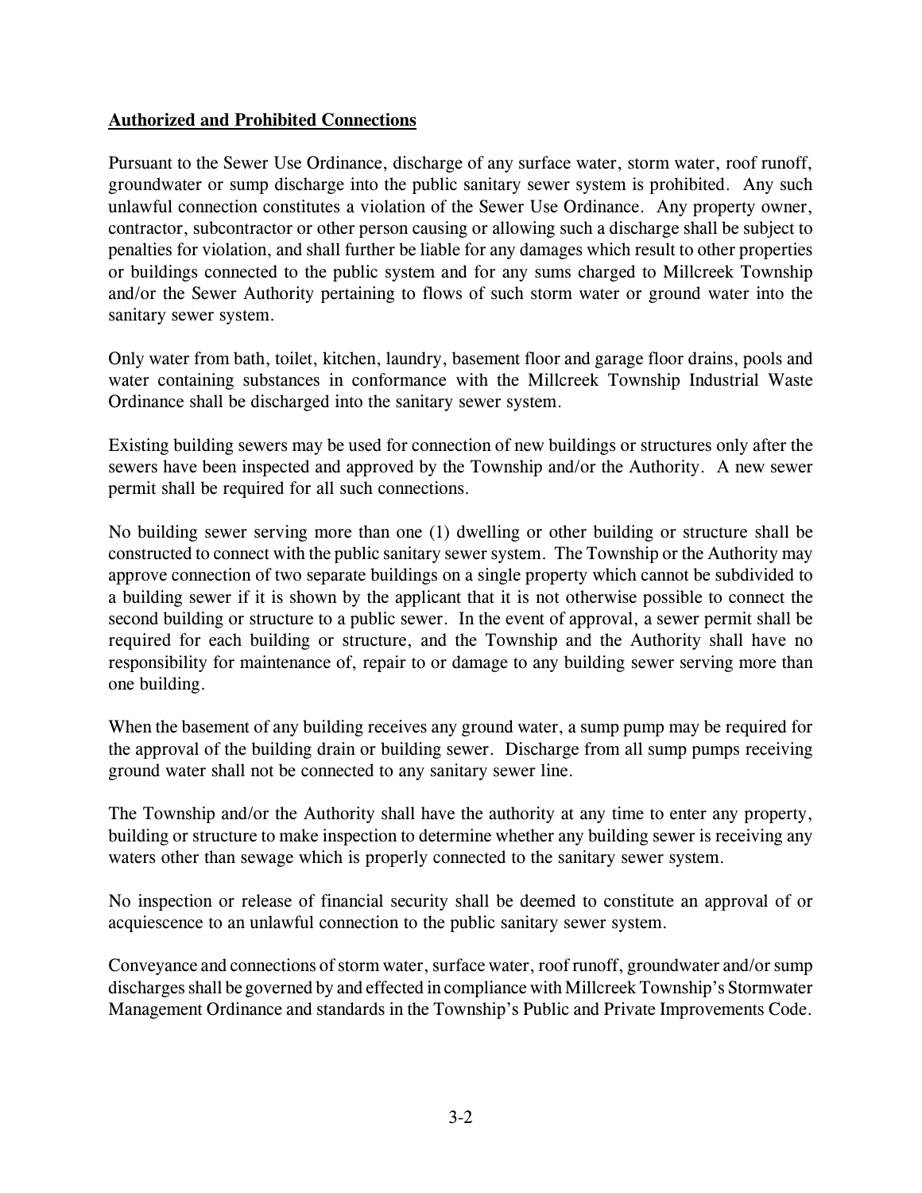**Authorized and Prohibited Connections**

Pursuant to the Sewer Use Ordinance, discharge of any surface water, storm water, roof runoff, groundwater or sump discharge into the public sanitary sewer system is prohibited. Any such unlawful connection constitutes a violation of the Sewer Use Ordinance. Any property owner, contractor, subcontractor or other person causing or allowing such a discharge shall be subject to penalties for violation, and shall further be liable for any damages which result to other properties or buildings connected to the public system and for any sums charged to Millcreek Township and/or the Sewer Authority pertaining to flows of such storm water or ground water into the sanitary sewer system.

Only water from bath, toilet, kitchen, laundry, basement floor and garage floor drains, pools and water containing substances in conformance with the Millcreek Township Industrial Waste Ordinance shall be discharged into the sanitary sewer system.

Existing building sewers may be used for connection of new buildings or structures only after the sewers have been inspected and approved by the Township and/or the Authority. A new sewer permit shall be required for all such connections.

No building sewer serving more than one (1) dwelling or other building or structure shall be constructed to connect with the public sanitary sewer system. The Township or the Authority may approve connection of two separate buildings on a single property which cannot be subdivided to a building sewer if it is shown by the applicant that it is not otherwise possible to connect the second building or structure to a public sewer. In the event of approval, a sewer permit shall be required for each building or structure, and the Township and the Authority shall have no responsibility for maintenance of, repair to or damage to any building sewer serving more than one building.

When the basement of any building receives any ground water, a sump pump may be required for the approval of the building drain or building sewer. Discharge from all sump pumps receiving ground water shall not be connected to any sanitary sewer line.

The Township and/or the Authority shall have the authority at any time to enter any property, building or structure to make inspection to determine whether any building sewer is receiving any waters other than sewage which is properly connected to the sanitary sewer system.

No inspection or release of financial security shall be deemed to constitute an approval of or acquiescence to an unlawful connection to the public sanitary sewer system.

Conveyance and connections of storm water, surface water, roof runoff, groundwater and/or sump discharges shall be governed by and effected in compliance with Millcreek Township's Stormwater Management Ordinance and standards in the Township's Public and Private Improvements Code.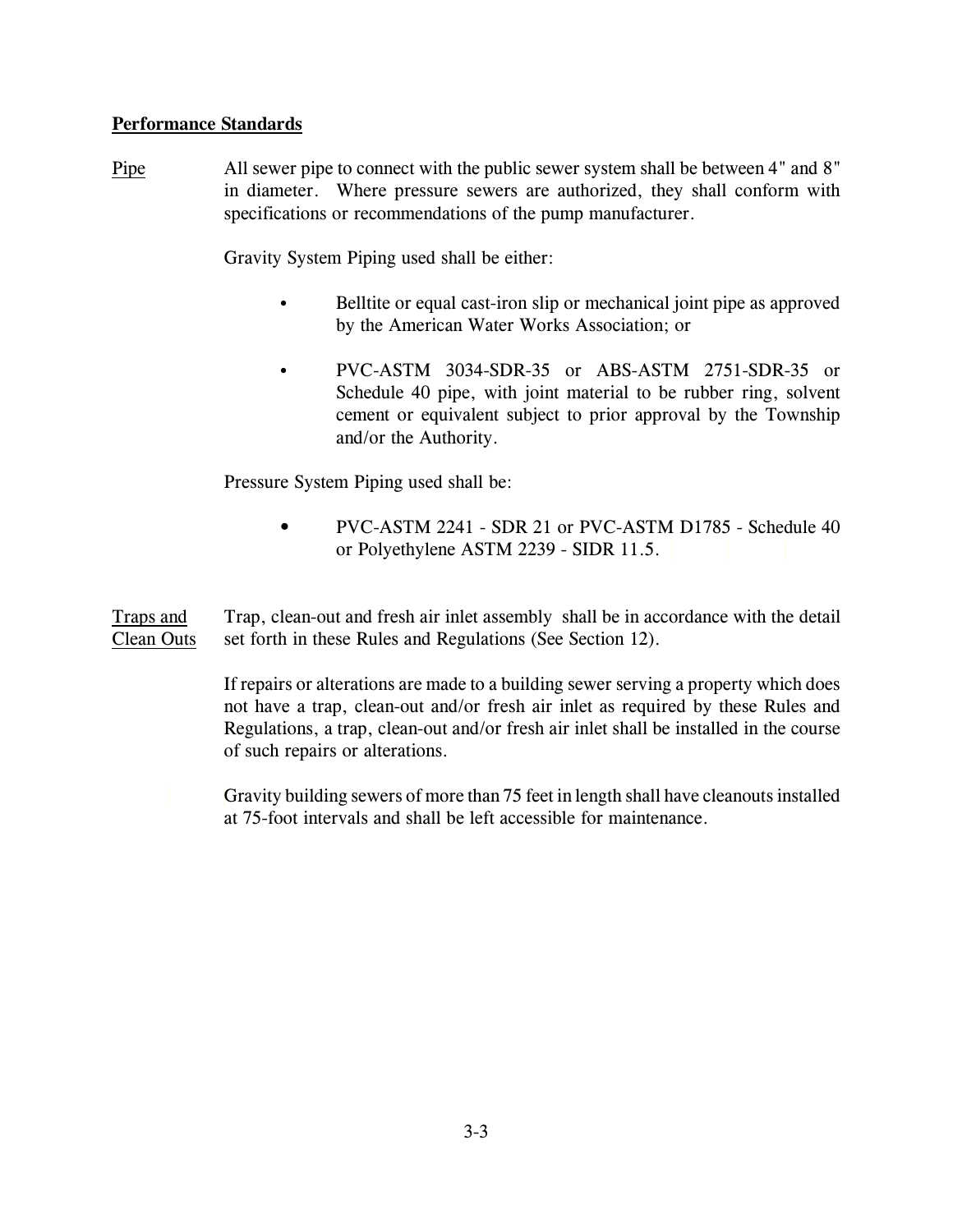## Performance Standards

<u>Pipe</u>

All sewer pipe to connect with the public sewer system shall be between 4" and 8" in diameter. Where pressure sewers are authorized, they shall conform with specifications or recommendations of the pump manufacturer.

Gravity System Piping used shall be either:

- Belltite or equal cast-iron slip or mechanical joint pipe as approved by the American Water Works Association; or
- PVC-ASTM 3034-SDR-35 or ABS-ASTM 2751-SDR-35 or Schedule 40 pipe, with joint material to be rubber ring, solvent cement or equivalent subject to prior approval by the Township and/or the Authority.

Pressure System Piping used shall be:

- PVC-ASTM 2241 - SDR 21 or PVC-ASTM D1785 - Schedule 40 or Polyethylene ASTM 2239 - SIDR 11.5.

<u>Traps and Clean Outs</u>

Trap, clean-out and fresh air inlet assembly shall be in accordance with the detail set forth in these Rules and Regulations (See Section 12).

If repairs or alterations are made to a building sewer serving a property which does not have a trap, clean-out and/or fresh air inlet as required by these Rules and Regulations, a trap, clean-out and/or fresh air inlet shall be installed in the course of such repairs or alterations.

Gravity building sewers of more than 75 feet in length shall have cleanouts installed at 75-foot intervals and shall be left accessible for maintenance.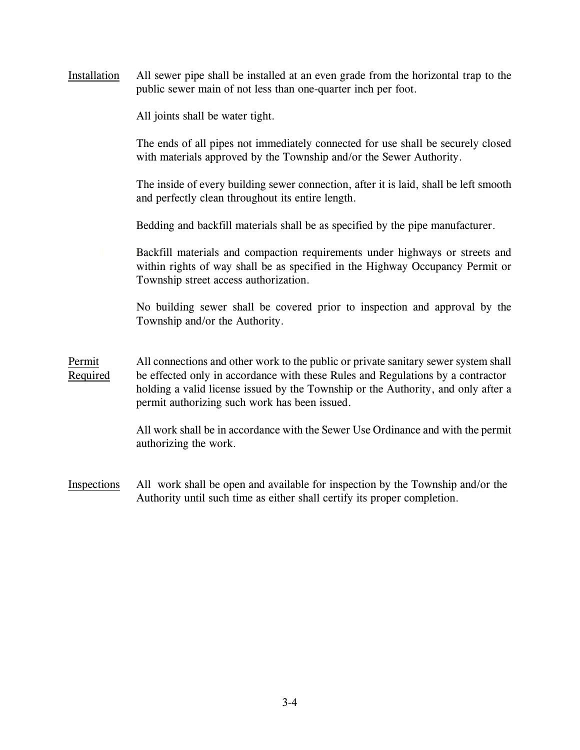<u>Installation</u> All sewer pipe shall be installed at an even grade from the horizontal trap to the public sewer main of not less than one-quarter inch per foot.

All joints shall be water tight.

The ends of all pipes not immediately connected for use shall be securely closed with materials approved by the Township and/or the Sewer Authority.

The inside of every building sewer connection, after it is laid, shall be left smooth and perfectly clean throughout its entire length.

Bedding and backfill materials shall be as specified by the pipe manufacturer.

Backfill materials and compaction requirements under highways or streets and within rights of way shall be as specified in the Highway Occupancy Permit or Township street access authorization.

No building sewer shall be covered prior to inspection and approval by the Township and/or the Authority.

<u>Permit Required</u> All connections and other work to the public or private sanitary sewer system shall be effected only in accordance with these Rules and Regulations by a contractor holding a valid license issued by the Township or the Authority, and only after a permit authorizing such work has been issued.

All work shall be in accordance with the Sewer Use Ordinance and with the permit authorizing the work.

<u>Inspections</u> All work shall be open and available for inspection by the Township and/or the Authority until such time as either shall certify its proper completion.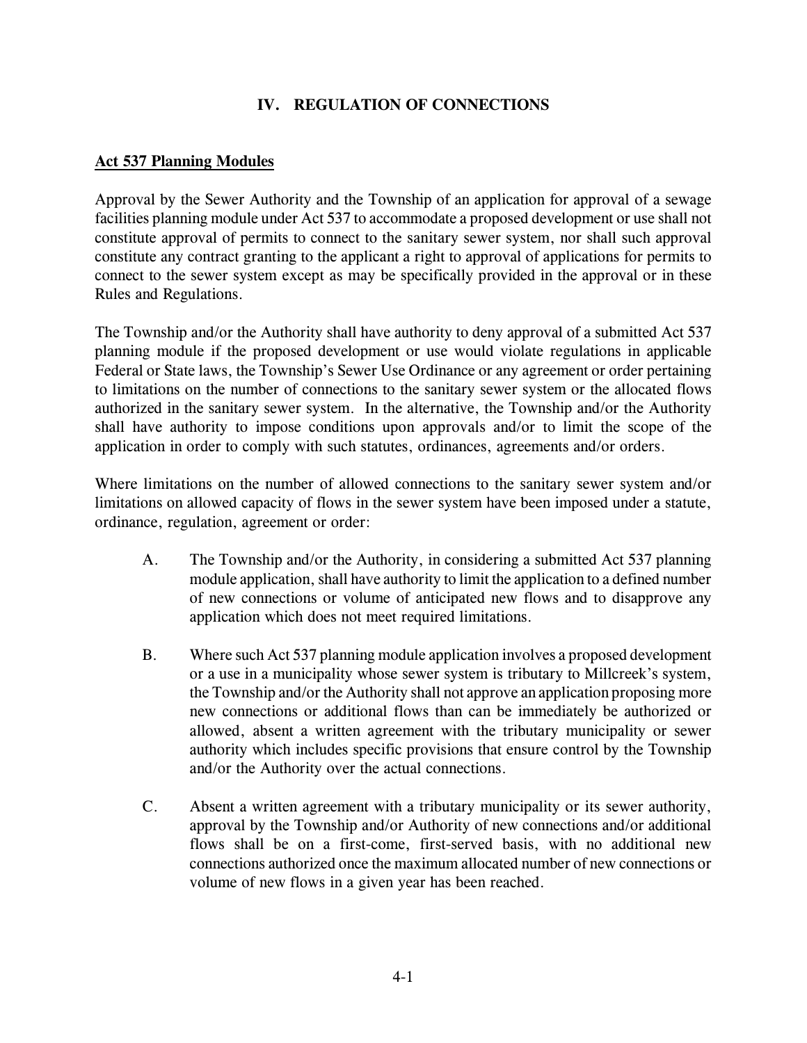# IV. REGULATION OF CONNECTIONS

## Act 537 Planning Modules

Approval by the Sewer Authority and the Township of an application for approval of a sewage facilities planning module under Act 537 to accommodate a proposed development or use shall not constitute approval of permits to connect to the sanitary sewer system, nor shall such approval constitute any contract granting to the applicant a right to approval of applications for permits to connect to the sewer system except as may be specifically provided in the approval or in these Rules and Regulations.

The Township and/or the Authority shall have authority to deny approval of a submitted Act 537 planning module if the proposed development or use would violate regulations in applicable Federal or State laws, the Township's Sewer Use Ordinance or any agreement or order pertaining to limitations on the number of connections to the sanitary sewer system or the allocated flows authorized in the sanitary sewer system. In the alternative, the Township and/or the Authority shall have authority to impose conditions upon approvals and/or to limit the scope of the application in order to comply with such statutes, ordinances, agreements and/or orders.

Where limitations on the number of allowed connections to the sanitary sewer system and/or limitations on allowed capacity of flows in the sewer system have been imposed under a statute, ordinance, regulation, agreement or order:

A. The Township and/or the Authority, in considering a submitted Act 537 planning module application, shall have authority to limit the application to a defined number of new connections or volume of anticipated new flows and to disapprove any application which does not meet required limitations.

B. Where such Act 537 planning module application involves a proposed development or a use in a municipality whose sewer system is tributary to Millcreek's system, the Township and/or the Authority shall not approve an application proposing more new connections or additional flows than can be immediately be authorized or allowed, absent a written agreement with the tributary municipality or sewer authority which includes specific provisions that ensure control by the Township and/or the Authority over the actual connections.

C. Absent a written agreement with a tributary municipality or its sewer authority, approval by the Township and/or Authority of new connections and/or additional flows shall be on a first-come, first-served basis, with no additional new connections authorized once the maximum allocated number of new connections or volume of new flows in a given year has been reached.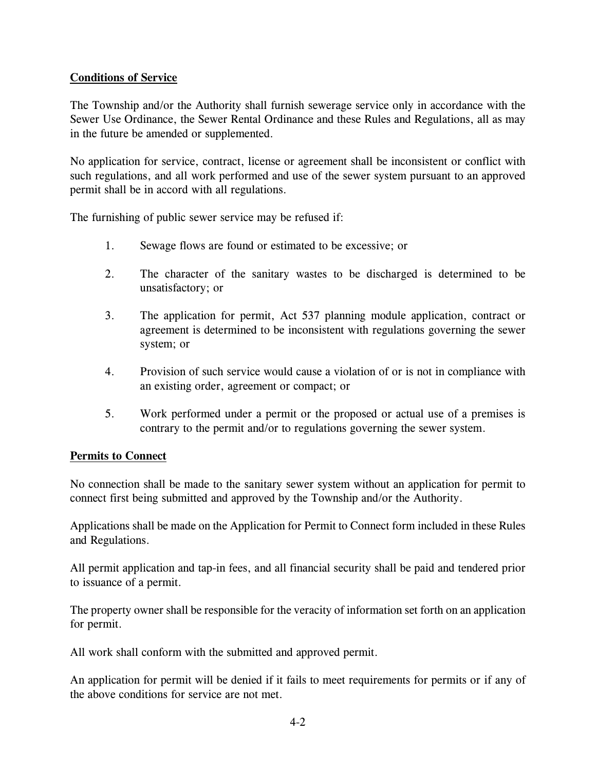## Conditions of Service

The Township and/or the Authority shall furnish sewerage service only in accordance with the Sewer Use Ordinance, the Sewer Rental Ordinance and these Rules and Regulations, all as may in the future be amended or supplemented.

No application for service, contract, license or agreement shall be inconsistent or conflict with such regulations, and all work performed and use of the sewer system pursuant to an approved permit shall be in accord with all regulations.

The furnishing of public sewer service may be refused if:

1. Sewage flows are found or estimated to be excessive; or

2. The character of the sanitary wastes to be discharged is determined to be unsatisfactory; or

3. The application for permit, Act 537 planning module application, contract or agreement is determined to be inconsistent with regulations governing the sewer system; or

4. Provision of such service would cause a violation of or is not in compliance with an existing order, agreement or compact; or

5. Work performed under a permit or the proposed or actual use of a premises is contrary to the permit and/or to regulations governing the sewer system.

## Permits to Connect

No connection shall be made to the sanitary sewer system without an application for permit to connect first being submitted and approved by the Township and/or the Authority.

Applications shall be made on the Application for Permit to Connect form included in these Rules and Regulations.

All permit application and tap-in fees, and all financial security shall be paid and tendered prior to issuance of a permit.

The property owner shall be responsible for the veracity of information set forth on an application for permit.

All work shall conform with the submitted and approved permit.

An application for permit will be denied if it fails to meet requirements for permits or if any of the above conditions for service are not met.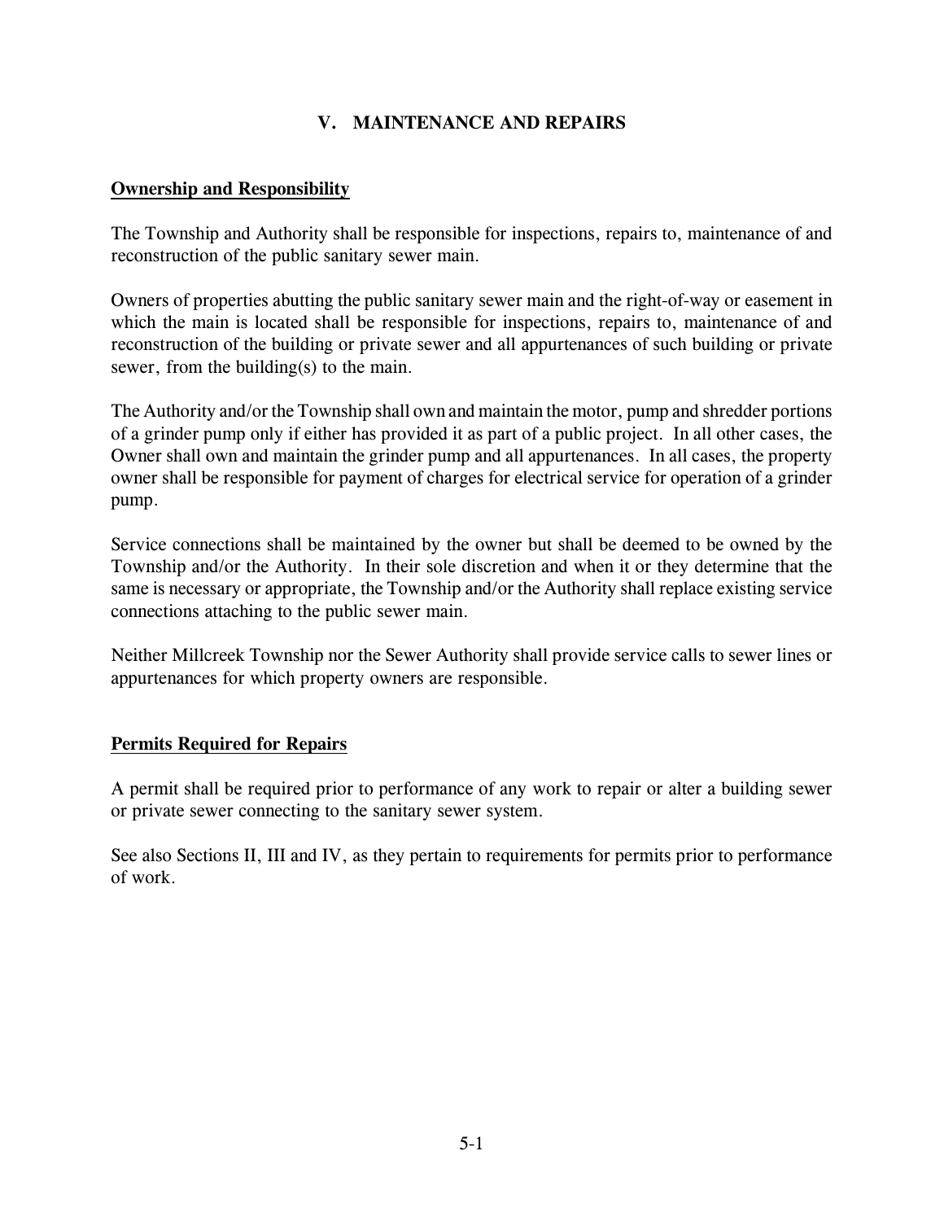# V. MAINTENANCE AND REPAIRS

## Ownership and Responsibility

The Township and Authority shall be responsible for inspections, repairs to, maintenance of and reconstruction of the public sanitary sewer main.

Owners of properties abutting the public sanitary sewer main and the right-of-way or easement in which the main is located shall be responsible for inspections, repairs to, maintenance of and reconstruction of the building or private sewer and all appurtenances of such building or private sewer, from the building(s) to the main.

The Authority and/or the Township shall own and maintain the motor, pump and shredder portions of a grinder pump only if either has provided it as part of a public project. In all other cases, the Owner shall own and maintain the grinder pump and all appurtenances. In all cases, the property owner shall be responsible for payment of charges for electrical service for operation of a grinder pump.

Service connections shall be maintained by the owner but shall be deemed to be owned by the Township and/or the Authority. In their sole discretion and when it or they determine that the same is necessary or appropriate, the Township and/or the Authority shall replace existing service connections attaching to the public sewer main.

Neither Millcreek Township nor the Sewer Authority shall provide service calls to sewer lines or appurtenances for which property owners are responsible.

## Permits Required for Repairs

A permit shall be required prior to performance of any work to repair or alter a building sewer or private sewer connecting to the sanitary sewer system.

See also Sections II, III and IV, as they pertain to requirements for permits prior to performance of work.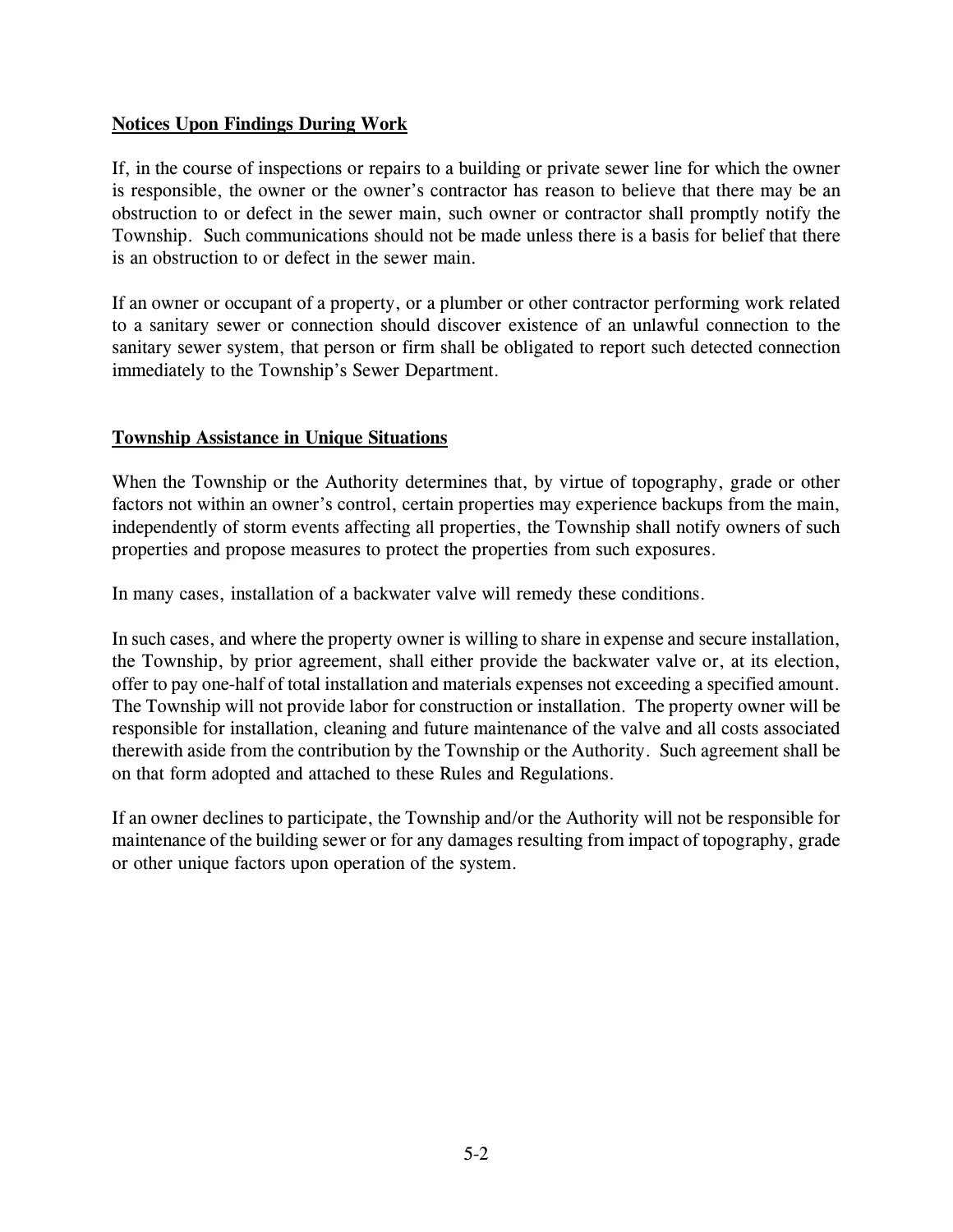**Notices Upon Findings During Work**

If, in the course of inspections or repairs to a building or private sewer line for which the owner is responsible, the owner or the owner's contractor has reason to believe that there may be an obstruction to or defect in the sewer main, such owner or contractor shall promptly notify the Township. Such communications should not be made unless there is a basis for belief that there is an obstruction to or defect in the sewer main.

If an owner or occupant of a property, or a plumber or other contractor performing work related to a sanitary sewer or connection should discover existence of an unlawful connection to the sanitary sewer system, that person or firm shall be obligated to report such detected connection immediately to the Township's Sewer Department.

**Township Assistance in Unique Situations**

When the Township or the Authority determines that, by virtue of topography, grade or other factors not within an owner's control, certain properties may experience backups from the main, independently of storm events affecting all properties, the Township shall notify owners of such properties and propose measures to protect the properties from such exposures.

In many cases, installation of a backwater valve will remedy these conditions.

In such cases, and where the property owner is willing to share in expense and secure installation, the Township, by prior agreement, shall either provide the backwater valve or, at its election, offer to pay one-half of total installation and materials expenses not exceeding a specified amount. The Township will not provide labor for construction or installation. The property owner will be responsible for installation, cleaning and future maintenance of the valve and all costs associated therewith aside from the contribution by the Township or the Authority. Such agreement shall be on that form adopted and attached to these Rules and Regulations.

If an owner declines to participate, the Township and/or the Authority will not be responsible for maintenance of the building sewer or for any damages resulting from impact of topography, grade or other unique factors upon operation of the system.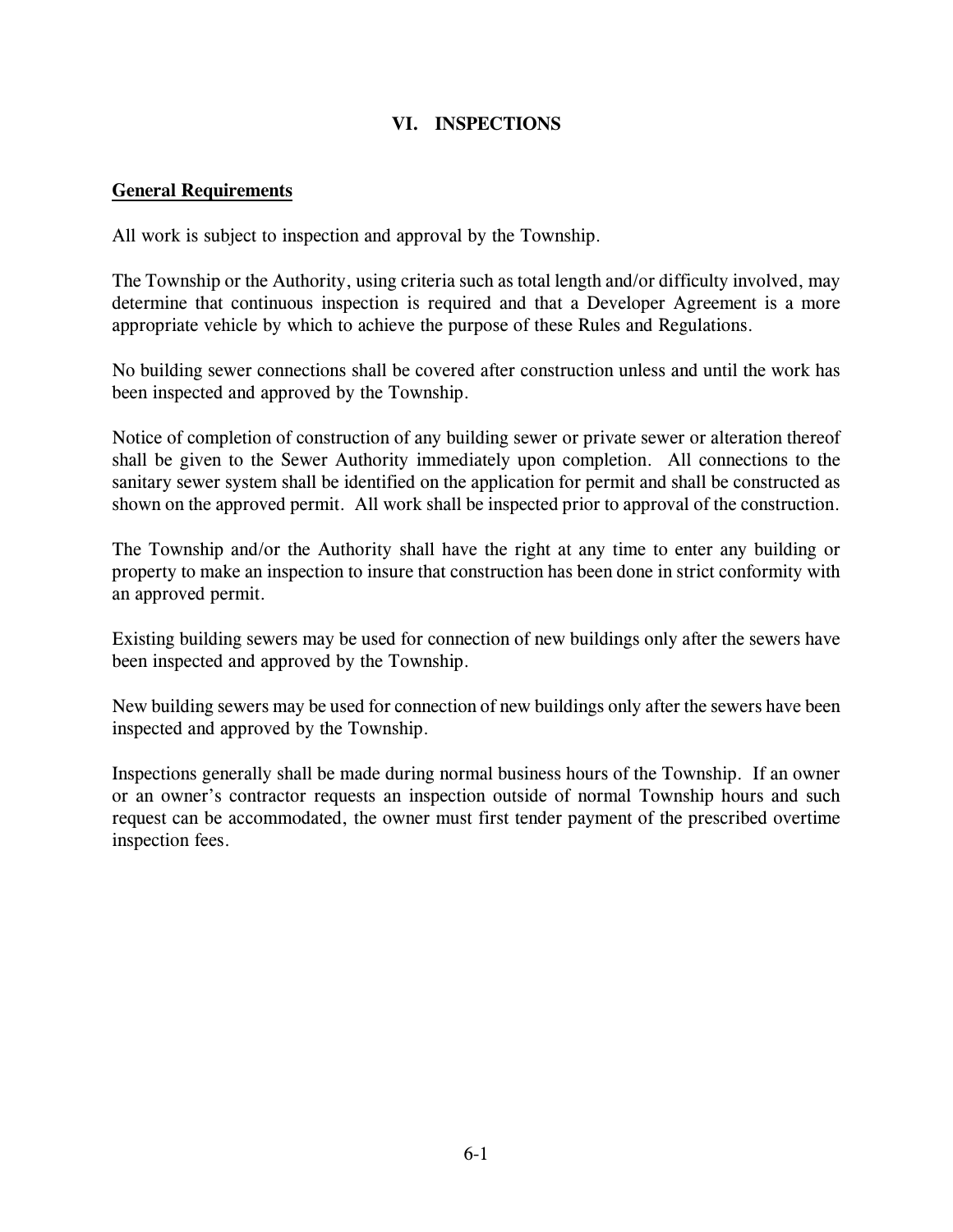# VI. INSPECTIONS

## General Requirements

All work is subject to inspection and approval by the Township.

The Township or the Authority, using criteria such as total length and/or difficulty involved, may determine that continuous inspection is required and that a Developer Agreement is a more appropriate vehicle by which to achieve the purpose of these Rules and Regulations.

No building sewer connections shall be covered after construction unless and until the work has been inspected and approved by the Township.

Notice of completion of construction of any building sewer or private sewer or alteration thereof shall be given to the Sewer Authority immediately upon completion. All connections to the sanitary sewer system shall be identified on the application for permit and shall be constructed as shown on the approved permit. All work shall be inspected prior to approval of the construction.

The Township and/or the Authority shall have the right at any time to enter any building or property to make an inspection to insure that construction has been done in strict conformity with an approved permit.

Existing building sewers may be used for connection of new buildings only after the sewers have been inspected and approved by the Township.

New building sewers may be used for connection of new buildings only after the sewers have been inspected and approved by the Township.

Inspections generally shall be made during normal business hours of the Township. If an owner or an owner's contractor requests an inspection outside of normal Township hours and such request can be accommodated, the owner must first tender payment of the prescribed overtime inspection fees.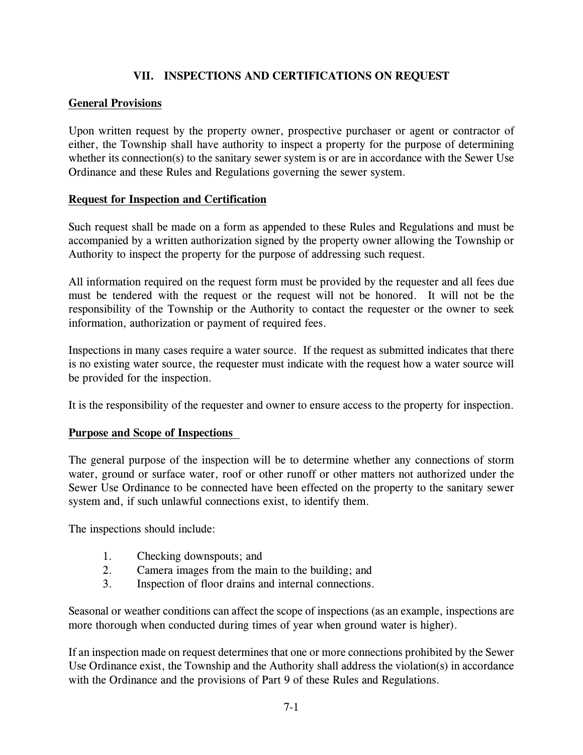## VII. INSPECTIONS AND CERTIFICATIONS ON REQUEST

### General Provisions

Upon written request by the property owner, prospective purchaser or agent or contractor of either, the Township shall have authority to inspect a property for the purpose of determining whether its connection(s) to the sanitary sewer system is or are in accordance with the Sewer Use Ordinance and these Rules and Regulations governing the sewer system.

### Request for Inspection and Certification

Such request shall be made on a form as appended to these Rules and Regulations and must be accompanied by a written authorization signed by the property owner allowing the Township or Authority to inspect the property for the purpose of addressing such request.

All information required on the request form must be provided by the requester and all fees due must be tendered with the request or the request will not be honored. It will not be the responsibility of the Township or the Authority to contact the requester or the owner to seek information, authorization or payment of required fees.

Inspections in many cases require a water source. If the request as submitted indicates that there is no existing water source, the requester must indicate with the request how a water source will be provided for the inspection.

It is the responsibility of the requester and owner to ensure access to the property for inspection.

### Purpose and Scope of Inspections

The general purpose of the inspection will be to determine whether any connections of storm water, ground or surface water, roof or other runoff or other matters not authorized under the Sewer Use Ordinance to be connected have been effected on the property to the sanitary sewer system and, if such unlawful connections exist, to identify them.

The inspections should include:

1. Checking downspouts; and
2. Camera images from the main to the building; and
3. Inspection of floor drains and internal connections.

Seasonal or weather conditions can affect the scope of inspections (as an example, inspections are more thorough when conducted during times of year when ground water is higher).

If an inspection made on request determines that one or more connections prohibited by the Sewer Use Ordinance exist, the Township and the Authority shall address the violation(s) in accordance with the Ordinance and the provisions of Part 9 of these Rules and Regulations.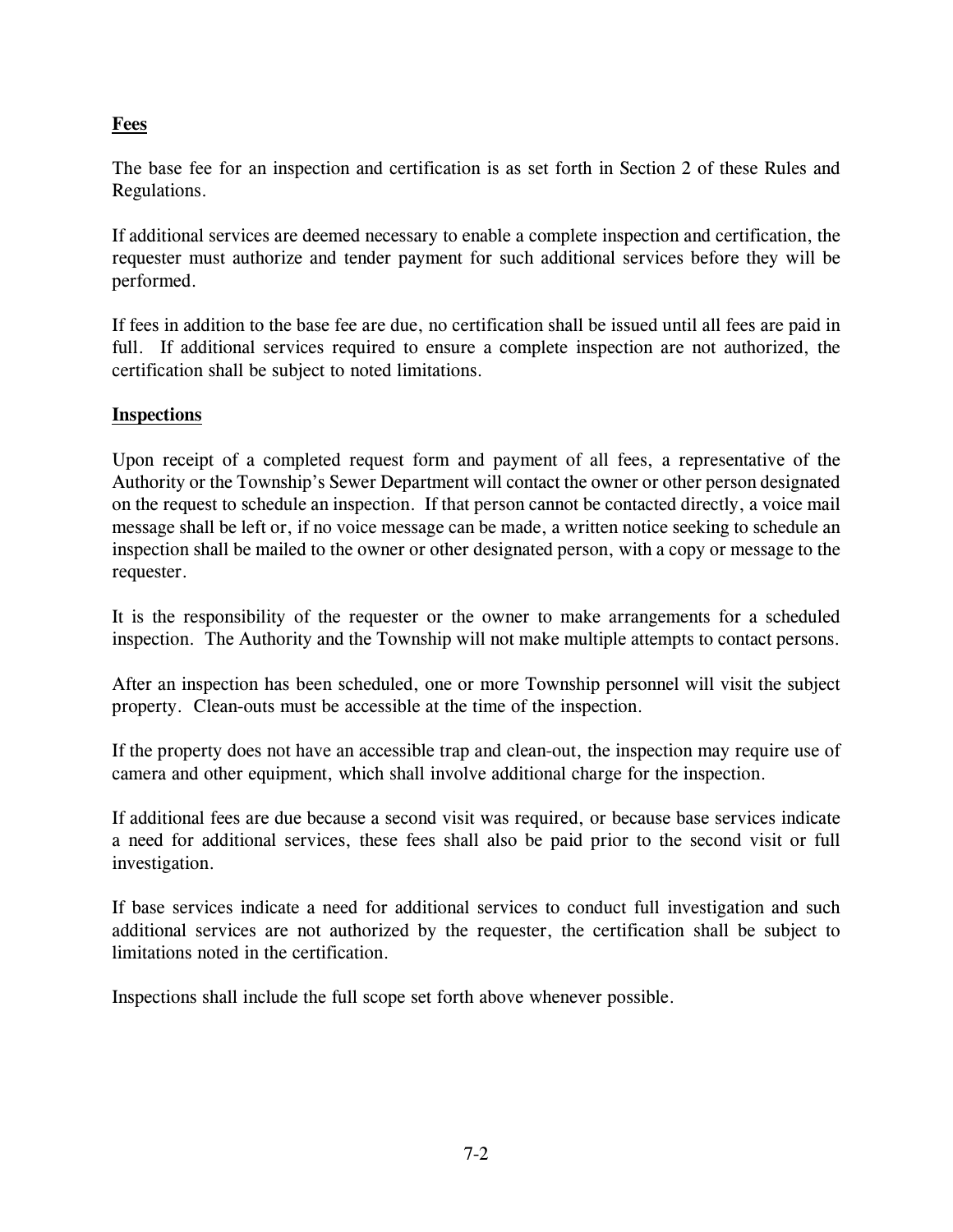## Fees

The base fee for an inspection and certification is as set forth in Section 2 of these Rules and Regulations.

If additional services are deemed necessary to enable a complete inspection and certification, the requester must authorize and tender payment for such additional services before they will be performed.

If fees in addition to the base fee are due, no certification shall be issued until all fees are paid in full. If additional services required to ensure a complete inspection are not authorized, the certification shall be subject to noted limitations.

## Inspections

Upon receipt of a completed request form and payment of all fees, a representative of the Authority or the Township's Sewer Department will contact the owner or other person designated on the request to schedule an inspection. If that person cannot be contacted directly, a voice mail message shall be left or, if no voice message can be made, a written notice seeking to schedule an inspection shall be mailed to the owner or other designated person, with a copy or message to the requester.

It is the responsibility of the requester or the owner to make arrangements for a scheduled inspection. The Authority and the Township will not make multiple attempts to contact persons.

After an inspection has been scheduled, one or more Township personnel will visit the subject property. Clean-outs must be accessible at the time of the inspection.

If the property does not have an accessible trap and clean-out, the inspection may require use of camera and other equipment, which shall involve additional charge for the inspection.

If additional fees are due because a second visit was required, or because base services indicate a need for additional services, these fees shall also be paid prior to the second visit or full investigation.

If base services indicate a need for additional services to conduct full investigation and such additional services are not authorized by the requester, the certification shall be subject to limitations noted in the certification.

Inspections shall include the full scope set forth above whenever possible.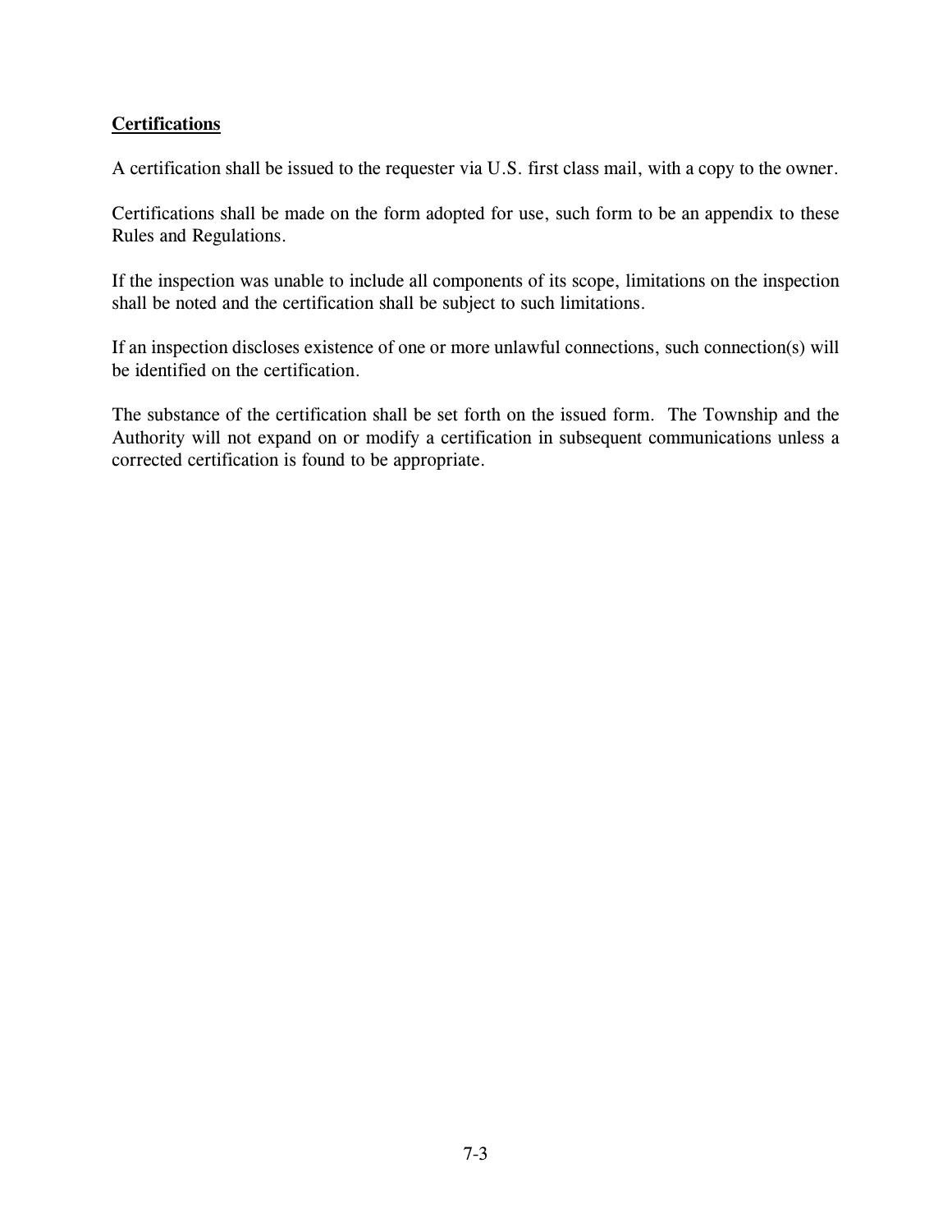**Certifications**

A certification shall be issued to the requester via U.S. first class mail, with a copy to the owner.

Certifications shall be made on the form adopted for use, such form to be an appendix to these Rules and Regulations.

If the inspection was unable to include all components of its scope, limitations on the inspection shall be noted and the certification shall be subject to such limitations.

If an inspection discloses existence of one or more unlawful connections, such connection(s) will be identified on the certification.

The substance of the certification shall be set forth on the issued form. The Township and the Authority will not expand on or modify a certification in subsequent communications unless a corrected certification is found to be appropriate.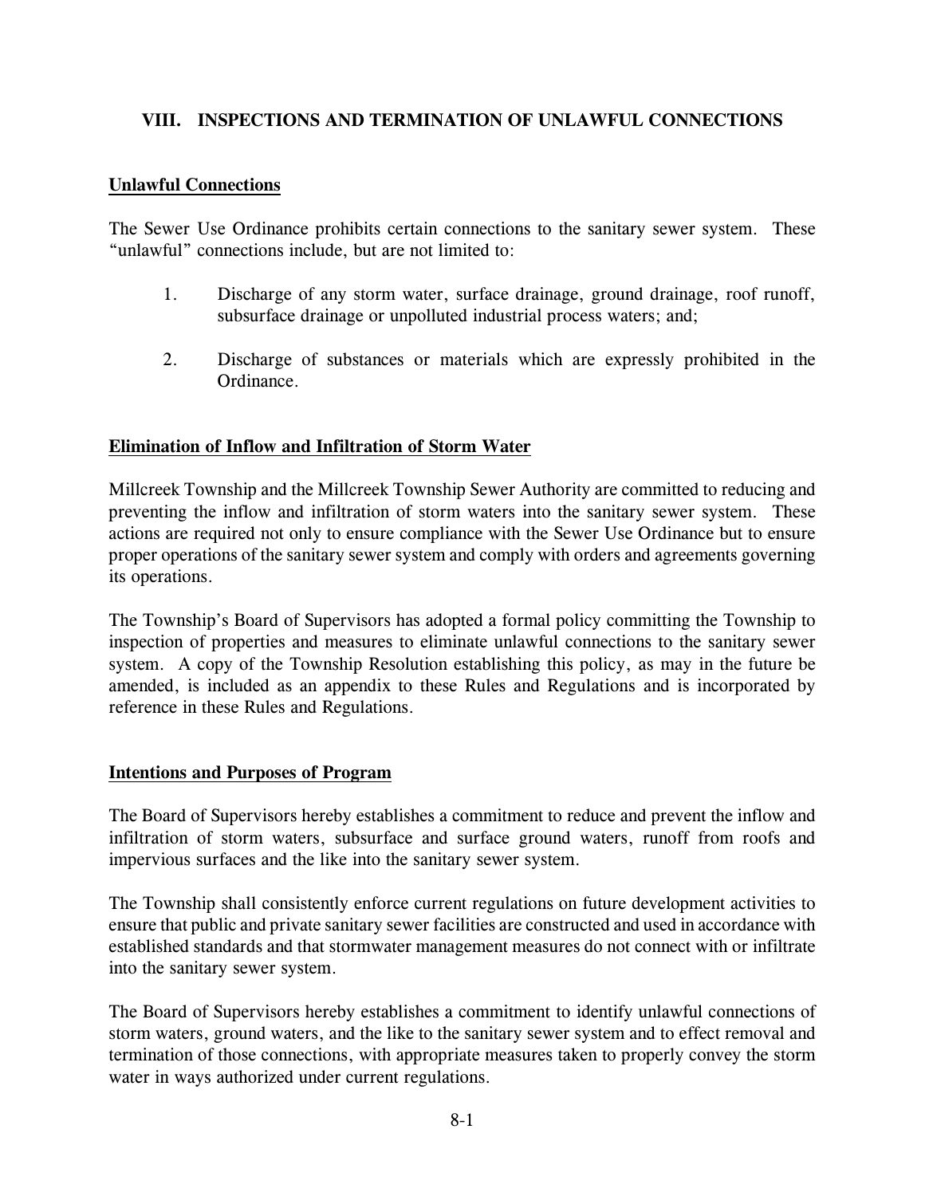## VIII. INSPECTIONS AND TERMINATION OF UNLAWFUL CONNECTIONS

**Unlawful Connections**

The Sewer Use Ordinance prohibits certain connections to the sanitary sewer system. These "unlawful" connections include, but are not limited to:

1. Discharge of any storm water, surface drainage, ground drainage, roof runoff, subsurface drainage or unpolluted industrial process waters; and;

2. Discharge of substances or materials which are expressly prohibited in the Ordinance.

**Elimination of Inflow and Infiltration of Storm Water**

Millcreek Township and the Millcreek Township Sewer Authority are committed to reducing and preventing the inflow and infiltration of storm waters into the sanitary sewer system. These actions are required not only to ensure compliance with the Sewer Use Ordinance but to ensure proper operations of the sanitary sewer system and comply with orders and agreements governing its operations.

The Township's Board of Supervisors has adopted a formal policy committing the Township to inspection of properties and measures to eliminate unlawful connections to the sanitary sewer system. A copy of the Township Resolution establishing this policy, as may in the future be amended, is included as an appendix to these Rules and Regulations and is incorporated by reference in these Rules and Regulations.

**Intentions and Purposes of Program**

The Board of Supervisors hereby establishes a commitment to reduce and prevent the inflow and infiltration of storm waters, subsurface and surface ground waters, runoff from roofs and impervious surfaces and the like into the sanitary sewer system.

The Township shall consistently enforce current regulations on future development activities to ensure that public and private sanitary sewer facilities are constructed and used in accordance with established standards and that stormwater management measures do not connect with or infiltrate into the sanitary sewer system.

The Board of Supervisors hereby establishes a commitment to identify unlawful connections of storm waters, ground waters, and the like to the sanitary sewer system and to effect removal and termination of those connections, with appropriate measures taken to properly convey the storm water in ways authorized under current regulations.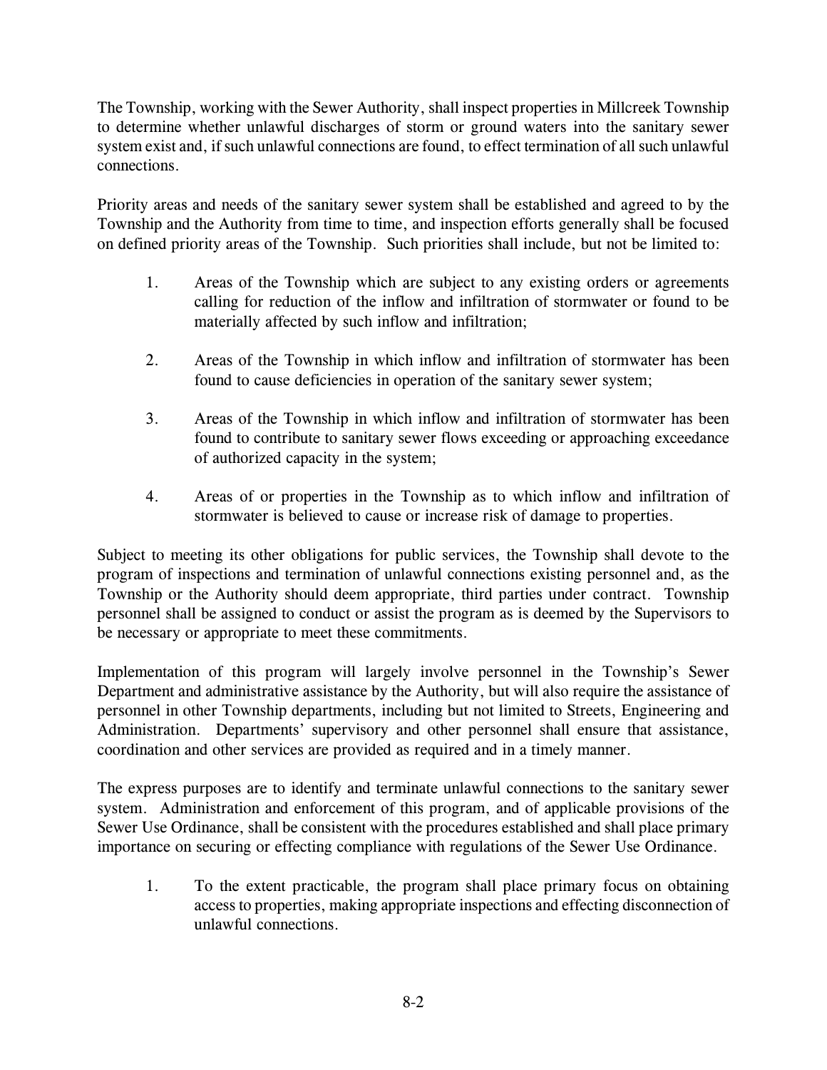The Township, working with the Sewer Authority, shall inspect properties in Millcreek Township to determine whether unlawful discharges of storm or ground waters into the sanitary sewer system exist and, if such unlawful connections are found, to effect termination of all such unlawful connections.

Priority areas and needs of the sanitary sewer system shall be established and agreed to by the Township and the Authority from time to time, and inspection efforts generally shall be focused on defined priority areas of the Township. Such priorities shall include, but not be limited to:

1. Areas of the Township which are subject to any existing orders or agreements calling for reduction of the inflow and infiltration of stormwater or found to be materially affected by such inflow and infiltration;

2. Areas of the Township in which inflow and infiltration of stormwater has been found to cause deficiencies in operation of the sanitary sewer system;

3. Areas of the Township in which inflow and infiltration of stormwater has been found to contribute to sanitary sewer flows exceeding or approaching exceedance of authorized capacity in the system;

4. Areas of or properties in the Township as to which inflow and infiltration of stormwater is believed to cause or increase risk of damage to properties.

Subject to meeting its other obligations for public services, the Township shall devote to the program of inspections and termination of unlawful connections existing personnel and, as the Township or the Authority should deem appropriate, third parties under contract. Township personnel shall be assigned to conduct or assist the program as is deemed by the Supervisors to be necessary or appropriate to meet these commitments.

Implementation of this program will largely involve personnel in the Township's Sewer Department and administrative assistance by the Authority, but will also require the assistance of personnel in other Township departments, including but not limited to Streets, Engineering and Administration. Departments' supervisory and other personnel shall ensure that assistance, coordination and other services are provided as required and in a timely manner.

The express purposes are to identify and terminate unlawful connections to the sanitary sewer system. Administration and enforcement of this program, and of applicable provisions of the Sewer Use Ordinance, shall be consistent with the procedures established and shall place primary importance on securing or effecting compliance with regulations of the Sewer Use Ordinance.

1. To the extent practicable, the program shall place primary focus on obtaining access to properties, making appropriate inspections and effecting disconnection of unlawful connections.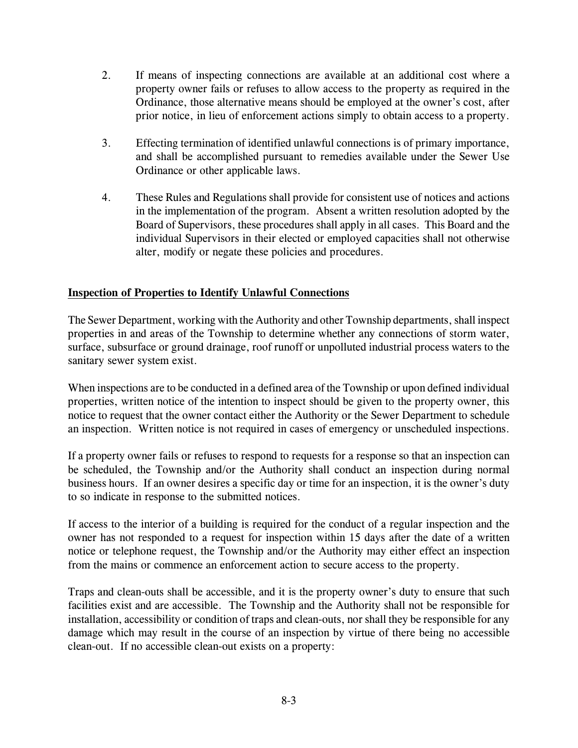2. If means of inspecting connections are available at an additional cost where a property owner fails or refuses to allow access to the property as required in the Ordinance, those alternative means should be employed at the owner's cost, after prior notice, in lieu of enforcement actions simply to obtain access to a property.

3. Effecting termination of identified unlawful connections is of primary importance, and shall be accomplished pursuant to remedies available under the Sewer Use Ordinance or other applicable laws.

4. These Rules and Regulations shall provide for consistent use of notices and actions in the implementation of the program. Absent a written resolution adopted by the Board of Supervisors, these procedures shall apply in all cases. This Board and the individual Supervisors in their elected or employed capacities shall not otherwise alter, modify or negate these policies and procedures.

**Inspection of Properties to Identify Unlawful Connections**

The Sewer Department, working with the Authority and other Township departments, shall inspect properties in and areas of the Township to determine whether any connections of storm water, surface, subsurface or ground drainage, roof runoff or unpolluted industrial process waters to the sanitary sewer system exist.

When inspections are to be conducted in a defined area of the Township or upon defined individual properties, written notice of the intention to inspect should be given to the property owner, this notice to request that the owner contact either the Authority or the Sewer Department to schedule an inspection. Written notice is not required in cases of emergency or unscheduled inspections.

If a property owner fails or refuses to respond to requests for a response so that an inspection can be scheduled, the Township and/or the Authority shall conduct an inspection during normal business hours. If an owner desires a specific day or time for an inspection, it is the owner's duty to so indicate in response to the submitted notices.

If access to the interior of a building is required for the conduct of a regular inspection and the owner has not responded to a request for inspection within 15 days after the date of a written notice or telephone request, the Township and/or the Authority may either effect an inspection from the mains or commence an enforcement action to secure access to the property.

Traps and clean-outs shall be accessible, and it is the property owner's duty to ensure that such facilities exist and are accessible. The Township and the Authority shall not be responsible for installation, accessibility or condition of traps and clean-outs, nor shall they be responsible for any damage which may result in the course of an inspection by virtue of there being no accessible clean-out. If no accessible clean-out exists on a property: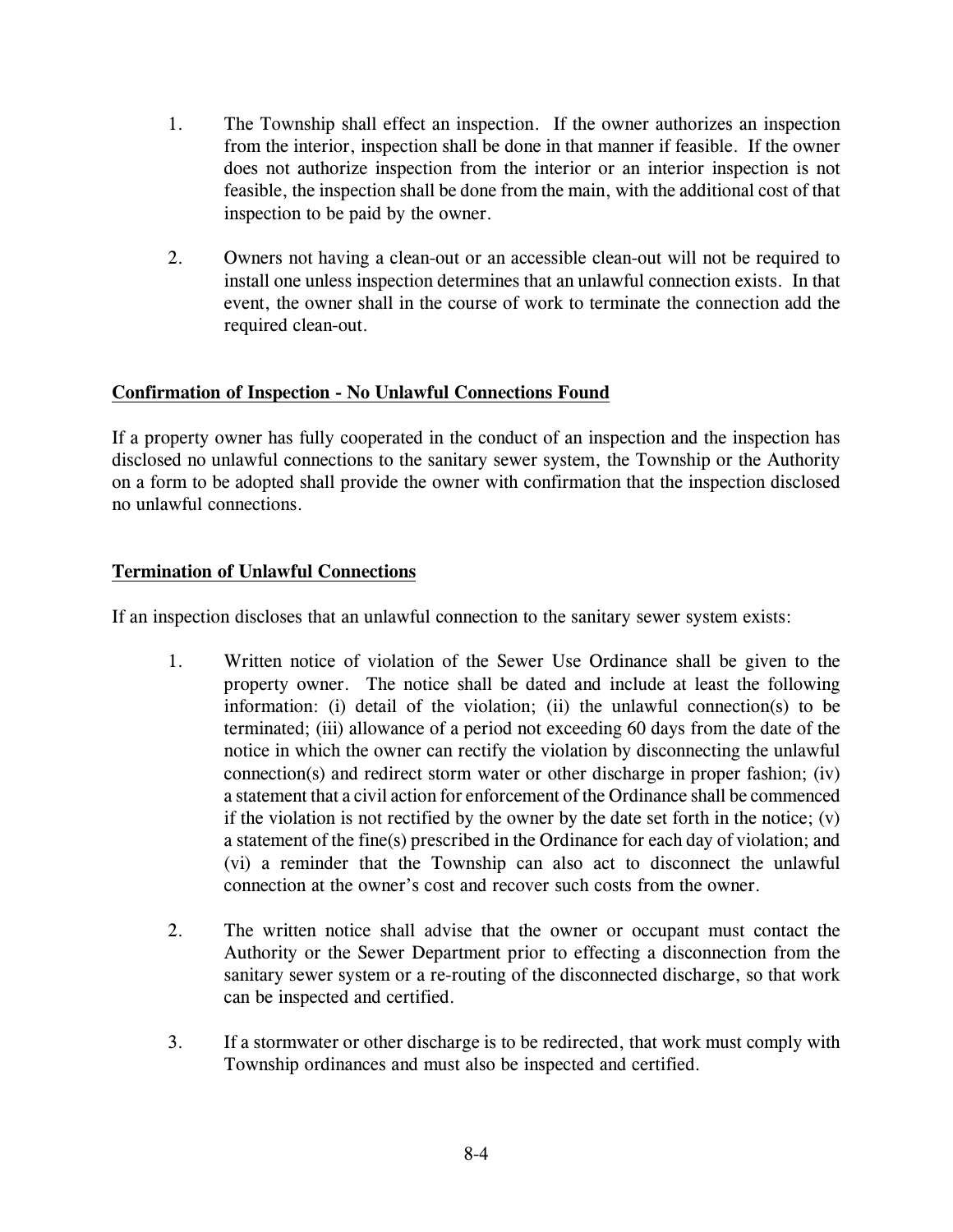1. The Township shall effect an inspection. If the owner authorizes an inspection from the interior, inspection shall be done in that manner if feasible. If the owner does not authorize inspection from the interior or an interior inspection is not feasible, the inspection shall be done from the main, with the additional cost of that inspection to be paid by the owner.

2. Owners not having a clean-out or an accessible clean-out will not be required to install one unless inspection determines that an unlawful connection exists. In that event, the owner shall in the course of work to terminate the connection add the required clean-out.

**Confirmation of Inspection - No Unlawful Connections Found**

If a property owner has fully cooperated in the conduct of an inspection and the inspection has disclosed no unlawful connections to the sanitary sewer system, the Township or the Authority on a form to be adopted shall provide the owner with confirmation that the inspection disclosed no unlawful connections.

**Termination of Unlawful Connections**

If an inspection discloses that an unlawful connection to the sanitary sewer system exists:

1. Written notice of violation of the Sewer Use Ordinance shall be given to the property owner. The notice shall be dated and include at least the following information: (i) detail of the violation; (ii) the unlawful connection(s) to be terminated; (iii) allowance of a period not exceeding 60 days from the date of the notice in which the owner can rectify the violation by disconnecting the unlawful connection(s) and redirect storm water or other discharge in proper fashion; (iv) a statement that a civil action for enforcement of the Ordinance shall be commenced if the violation is not rectified by the owner by the date set forth in the notice; (v) a statement of the fine(s) prescribed in the Ordinance for each day of violation; and (vi) a reminder that the Township can also act to disconnect the unlawful connection at the owner's cost and recover such costs from the owner.

2. The written notice shall advise that the owner or occupant must contact the Authority or the Sewer Department prior to effecting a disconnection from the sanitary sewer system or a re-routing of the disconnected discharge, so that work can be inspected and certified.

3. If a stormwater or other discharge is to be redirected, that work must comply with Township ordinances and must also be inspected and certified.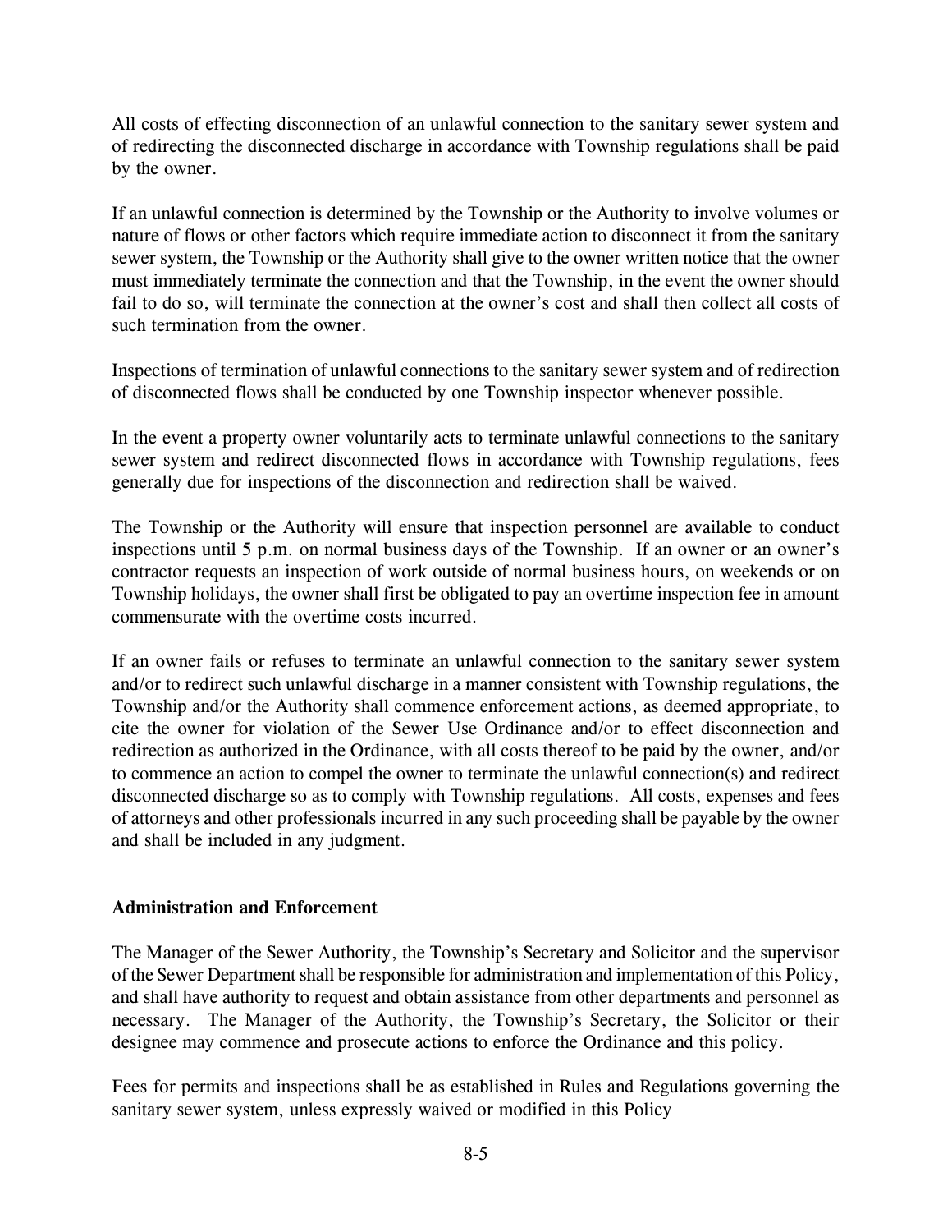All costs of effecting disconnection of an unlawful connection to the sanitary sewer system and of redirecting the disconnected discharge in accordance with Township regulations shall be paid by the owner.

If an unlawful connection is determined by the Township or the Authority to involve volumes or nature of flows or other factors which require immediate action to disconnect it from the sanitary sewer system, the Township or the Authority shall give to the owner written notice that the owner must immediately terminate the connection and that the Township, in the event the owner should fail to do so, will terminate the connection at the owner's cost and shall then collect all costs of such termination from the owner.

Inspections of termination of unlawful connections to the sanitary sewer system and of redirection of disconnected flows shall be conducted by one Township inspector whenever possible.

In the event a property owner voluntarily acts to terminate unlawful connections to the sanitary sewer system and redirect disconnected flows in accordance with Township regulations, fees generally due for inspections of the disconnection and redirection shall be waived.

The Township or the Authority will ensure that inspection personnel are available to conduct inspections until 5 p.m. on normal business days of the Township. If an owner or an owner's contractor requests an inspection of work outside of normal business hours, on weekends or on Township holidays, the owner shall first be obligated to pay an overtime inspection fee in amount commensurate with the overtime costs incurred.

If an owner fails or refuses to terminate an unlawful connection to the sanitary sewer system and/or to redirect such unlawful discharge in a manner consistent with Township regulations, the Township and/or the Authority shall commence enforcement actions, as deemed appropriate, to cite the owner for violation of the Sewer Use Ordinance and/or to effect disconnection and redirection as authorized in the Ordinance, with all costs thereof to be paid by the owner, and/or to commence an action to compel the owner to terminate the unlawful connection(s) and redirect disconnected discharge so as to comply with Township regulations. All costs, expenses and fees of attorneys and other professionals incurred in any such proceeding shall be payable by the owner and shall be included in any judgment.

## Administration and Enforcement

The Manager of the Sewer Authority, the Township's Secretary and Solicitor and the supervisor of the Sewer Department shall be responsible for administration and implementation of this Policy, and shall have authority to request and obtain assistance from other departments and personnel as necessary. The Manager of the Authority, the Township's Secretary, the Solicitor or their designee may commence and prosecute actions to enforce the Ordinance and this policy.

Fees for permits and inspections shall be as established in Rules and Regulations governing the sanitary sewer system, unless expressly waived or modified in this Policy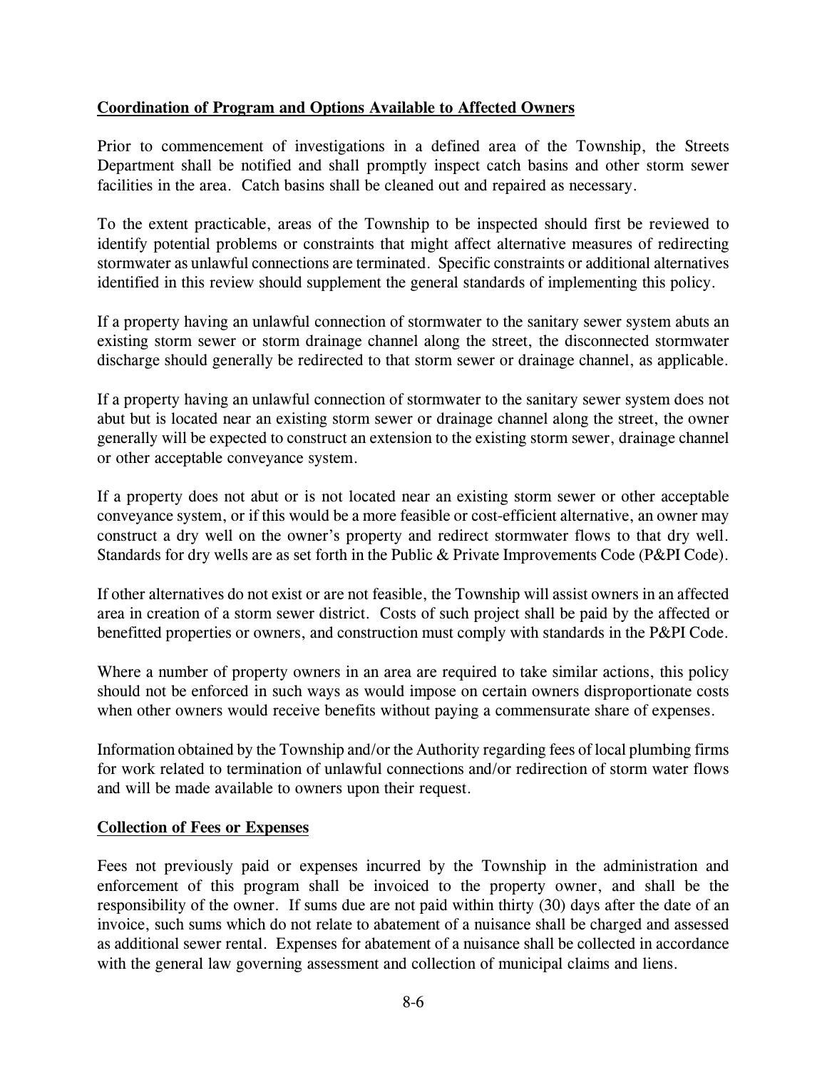**Coordination of Program and Options Available to Affected Owners**

Prior to commencement of investigations in a defined area of the Township, the Streets Department shall be notified and shall promptly inspect catch basins and other storm sewer facilities in the area. Catch basins shall be cleaned out and repaired as necessary.

To the extent practicable, areas of the Township to be inspected should first be reviewed to identify potential problems or constraints that might affect alternative measures of redirecting stormwater as unlawful connections are terminated. Specific constraints or additional alternatives identified in this review should supplement the general standards of implementing this policy.

If a property having an unlawful connection of stormwater to the sanitary sewer system abuts an existing storm sewer or storm drainage channel along the street, the disconnected stormwater discharge should generally be redirected to that storm sewer or drainage channel, as applicable.

If a property having an unlawful connection of stormwater to the sanitary sewer system does not abut but is located near an existing storm sewer or drainage channel along the street, the owner generally will be expected to construct an extension to the existing storm sewer, drainage channel or other acceptable conveyance system.

If a property does not abut or is not located near an existing storm sewer or other acceptable conveyance system, or if this would be a more feasible or cost-efficient alternative, an owner may construct a dry well on the owner's property and redirect stormwater flows to that dry well. Standards for dry wells are as set forth in the Public & Private Improvements Code (P&PI Code).

If other alternatives do not exist or are not feasible, the Township will assist owners in an affected area in creation of a storm sewer district. Costs of such project shall be paid by the affected or benefitted properties or owners, and construction must comply with standards in the P&PI Code.

Where a number of property owners in an area are required to take similar actions, this policy should not be enforced in such ways as would impose on certain owners disproportionate costs when other owners would receive benefits without paying a commensurate share of expenses.

Information obtained by the Township and/or the Authority regarding fees of local plumbing firms for work related to termination of unlawful connections and/or redirection of storm water flows and will be made available to owners upon their request.

**Collection of Fees or Expenses**

Fees not previously paid or expenses incurred by the Township in the administration and enforcement of this program shall be invoiced to the property owner, and shall be the responsibility of the owner. If sums due are not paid within thirty (30) days after the date of an invoice, such sums which do not relate to abatement of a nuisance shall be charged and assessed as additional sewer rental. Expenses for abatement of a nuisance shall be collected in accordance with the general law governing assessment and collection of municipal claims and liens.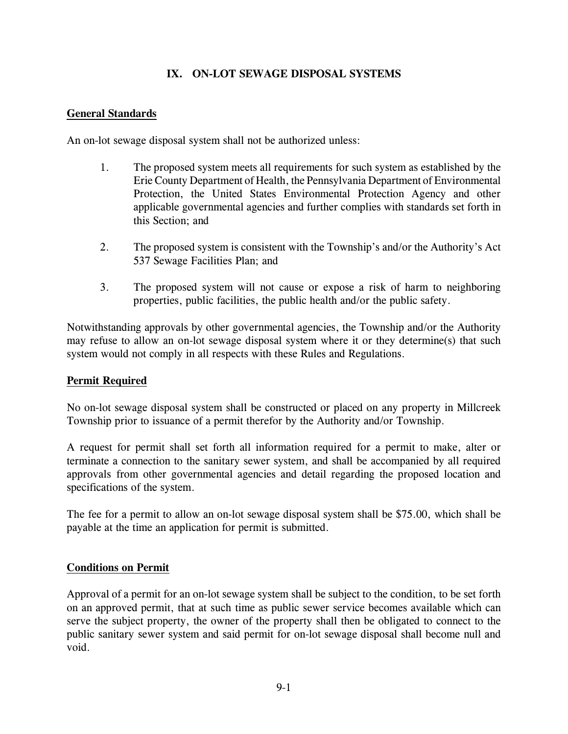# IX. ON-LOT SEWAGE DISPOSAL SYSTEMS

## General Standards

An on-lot sewage disposal system shall not be authorized unless:

1. The proposed system meets all requirements for such system as established by the Erie County Department of Health, the Pennsylvania Department of Environmental Protection, the United States Environmental Protection Agency and other applicable governmental agencies and further complies with standards set forth in this Section; and

2. The proposed system is consistent with the Township's and/or the Authority's Act 537 Sewage Facilities Plan; and

3. The proposed system will not cause or expose a risk of harm to neighboring properties, public facilities, the public health and/or the public safety.

Notwithstanding approvals by other governmental agencies, the Township and/or the Authority may refuse to allow an on-lot sewage disposal system where it or they determine(s) that such system would not comply in all respects with these Rules and Regulations.

## Permit Required

No on-lot sewage disposal system shall be constructed or placed on any property in Millcreek Township prior to issuance of a permit therefor by the Authority and/or Township.

A request for permit shall set forth all information required for a permit to make, alter or terminate a connection to the sanitary sewer system, and shall be accompanied by all required approvals from other governmental agencies and detail regarding the proposed location and specifications of the system.

The fee for a permit to allow an on-lot sewage disposal system shall be $75.00, which shall be payable at the time an application for permit is submitted.

## Conditions on Permit

Approval of a permit for an on-lot sewage system shall be subject to the condition, to be set forth on an approved permit, that at such time as public sewer service becomes available which can serve the subject property, the owner of the property shall then be obligated to connect to the public sanitary sewer system and said permit for on-lot sewage disposal shall become null and void.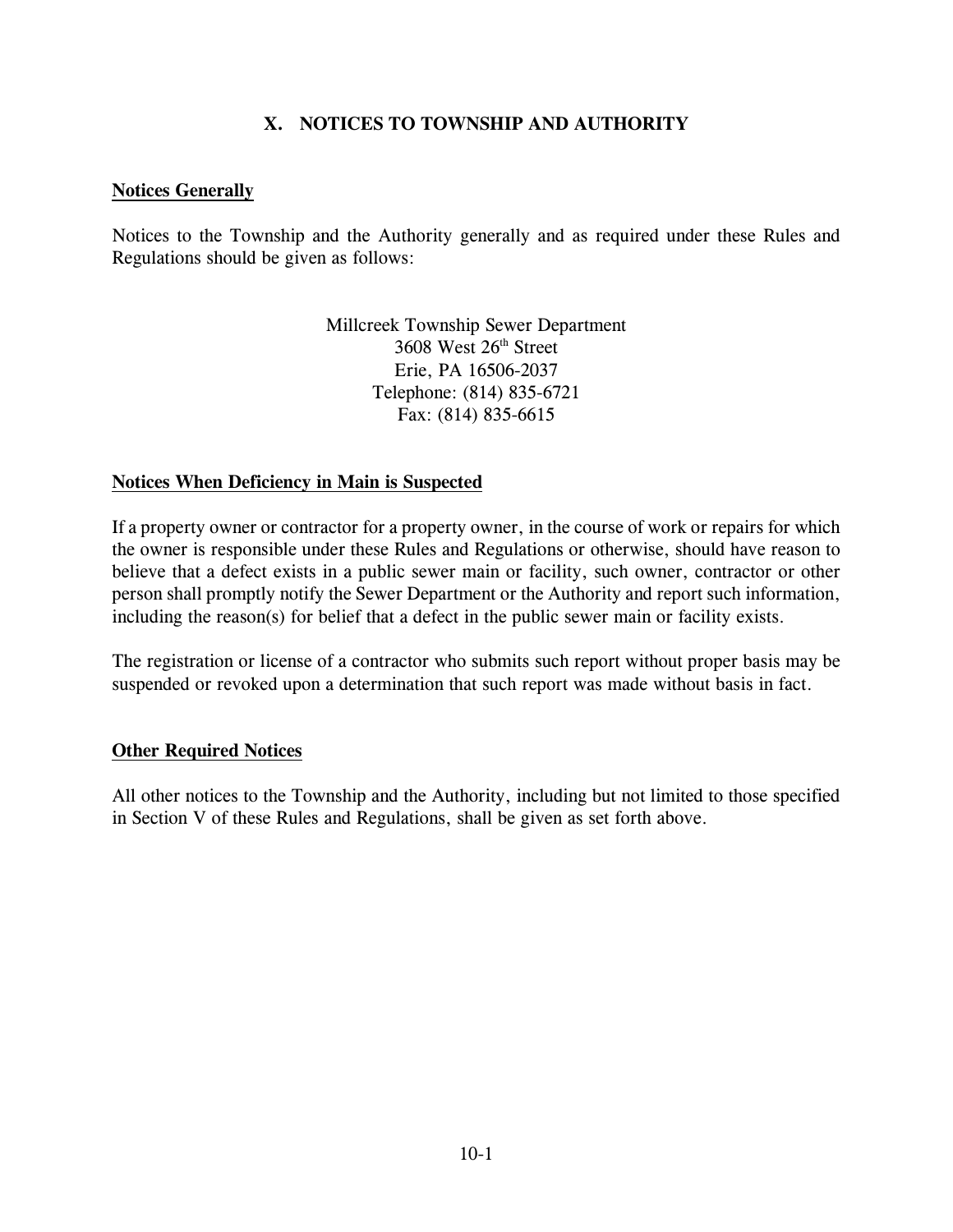# X. NOTICES TO TOWNSHIP AND AUTHORITY

**Notices Generally**

Notices to the Township and the Authority generally and as required under these Rules and Regulations should be given as follows:

Millcreek Township Sewer Department
3608 West 26th Street
Erie, PA 16506-2037
Telephone: (814) 835-6721
Fax: (814) 835-6615

**Notices When Deficiency in Main is Suspected**

If a property owner or contractor for a property owner, in the course of work or repairs for which the owner is responsible under these Rules and Regulations or otherwise, should have reason to believe that a defect exists in a public sewer main or facility, such owner, contractor or other person shall promptly notify the Sewer Department or the Authority and report such information, including the reason(s) for belief that a defect in the public sewer main or facility exists.

The registration or license of a contractor who submits such report without proper basis may be suspended or revoked upon a determination that such report was made without basis in fact.

**Other Required Notices**

All other notices to the Township and the Authority, including but not limited to those specified in Section V of these Rules and Regulations, shall be given as set forth above.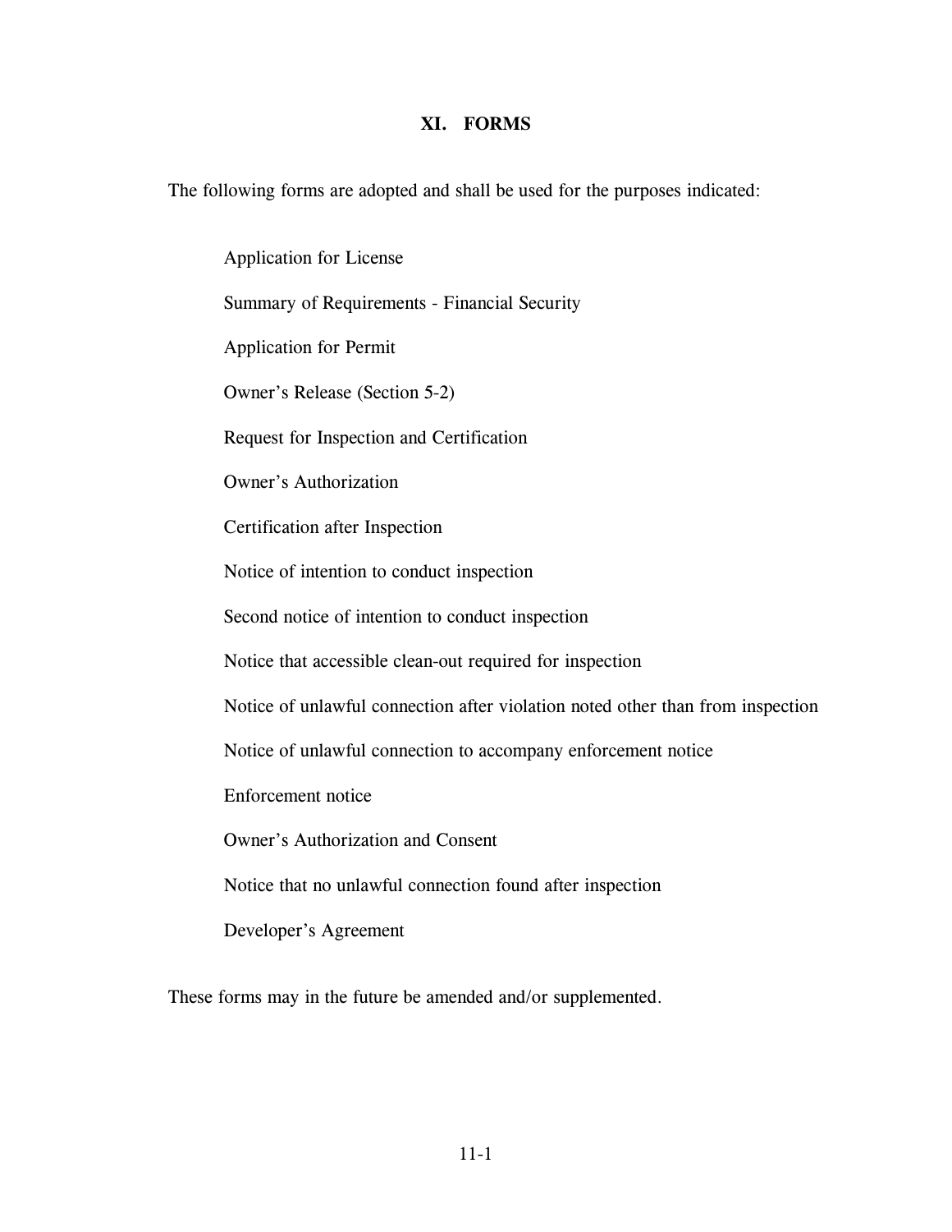# XI. FORMS

The following forms are adopted and shall be used for the purposes indicated:

- Application for License
- Summary of Requirements - Financial Security
- Application for Permit
- Owner's Release (Section 5-2)
- Request for Inspection and Certification
- Owner's Authorization
- Certification after Inspection
- Notice of intention to conduct inspection
- Second notice of intention to conduct inspection
- Notice that accessible clean-out required for inspection
- Notice of unlawful connection after violation noted other than from inspection
- Notice of unlawful connection to accompany enforcement notice
- Enforcement notice
- Owner's Authorization and Consent
- Notice that no unlawful connection found after inspection
- Developer's Agreement

These forms may in the future be amended and/or supplemented.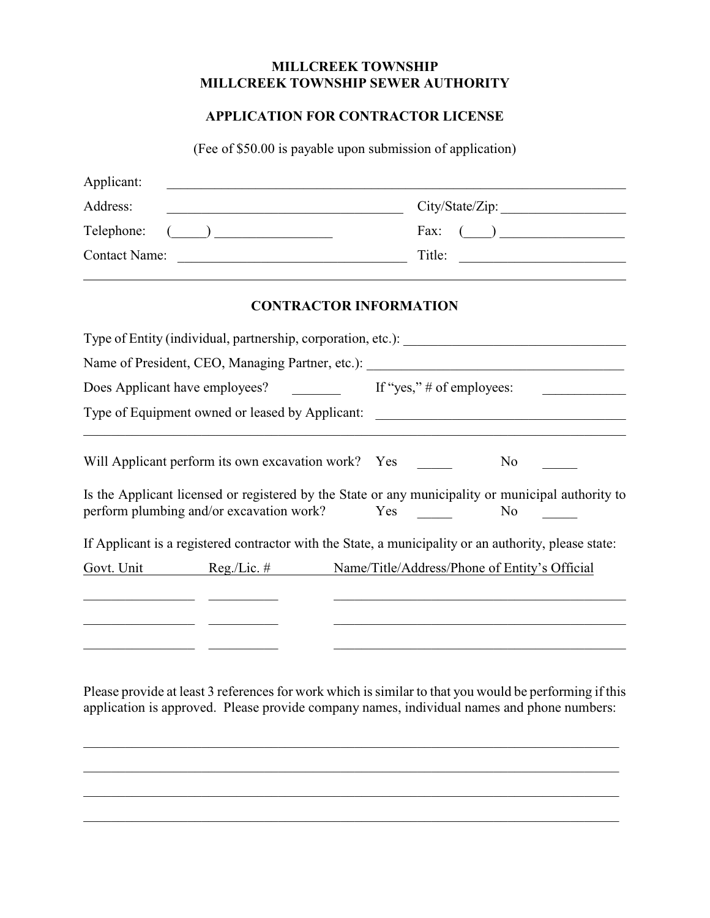# MILLCREEK TOWNSHIP
# MILLCREEK TOWNSHIP SEWER AUTHORITY

## APPLICATION FOR CONTRACTOR LICENSE

(Fee of $50.00 is payable upon submission of application)

Applicant: ______________________________________________________________

Address: ______________________________ City/State/Zip: ________________

Telephone: (_____) ________________ Fax: (____) ________________

Contact Name: ______________________________ Title: ______________________

---

## CONTRACTOR INFORMATION

Type of Entity (individual, partnership, corporation, etc.): ______________________________

Name of President, CEO, Managing Partner, etc.): ___________________________________

Does Applicant have employees? _______ If "yes," # of employees: ___________

Type of Equipment owned or leased by Applicant: ___________________________________

______________________________________________________________________________

Will Applicant perform its own excavation work? Yes _____ No _____

Is the Applicant licensed or registered by the State or any municipality or municipal authority to perform plumbing and/or excavation work? Yes _____ No _____

If Applicant is a registered contractor with the State, a municipality or an authority, please state:

| Govt. Unit | Reg./Lic. # | Name/Title/Address/Phone of Entity's Official |
|---|---|---|
| | | |
| | | |
| | | |

Please provide at least 3 references for work which is similar to that you would be performing if this application is approved. Please provide company names, individual names and phone numbers:

______________________________________________________________________________

______________________________________________________________________________

______________________________________________________________________________

______________________________________________________________________________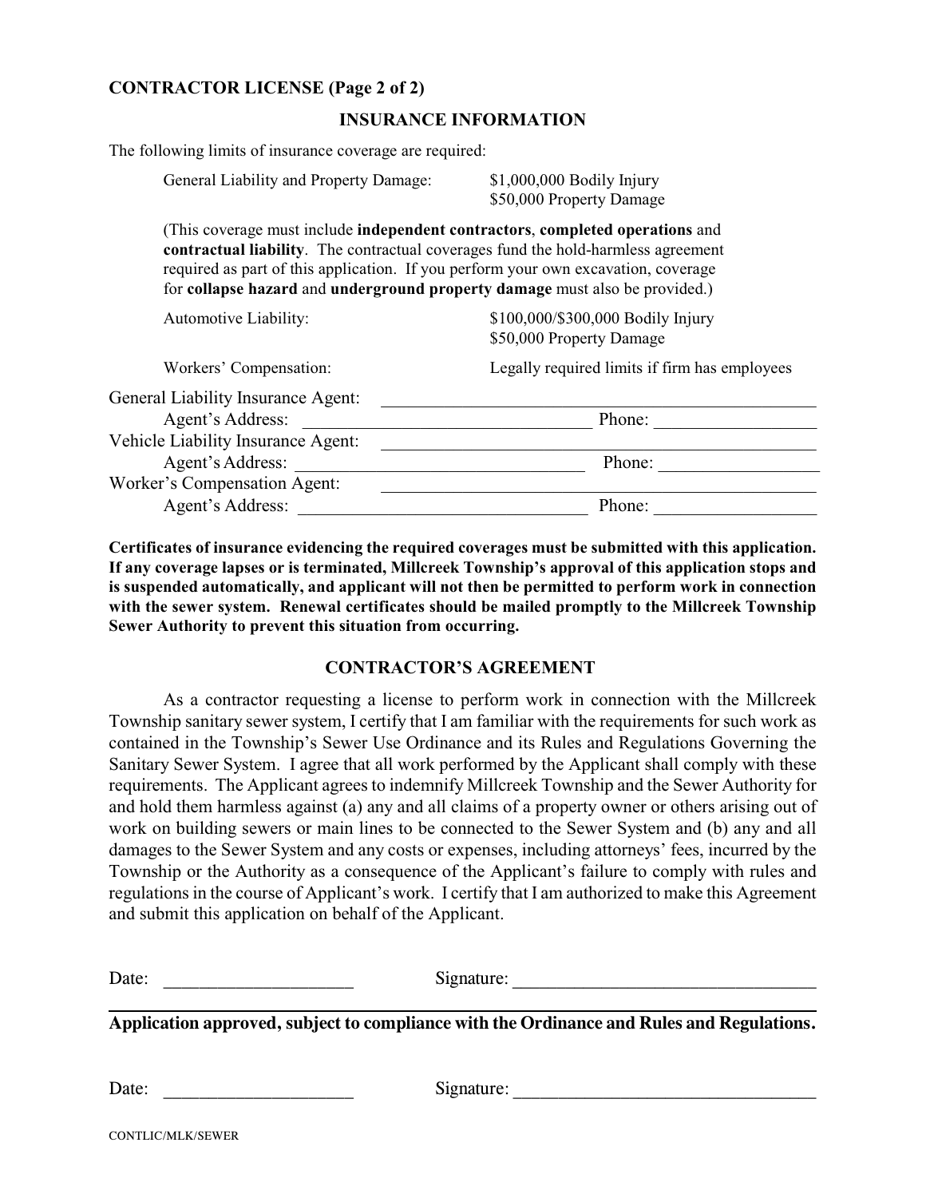**CONTRACTOR LICENSE (Page 2 of 2)**

## INSURANCE INFORMATION

The following limits of insurance coverage are required:

| | |
|---|---|
| General Liability and Property Damage: | $1,000,000 Bodily Injury<br>$50,000 Property Damage |

(This coverage must include **independent contractors**, **completed operations** and **contractual liability**. The contractual coverages fund the hold-harmless agreement required as part of this application. If you perform your own excavation, coverage for **collapse hazard** and **underground property damage** must also be provided.)

| | |
|---|---|
| Automotive Liability: | $100,000/$300,000 Bodily Injury<br>$50,000 Property Damage |
| Workers' Compensation: | Legally required limits if firm has employees |

General Liability Insurance Agent: ______________________________

Agent's Address: ______________________________ Phone: ______________

Vehicle Liability Insurance Agent: ______________________________

Agent's Address: ______________________________ Phone: ______________

Worker's Compensation Agent: ______________________________

Agent's Address: ______________________________ Phone: ______________

**Certificates of insurance evidencing the required coverages must be submitted with this application. If any coverage lapses or is terminated, Millcreek Township's approval of this application stops and is suspended automatically, and applicant will not then be permitted to perform work in connection with the sewer system. Renewal certificates should be mailed promptly to the Millcreek Township Sewer Authority to prevent this situation from occurring.**

## CONTRACTOR'S AGREEMENT

As a contractor requesting a license to perform work in connection with the Millcreek Township sanitary sewer system, I certify that I am familiar with the requirements for such work as contained in the Township's Sewer Use Ordinance and its Rules and Regulations Governing the Sanitary Sewer System. I agree that all work performed by the Applicant shall comply with these requirements. The Applicant agrees to indemnify Millcreek Township and the Sewer Authority for and hold them harmless against (a) any and all claims of a property owner or others arising out of work on building sewers or main lines to be connected to the Sewer System and (b) any and all damages to the Sewer System and any costs or expenses, including attorneys' fees, incurred by the Township or the Authority as a consequence of the Applicant's failure to comply with rules and regulations in the course of Applicant's work. I certify that I am authorized to make this Agreement and submit this application on behalf of the Applicant.

Date: ____________________ Signature: ________________________________

**Application approved, subject to compliance with the Ordinance and Rules and Regulations.**

Date: ____________________ Signature: ________________________________

CONTLIC/MLK/SEWER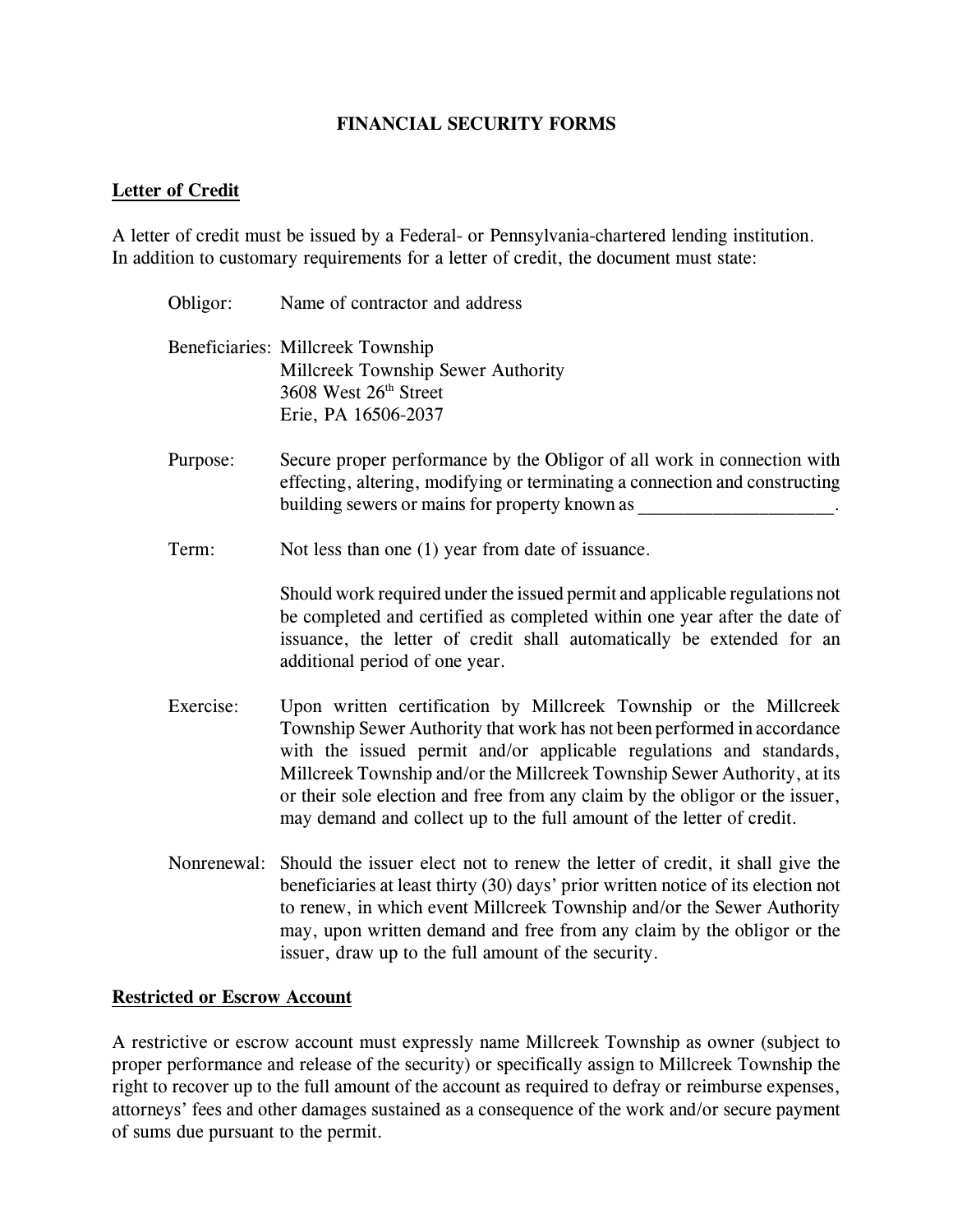# FINANCIAL SECURITY FORMS

## Letter of Credit

A letter of credit must be issued by a Federal- or Pennsylvania-chartered lending institution. In addition to customary requirements for a letter of credit, the document must state:

**Obligor:** Name of contractor and address

**Beneficiaries:** Millcreek Township
Millcreek Township Sewer Authority
3608 West 26th Street
Erie, PA 16506-2037

**Purpose:** Secure proper performance by the Obligor of all work in connection with effecting, altering, modifying or terminating a connection and constructing building sewers or mains for property known as ____________________.

**Term:** Not less than one (1) year from date of issuance.

Should work required under the issued permit and applicable regulations not be completed and certified as completed within one year after the date of issuance, the letter of credit shall automatically be extended for an additional period of one year.

**Exercise:** Upon written certification by Millcreek Township or the Millcreek Township Sewer Authority that work has not been performed in accordance with the issued permit and/or applicable regulations and standards, Millcreek Township and/or the Millcreek Township Sewer Authority, at its or their sole election and free from any claim by the obligor or the issuer, may demand and collect up to the full amount of the letter of credit.

**Nonrenewal:** Should the issuer elect not to renew the letter of credit, it shall give the beneficiaries at least thirty (30) days' prior written notice of its election not to renew, in which event Millcreek Township and/or the Sewer Authority may, upon written demand and free from any claim by the obligor or the issuer, draw up to the full amount of the security.

## Restricted or Escrow Account

A restrictive or escrow account must expressly name Millcreek Township as owner (subject to proper performance and release of the security) or specifically assign to Millcreek Township the right to recover up to the full amount of the account as required to defray or reimburse expenses, attorneys' fees and other damages sustained as a consequence of the work and/or secure payment of sums due pursuant to the permit.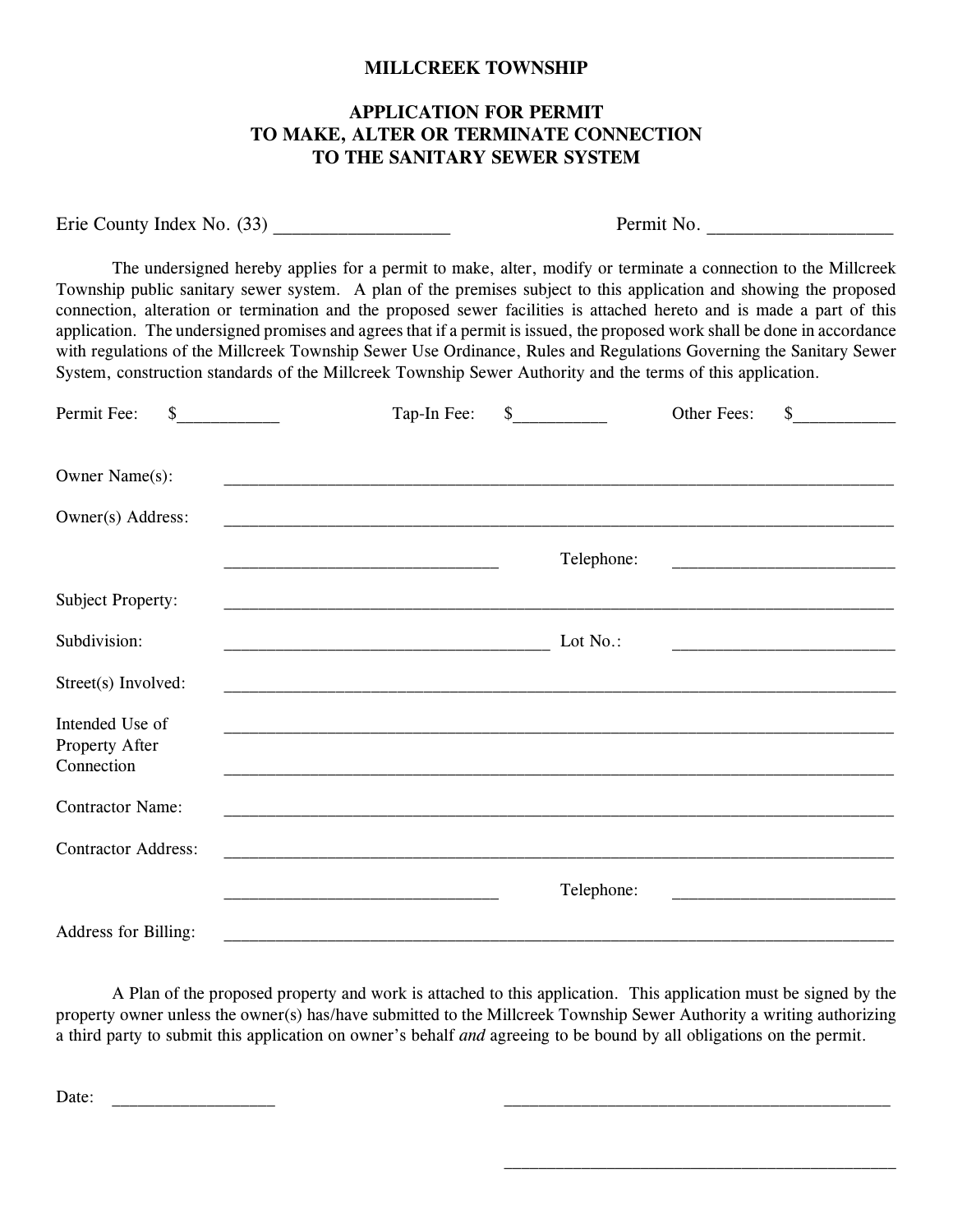**MILLCREEK TOWNSHIP**

**APPLICATION FOR PERMIT TO MAKE, ALTER OR TERMINATE CONNECTION TO THE SANITARY SEWER SYSTEM**

Erie County Index No. (33) __________________ Permit No. ___________________

The undersigned hereby applies for a permit to make, alter, modify or terminate a connection to the Millcreek Township public sanitary sewer system. A plan of the premises subject to this application and showing the proposed connection, alteration or termination and the proposed sewer facilities is attached hereto and is made a part of this application. The undersigned promises and agrees that if a permit is issued, the proposed work shall be done in accordance with regulations of the Millcreek Township Sewer Use Ordinance, Rules and Regulations Governing the Sanitary Sewer System, construction standards of the Millcreek Township Sewer Authority and the terms of this application.

Permit Fee: $___________ Tap-In Fee: $__________ Other Fees: $___________

Owner Name(s): ____________________________________________________________

Owner(s) Address: ____________________________________________________________

______________________________ Telephone: _________________________

Subject Property: ____________________________________________________________

Subdivision: ____________________________________ Lot No.: _________________________

Street(s) Involved: ____________________________________________________________

Intended Use of Property After Connection: ____________________________________________________________

____________________________________________________________

Contractor Name: ____________________________________________________________

Contractor Address: ____________________________________________________________

______________________________ Telephone: _________________________

Address for Billing: ____________________________________________________________

A Plan of the proposed property and work is attached to this application. This application must be signed by the property owner unless the owner(s) has/have submitted to the Millcreek Township Sewer Authority a writing authorizing a third party to submit this application on owner's behalf *and* agreeing to be bound by all obligations on the permit.

Date: __________________ ____________________________________________

____________________________________________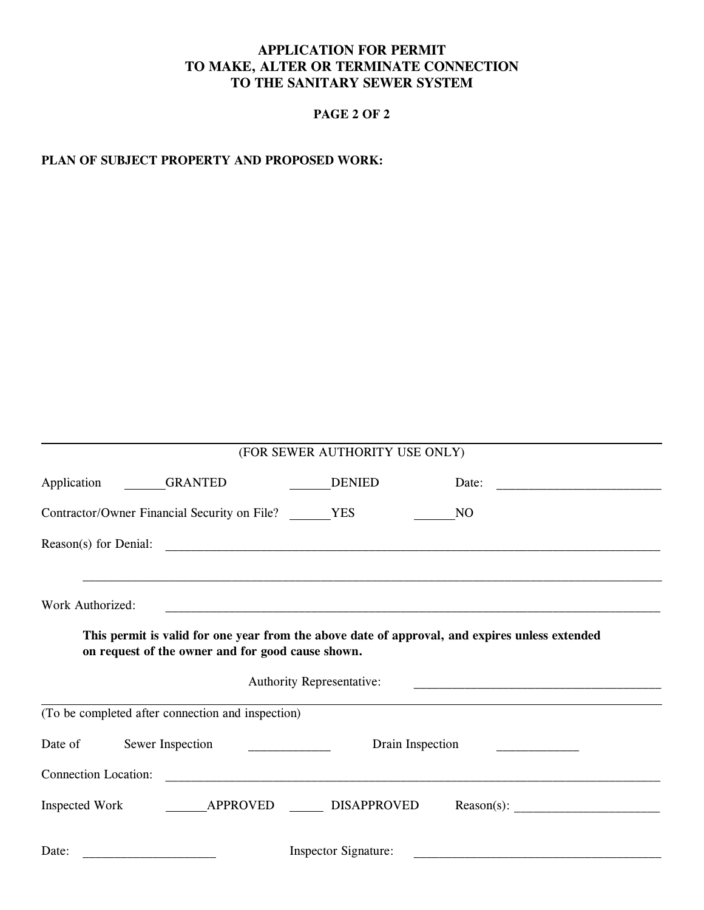# APPLICATION FOR PERMIT TO MAKE, ALTER OR TERMINATE CONNECTION TO THE SANITARY SEWER SYSTEM

**PAGE 2 OF 2**

**PLAN OF SUBJECT PROPERTY AND PROPOSED WORK:**

---

(FOR SEWER AUTHORITY USE ONLY)

Application ______GRANTED ______DENIED Date: _________________________

Contractor/Owner Financial Security on File? ______YES ______NO

Reason(s) for Denial: ________________________________________________________________________________

________________________________________________________________________________________

Work Authorized: ________________________________________________________________________________

**This permit is valid for one year from the above date of approval, and expires unless extended on request of the owner and for good cause shown.**

Authority Representative: ______________________________________

---

(To be completed after connection and inspection)

Date of Sewer Inspection ____________ Drain Inspection ____________

Connection Location: ________________________________________________________________________________

Inspected Work ______APPROVED _____ DISAPPROVED Reason(s): ______________________

Date: ____________________ Inspector Signature: ______________________________________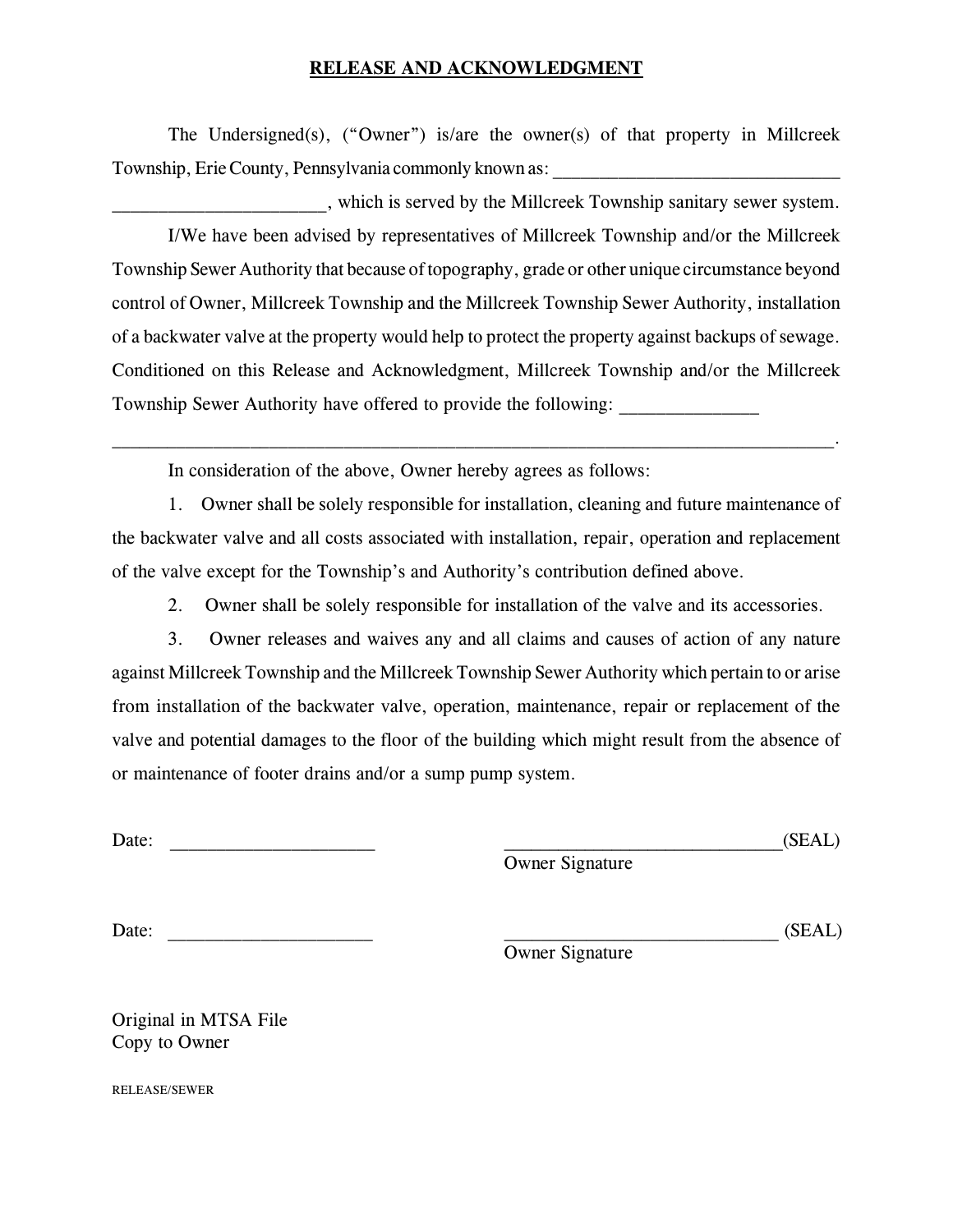**RELEASE AND ACKNOWLEDGMENT**

The Undersigned(s), ("Owner") is/are the owner(s) of that property in Millcreek Township, Erie County, Pennsylvania commonly known as: ______________________________ ______________________, which is served by the Millcreek Township sanitary sewer system.

I/We have been advised by representatives of Millcreek Township and/or the Millcreek Township Sewer Authority that because of topography, grade or other unique circumstance beyond control of Owner, Millcreek Township and the Millcreek Township Sewer Authority, installation of a backwater valve at the property would help to protect the property against backups of sewage. Conditioned on this Release and Acknowledgment, Millcreek Township and/or the Millcreek Township Sewer Authority have offered to provide the following: ______________ ______________________________________________________________________________.

In consideration of the above, Owner hereby agrees as follows:

1. Owner shall be solely responsible for installation, cleaning and future maintenance of the backwater valve and all costs associated with installation, repair, operation and replacement of the valve except for the Township's and Authority's contribution defined above.

2. Owner shall be solely responsible for installation of the valve and its accessories.

3. Owner releases and waives any and all claims and causes of action of any nature against Millcreek Township and the Millcreek Township Sewer Authority which pertain to or arise from installation of the backwater valve, operation, maintenance, repair or replacement of the valve and potential damages to the floor of the building which might result from the absence of or maintenance of footer drains and/or a sump pump system.

Date: _____________________ _____________________________(SEAL)
Owner Signature

Date: _____________________ _____________________________ (SEAL)
Owner Signature

Original in MTSA File
Copy to Owner

RELEASE/SEWER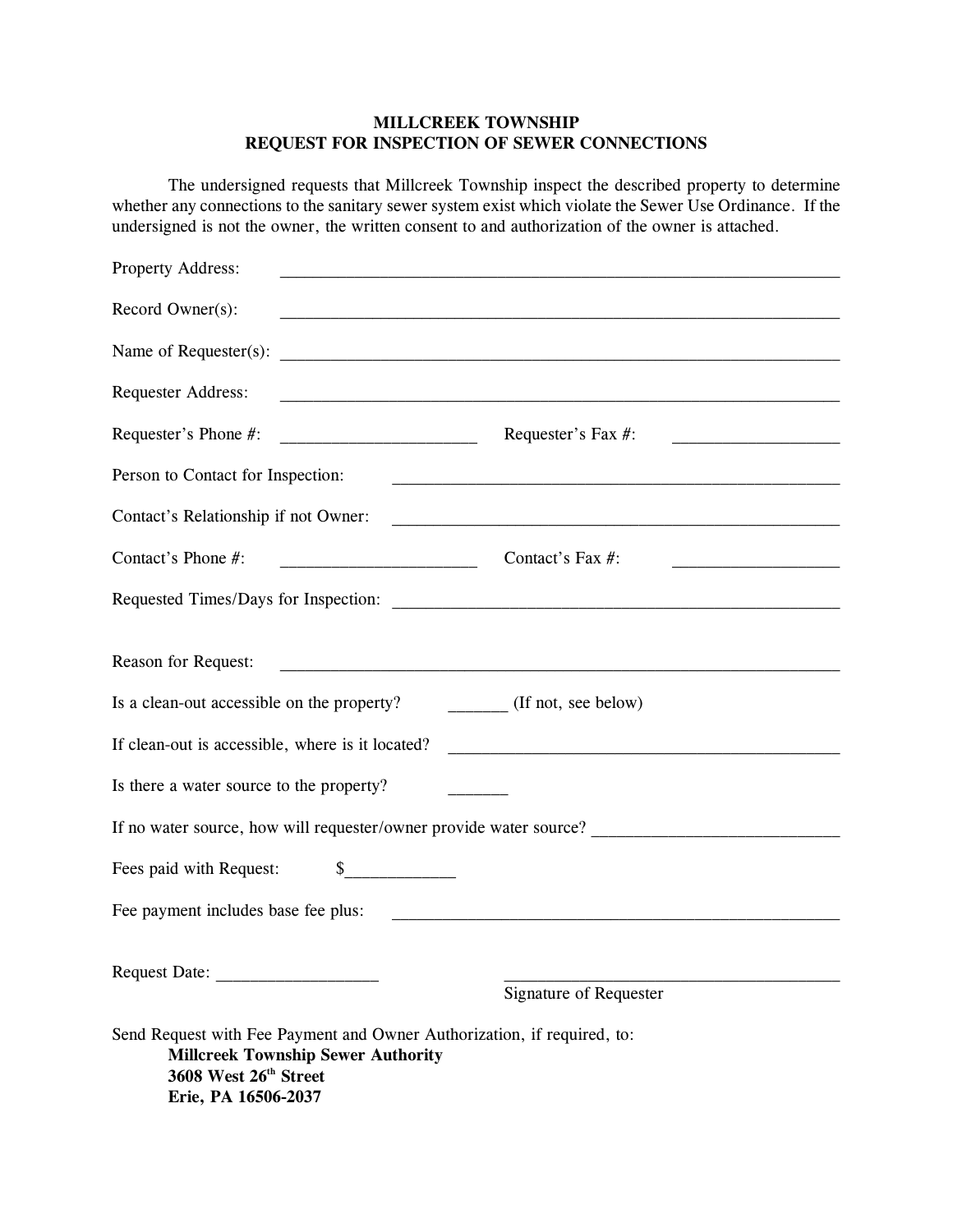**MILLCREEK TOWNSHIP**
**REQUEST FOR INSPECTION OF SEWER CONNECTIONS**

The undersigned requests that Millcreek Township inspect the described property to determine whether any connections to the sanitary sewer system exist which violate the Sewer Use Ordinance. If the undersigned is not the owner, the written consent to and authorization of the owner is attached.

Property Address: ______________________________________________________________

Record Owner(s): ______________________________________________________________

Name of Requester(s): ___________________________________________________________

Requester Address: ______________________________________________________________

Requester's Phone #: ______________________ Requester's Fax #: __________________

Person to Contact for Inspection: __________________________________________________

Contact's Relationship if not Owner: ________________________________________________

Contact's Phone #: ______________________ Contact's Fax #: __________________

Requested Times/Days for Inspection: _______________________________________________

Reason for Request: ______________________________________________________________

Is a clean-out accessible on the property? _______ (If not, see below)

If clean-out is accessible, where is it located? ______________________________________________

Is there a water source to the property? _______

If no water source, how will requester/owner provide water source? ____________________________

Fees paid with Request: $____________

Fee payment includes base fee plus: _________________________________________________

Request Date: __________________ ______________________________________
Signature of Requester

Send Request with Fee Payment and Owner Authorization, if required, to:

**Millcreek Township Sewer Authority**
**3608 West 26th Street**
**Erie, PA 16506-2037**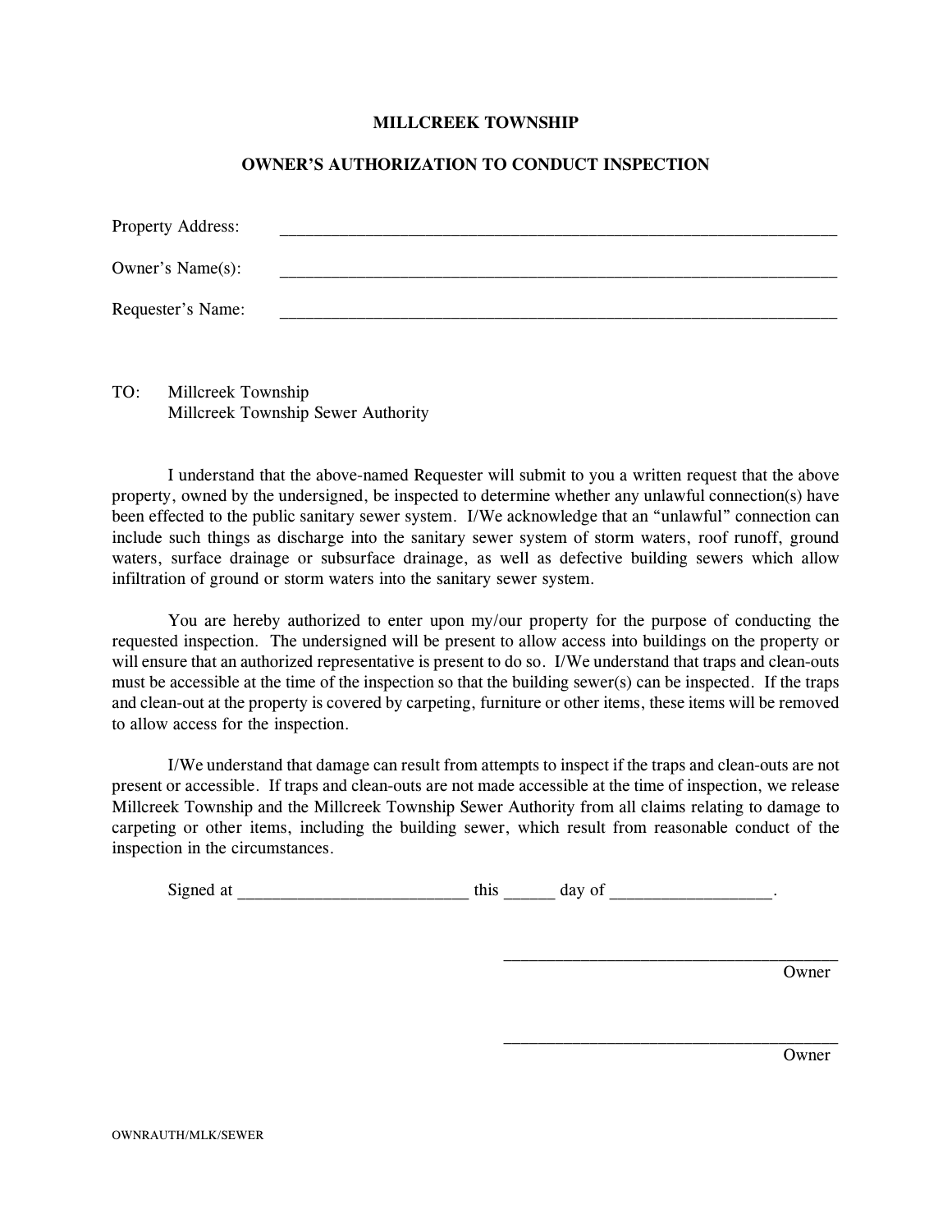# MILLCREEK TOWNSHIP

## OWNER'S AUTHORIZATION TO CONDUCT INSPECTION

Property Address: ________________________________________________________________

Owner's Name(s): ________________________________________________________________

Requester's Name: ________________________________________________________________

TO: Millcreek Township
Millcreek Township Sewer Authority

I understand that the above-named Requester will submit to you a written request that the above property, owned by the undersigned, be inspected to determine whether any unlawful connection(s) have been effected to the public sanitary sewer system. I/We acknowledge that an "unlawful" connection can include such things as discharge into the sanitary sewer system of storm waters, roof runoff, ground waters, surface drainage or subsurface drainage, as well as defective building sewers which allow infiltration of ground or storm waters into the sanitary sewer system.

You are hereby authorized to enter upon my/our property for the purpose of conducting the requested inspection. The undersigned will be present to allow access into buildings on the property or will ensure that an authorized representative is present to do so. I/We understand that traps and clean-outs must be accessible at the time of the inspection so that the building sewer(s) can be inspected. If the traps and clean-out at the property is covered by carpeting, furniture or other items, these items will be removed to allow access for the inspection.

I/We understand that damage can result from attempts to inspect if the traps and clean-outs are not present or accessible. If traps and clean-outs are not made accessible at the time of inspection, we release Millcreek Township and the Millcreek Township Sewer Authority from all claims relating to damage to carpeting or other items, including the building sewer, which result from reasonable conduct of the inspection in the circumstances.

Signed at __________________________ this ______ day of __________________.

______________________________________
Owner

______________________________________
Owner

OWNRAUTH/MLK/SEWER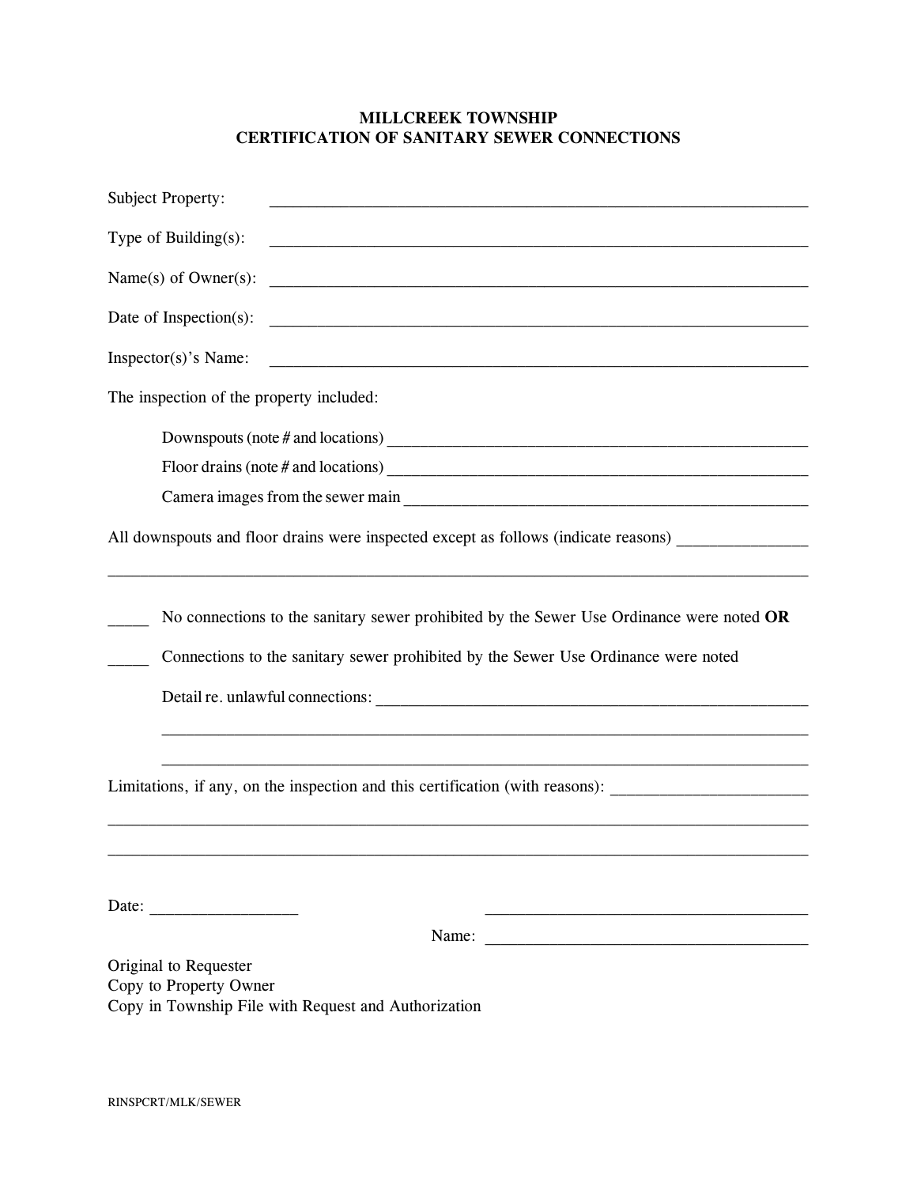# MILLCREEK TOWNSHIP
## CERTIFICATION OF SANITARY SEWER CONNECTIONS

Subject Property: ______________________________________________________________

Type of Building(s): ______________________________________________________________

Name(s) of Owner(s): ______________________________________________________________

Date of Inspection(s): ______________________________________________________________

Inspector(s)'s Name: ______________________________________________________________

The inspection of the property included:

Downspouts (note # and locations) ________________________________________________

Floor drains (note # and locations) ________________________________________________

Camera images from the sewer main ______________________________________________

All downspouts and floor drains were inspected except as follows (indicate reasons) _______________

______________________________________________________________________________

_____ No connections to the sanitary sewer prohibited by the Sewer Use Ordinance were noted **OR**

_____ Connections to the sanitary sewer prohibited by the Sewer Use Ordinance were noted

Detail re. unlawful connections: ______________________________________________

______________________________________________________________________________

______________________________________________________________________________

Limitations, if any, on the inspection and this certification (with reasons): _______________________

______________________________________________________________________________

______________________________________________________________________________

Date: _________________ ______________________________________

Name: ______________________________________

Original to Requester
Copy to Property Owner
Copy in Township File with Request and Authorization

RINSPCRT/MLK/SEWER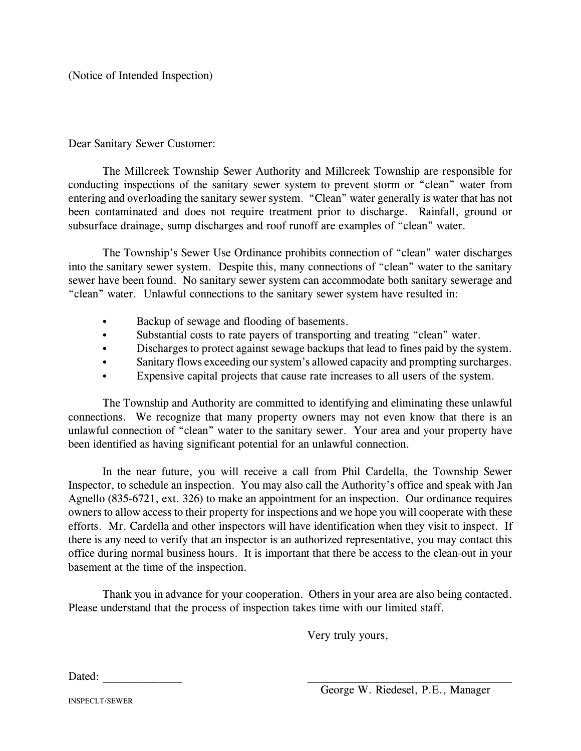(Notice of Intended Inspection)

Dear Sanitary Sewer Customer:

The Millcreek Township Sewer Authority and Millcreek Township are responsible for conducting inspections of the sanitary sewer system to prevent storm or "clean" water from entering and overloading the sanitary sewer system. "Clean" water generally is water that has not been contaminated and does not require treatment prior to discharge. Rainfall, ground or subsurface drainage, sump discharges and roof runoff are examples of "clean" water.

The Township's Sewer Use Ordinance prohibits connection of "clean" water discharges into the sanitary sewer system. Despite this, many connections of "clean" water to the sanitary sewer have been found. No sanitary sewer system can accommodate both sanitary sewerage and "clean" water. Unlawful connections to the sanitary sewer system have resulted in:

- Backup of sewage and flooding of basements.
- Substantial costs to rate payers of transporting and treating "clean" water.
- Discharges to protect against sewage backups that lead to fines paid by the system.
- Sanitary flows exceeding our system's allowed capacity and prompting surcharges.
- Expensive capital projects that cause rate increases to all users of the system.

The Township and Authority are committed to identifying and eliminating these unlawful connections. We recognize that many property owners may not even know that there is an unlawful connection of "clean" water to the sanitary sewer. Your area and your property have been identified as having significant potential for an unlawful connection.

In the near future, you will receive a call from Phil Cardella, the Township Sewer Inspector, to schedule an inspection. You may also call the Authority's office and speak with Jan Agnello (835-6721, ext. 326) to make an appointment for an inspection. Our ordinance requires owners to allow access to their property for inspections and we hope you will cooperate with these efforts. Mr. Cardella and other inspectors will have identification when they visit to inspect. If there is any need to verify that an inspector is an authorized representative, you may contact this office during normal business hours. It is important that there be access to the clean-out in your basement at the time of the inspection.

Thank you in advance for your cooperation. Others in your area are also being contacted. Please understand that the process of inspection takes time with our limited staff.

Very truly yours,

Dated: \_\_\_\_\_\_\_\_\_\_\_\_\_\_

\_\_\_\_\_\_\_\_\_\_\_\_\_\_\_\_\_\_\_\_\_\_\_\_\_\_\_\_\_\_\_\_\_\_\_\_
George W. Riedesel, P.E., Manager

INSPECLT/SEWER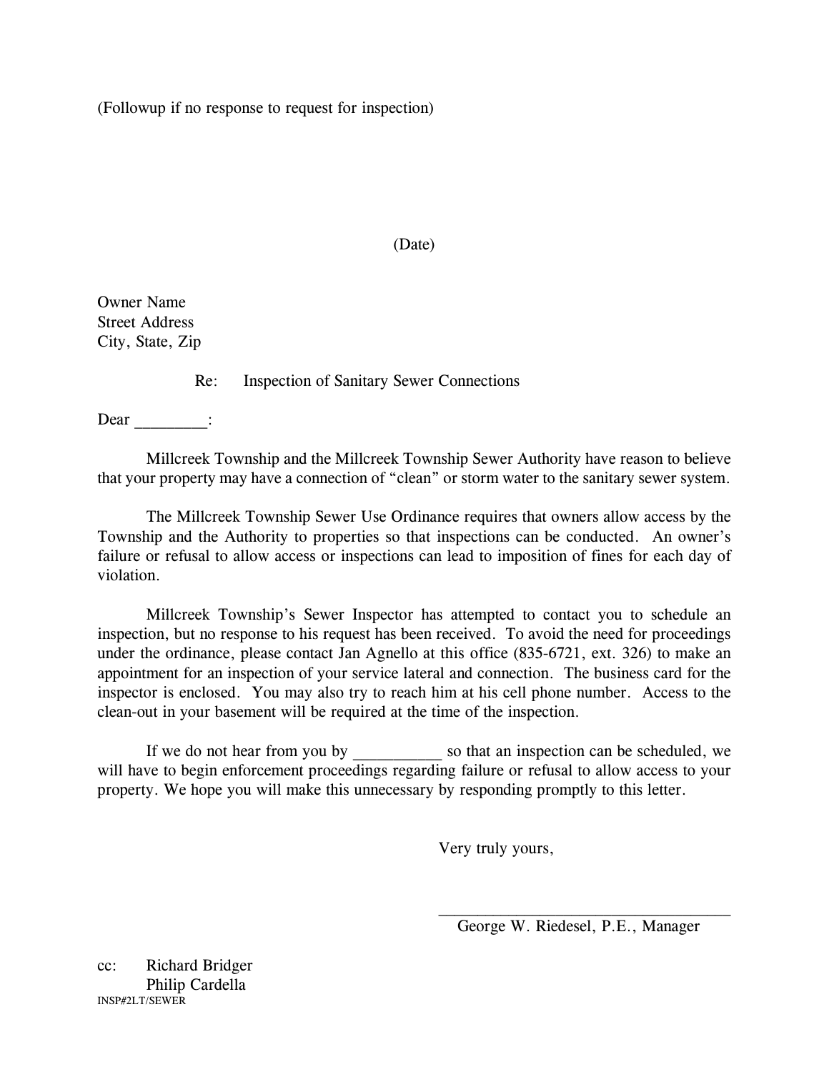(Followup if no response to request for inspection)

(Date)

Owner Name
Street Address
City, State, Zip

Re: Inspection of Sanitary Sewer Connections

Dear _________:

Millcreek Township and the Millcreek Township Sewer Authority have reason to believe that your property may have a connection of "clean" or storm water to the sanitary sewer system.

The Millcreek Township Sewer Use Ordinance requires that owners allow access by the Township and the Authority to properties so that inspections can be conducted. An owner's failure or refusal to allow access or inspections can lead to imposition of fines for each day of violation.

Millcreek Township's Sewer Inspector has attempted to contact you to schedule an inspection, but no response to his request has been received. To avoid the need for proceedings under the ordinance, please contact Jan Agnello at this office (835-6721, ext. 326) to make an appointment for an inspection of your service lateral and connection. The business card for the inspector is enclosed. You may also try to reach him at his cell phone number. Access to the clean-out in your basement will be required at the time of the inspection.

If we do not hear from you by ___________ so that an inspection can be scheduled, we will have to begin enforcement proceedings regarding failure or refusal to allow access to your property. We hope you will make this unnecessary by responding promptly to this letter.

Very truly yours,

_________________________________
George W. Riedesel, P.E., Manager

cc: Richard Bridger
Philip Cardella

INSP#2LT/SEWER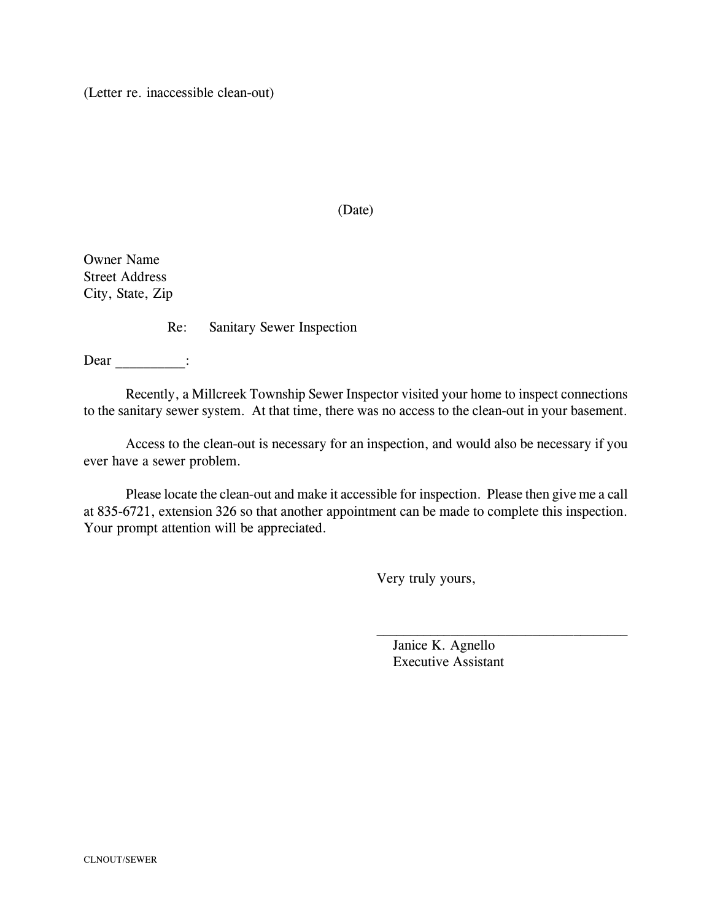(Letter re. inaccessible clean-out)

(Date)

Owner Name
Street Address
City, State, Zip

Re: Sanitary Sewer Inspection

Dear _________:

Recently, a Millcreek Township Sewer Inspector visited your home to inspect connections to the sanitary sewer system. At that time, there was no access to the clean-out in your basement.

Access to the clean-out is necessary for an inspection, and would also be necessary if you ever have a sewer problem.

Please locate the clean-out and make it accessible for inspection. Please then give me a call at 835-6721, extension 326 so that another appointment can be made to complete this inspection. Your prompt attention will be appreciated.

Very truly yours,

___________________________________
Janice K. Agnello
Executive Assistant

CLNOUT/SEWER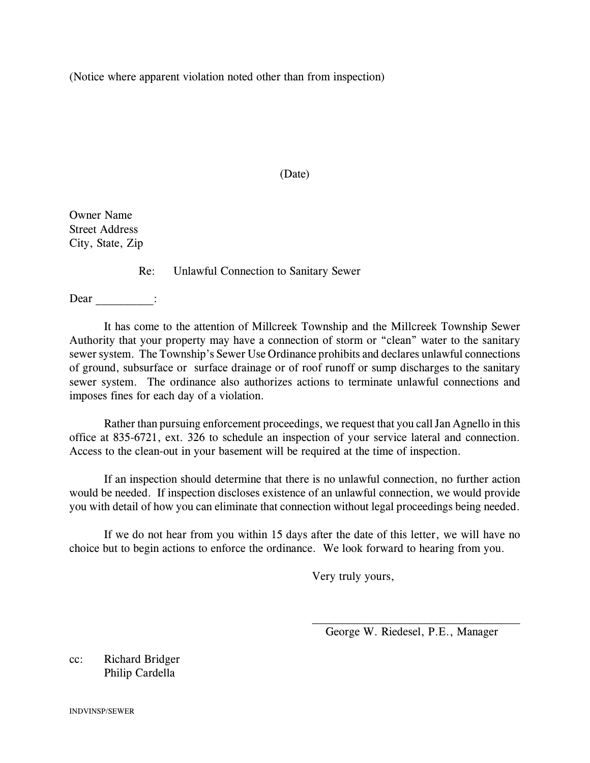(Notice where apparent violation noted other than from inspection)

(Date)

Owner Name
Street Address
City, State, Zip

Re: Unlawful Connection to Sanitary Sewer

Dear _________:

It has come to the attention of Millcreek Township and the Millcreek Township Sewer Authority that your property may have a connection of storm or "clean" water to the sanitary sewer system. The Township's Sewer Use Ordinance prohibits and declares unlawful connections of ground, subsurface or surface drainage or of roof runoff or sump discharges to the sanitary sewer system. The ordinance also authorizes actions to terminate unlawful connections and imposes fines for each day of a violation.

Rather than pursuing enforcement proceedings, we request that you call Jan Agnello in this office at 835-6721, ext. 326 to schedule an inspection of your service lateral and connection. Access to the clean-out in your basement will be required at the time of inspection.

If an inspection should determine that there is no unlawful connection, no further action would be needed. If inspection discloses existence of an unlawful connection, we would provide you with detail of how you can eliminate that connection without legal proceedings being needed.

If we do not hear from you within 15 days after the date of this letter, we will have no choice but to begin actions to enforce the ordinance. We look forward to hearing from you.

Very truly yours,

_________________________________
George W. Riedesel, P.E., Manager

cc: Richard Bridger
Philip Cardella

INDVINSP/SEWER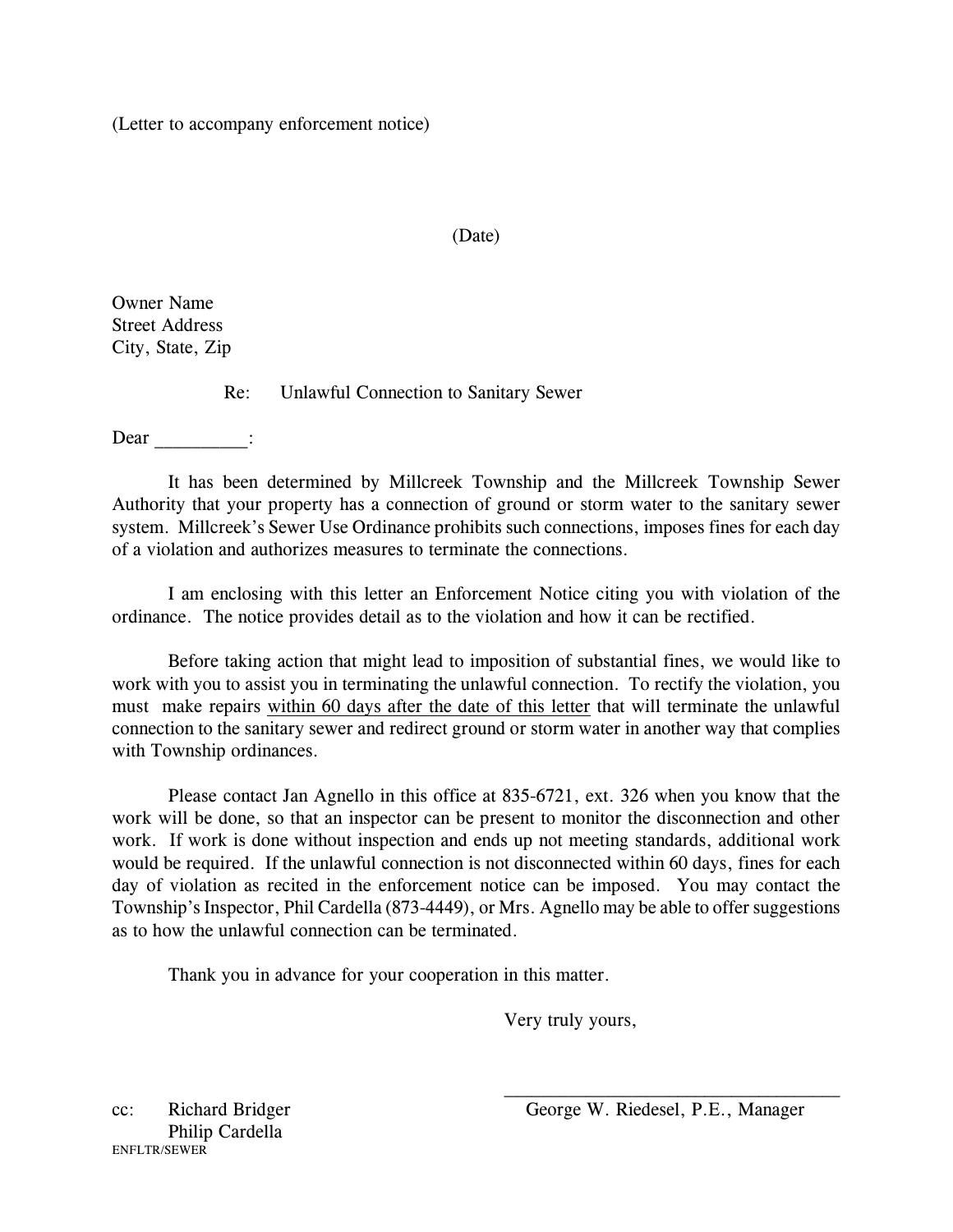(Letter to accompany enforcement notice)

(Date)

Owner Name
Street Address
City, State, Zip

Re: Unlawful Connection to Sanitary Sewer

Dear __________:

It has been determined by Millcreek Township and the Millcreek Township Sewer Authority that your property has a connection of ground or storm water to the sanitary sewer system. Millcreek's Sewer Use Ordinance prohibits such connections, imposes fines for each day of a violation and authorizes measures to terminate the connections.

I am enclosing with this letter an Enforcement Notice citing you with violation of the ordinance. The notice provides detail as to the violation and how it can be rectified.

Before taking action that might lead to imposition of substantial fines, we would like to work with you to assist you in terminating the unlawful connection. To rectify the violation, you must make repairs <u>within 60 days after the date of this letter</u> that will terminate the unlawful connection to the sanitary sewer and redirect ground or storm water in another way that complies with Township ordinances.

Please contact Jan Agnello in this office at 835-6721, ext. 326 when you know that the work will be done, so that an inspector can be present to monitor the disconnection and other work. If work is done without inspection and ends up not meeting standards, additional work would be required. If the unlawful connection is not disconnected within 60 days, fines for each day of violation as recited in the enforcement notice can be imposed. You may contact the Township's Inspector, Phil Cardella (873-4449), or Mrs. Agnello may be able to offer suggestions as to how the unlawful connection can be terminated.

Thank you in advance for your cooperation in this matter.

Very truly yours,

_______________________________
George W. Riedesel, P.E., Manager

cc: Richard Bridger
Philip Cardella

ENFLTR/SEWER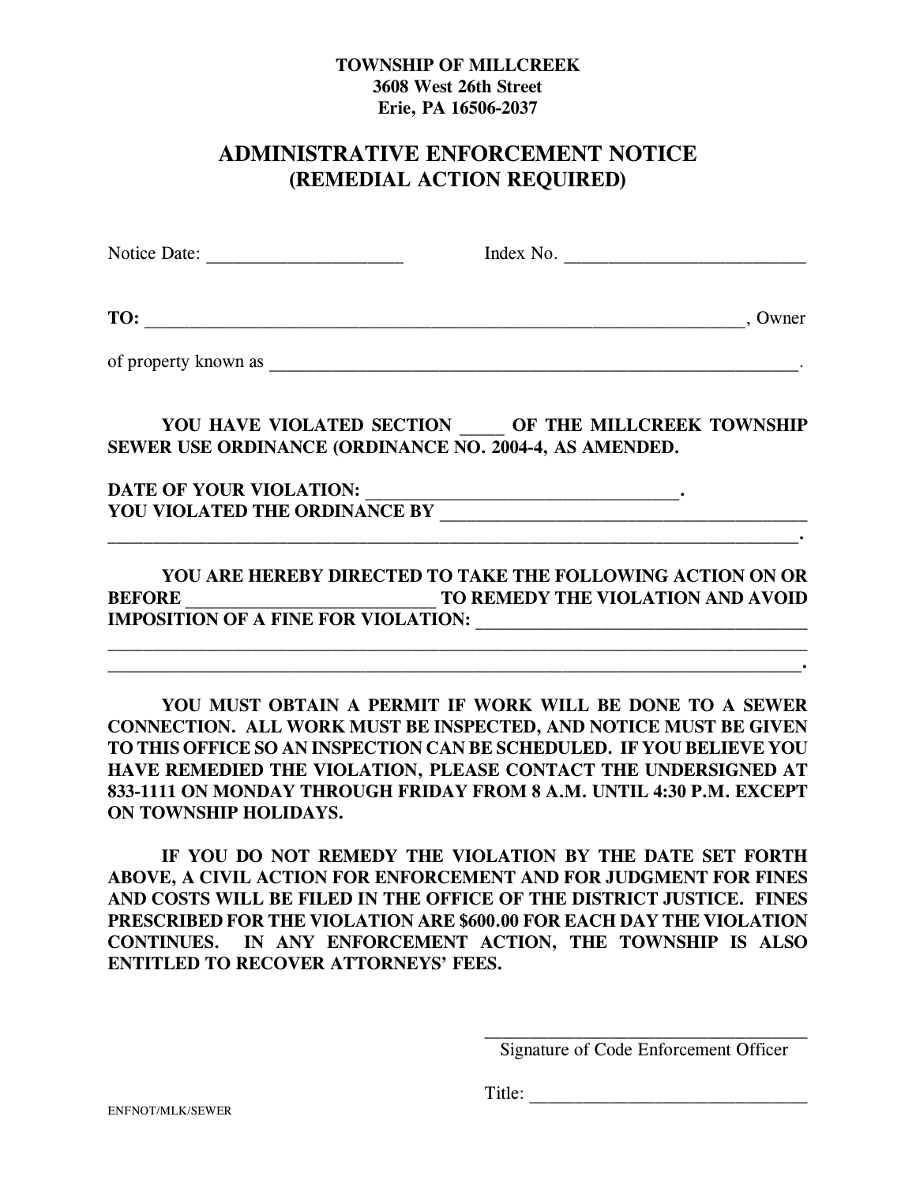**TOWNSHIP OF MILLCREEK**
**3608 West 26th Street**
**Erie, PA 16506-2037**

# ADMINISTRATIVE ENFORCEMENT NOTICE
## (REMEDIAL ACTION REQUIRED)

Notice Date: _____________________ Index No. __________________________

**TO:** _________________________________________________________________, Owner

of property known as ___________________________________________________________.

**YOU HAVE VIOLATED SECTION _____ OF THE MILLCREEK TOWNSHIP SEWER USE ORDINANCE (ORDINANCE NO. 2004-4, AS AMENDED.**

**DATE OF YOUR VIOLATION: _________________________________.**
**YOU VIOLATED THE ORDINANCE BY _______________________________________**
**_____________________________________________________________________________.**

**YOU ARE HEREBY DIRECTED TO TAKE THE FOLLOWING ACTION ON OR BEFORE ___________________________ TO REMEDY THE VIOLATION AND AVOID IMPOSITION OF A FINE FOR VIOLATION: ____________________________________**
**______________________________________________________________________________**
**_____________________________________________________________________________.**

**YOU MUST OBTAIN A PERMIT IF WORK WILL BE DONE TO A SEWER CONNECTION. ALL WORK MUST BE INSPECTED, AND NOTICE MUST BE GIVEN TO THIS OFFICE SO AN INSPECTION CAN BE SCHEDULED. IF YOU BELIEVE YOU HAVE REMEDIED THE VIOLATION, PLEASE CONTACT THE UNDERSIGNED AT 833-1111 ON MONDAY THROUGH FRIDAY FROM 8 A.M. UNTIL 4:30 P.M. EXCEPT ON TOWNSHIP HOLIDAYS.**

**IF YOU DO NOT REMEDY THE VIOLATION BY THE DATE SET FORTH ABOVE, A CIVIL ACTION FOR ENFORCEMENT AND FOR JUDGMENT FOR FINES AND COSTS WILL BE FILED IN THE OFFICE OF THE DISTRICT JUSTICE. FINES PRESCRIBED FOR THE VIOLATION ARE $600.00 FOR EACH DAY THE VIOLATION CONTINUES. IN ANY ENFORCEMENT ACTION, THE TOWNSHIP IS ALSO ENTITLED TO RECOVER ATTORNEYS' FEES.**

_____________________________________
Signature of Code Enforcement Officer

Title: ______________________________

ENFNOT/MLK/SEWER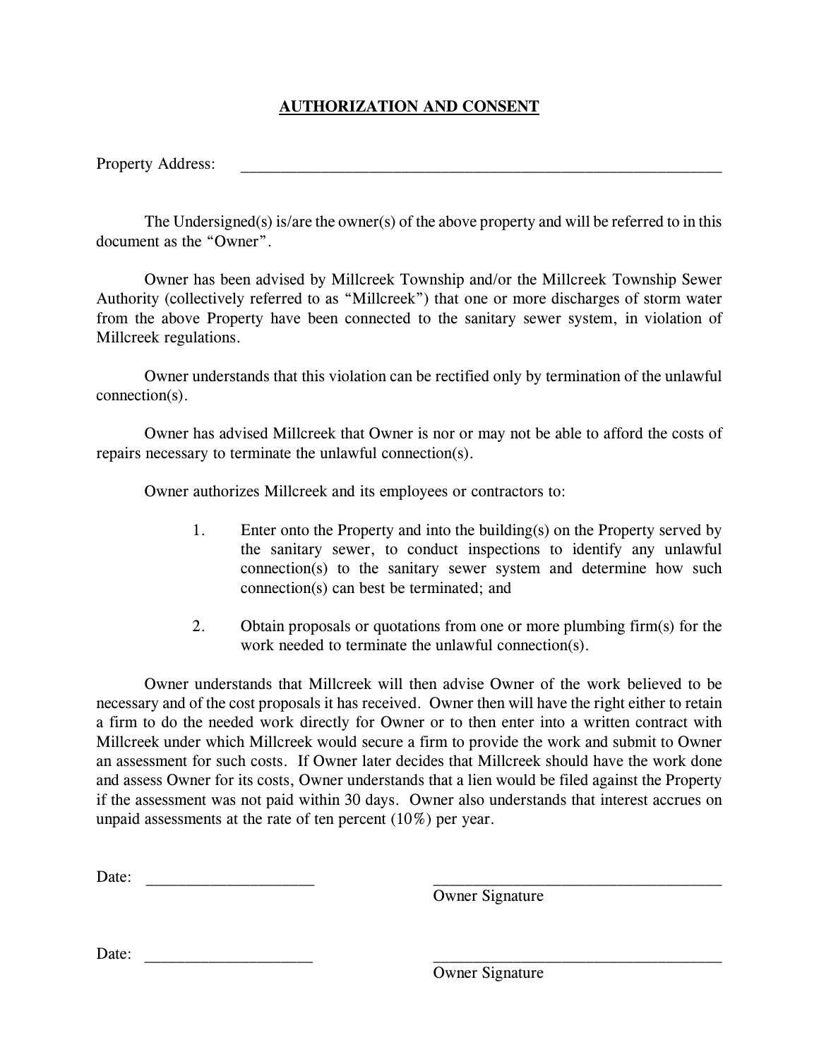# AUTHORIZATION AND CONSENT

Property Address: ______________________________________________________________

The Undersigned(s) is/are the owner(s) of the above property and will be referred to in this document as the "Owner".

Owner has been advised by Millcreek Township and/or the Millcreek Township Sewer Authority (collectively referred to as "Millcreek") that one or more discharges of storm water from the above Property have been connected to the sanitary sewer system, in violation of Millcreek regulations.

Owner understands that this violation can be rectified only by termination of the unlawful connection(s).

Owner has advised Millcreek that Owner is nor or may not be able to afford the costs of repairs necessary to terminate the unlawful connection(s).

Owner authorizes Millcreek and its employees or contractors to:

1. Enter onto the Property and into the building(s) on the Property served by the sanitary sewer, to conduct inspections to identify any unlawful connection(s) to the sanitary sewer system and determine how such connection(s) can best be terminated; and

2. Obtain proposals or quotations from one or more plumbing firm(s) for the work needed to terminate the unlawful connection(s).

Owner understands that Millcreek will then advise Owner of the work believed to be necessary and of the cost proposals it has received. Owner then will have the right either to retain a firm to do the needed work directly for Owner or to then enter into a written contract with Millcreek under which Millcreek would secure a firm to provide the work and submit to Owner an assessment for such costs. If Owner later decides that Millcreek should have the work done and assess Owner for its costs, Owner understands that a lien would be filed against the Property if the assessment was not paid within 30 days. Owner also understands that interest accrues on unpaid assessments at the rate of ten percent (10%) per year.

Date: ____________________ ____________________________________
Owner Signature

Date: ____________________ ____________________________________
Owner Signature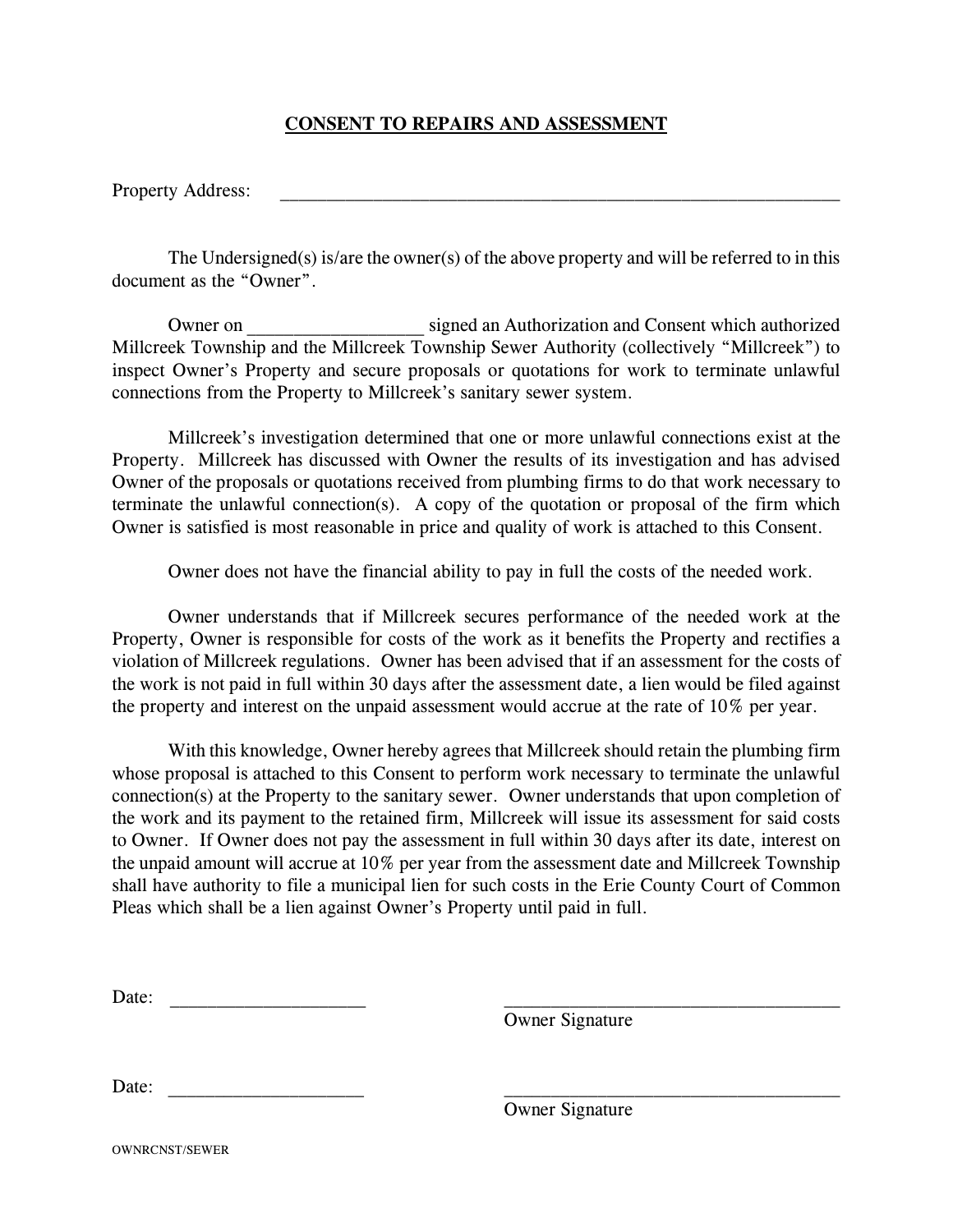# CONSENT TO REPAIRS AND ASSESSMENT

Property Address: _______________________________________________________________

The Undersigned(s) is/are the owner(s) of the above property and will be referred to in this document as the "Owner".

Owner on __________________ signed an Authorization and Consent which authorized Millcreek Township and the Millcreek Township Sewer Authority (collectively "Millcreek") to inspect Owner's Property and secure proposals or quotations for work to terminate unlawful connections from the Property to Millcreek's sanitary sewer system.

Millcreek's investigation determined that one or more unlawful connections exist at the Property. Millcreek has discussed with Owner the results of its investigation and has advised Owner of the proposals or quotations received from plumbing firms to do that work necessary to terminate the unlawful connection(s). A copy of the quotation or proposal of the firm which Owner is satisfied is most reasonable in price and quality of work is attached to this Consent.

Owner does not have the financial ability to pay in full the costs of the needed work.

Owner understands that if Millcreek secures performance of the needed work at the Property, Owner is responsible for costs of the work as it benefits the Property and rectifies a violation of Millcreek regulations. Owner has been advised that if an assessment for the costs of the work is not paid in full within 30 days after the assessment date, a lien would be filed against the property and interest on the unpaid assessment would accrue at the rate of 10% per year.

With this knowledge, Owner hereby agrees that Millcreek should retain the plumbing firm whose proposal is attached to this Consent to perform work necessary to terminate the unlawful connection(s) at the Property to the sanitary sewer. Owner understands that upon completion of the work and its payment to the retained firm, Millcreek will issue its assessment for said costs to Owner. If Owner does not pay the assessment in full within 30 days after its date, interest on the unpaid amount will accrue at 10% per year from the assessment date and Millcreek Township shall have authority to file a municipal lien for such costs in the Erie County Court of Common Pleas which shall be a lien against Owner's Property until paid in full.

Date: ____________________ ____________________________________
Owner Signature

Date: ____________________ ____________________________________
Owner Signature

OWNRCNST/SEWER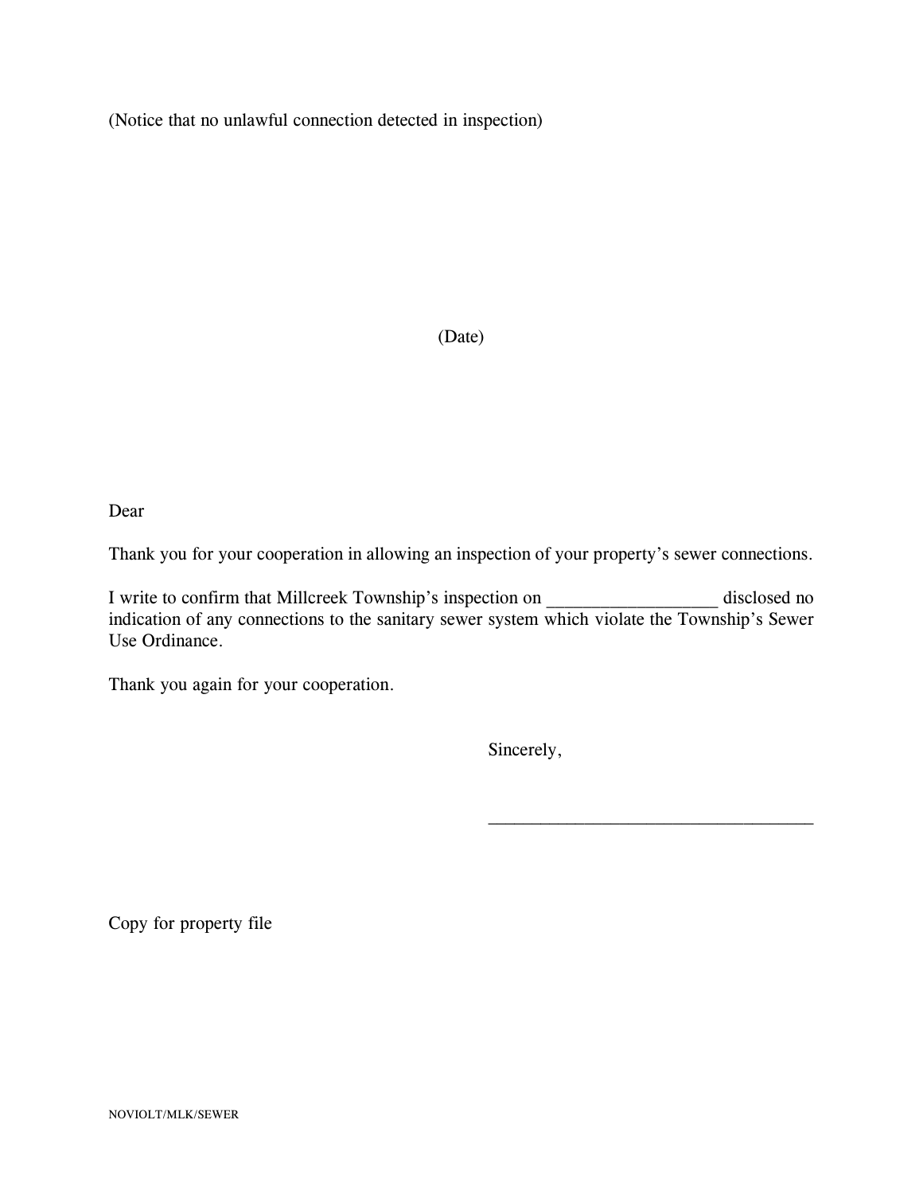(Notice that no unlawful connection detected in inspection)

(Date)

Dear

Thank you for your cooperation in allowing an inspection of your property's sewer connections.

I write to confirm that Millcreek Township's inspection on __________________ disclosed no indication of any connections to the sanitary sewer system which violate the Township's Sewer Use Ordinance.

Thank you again for your cooperation.

Sincerely,

___________________________________

Copy for property file

NOVIOLT/MLK/SEWER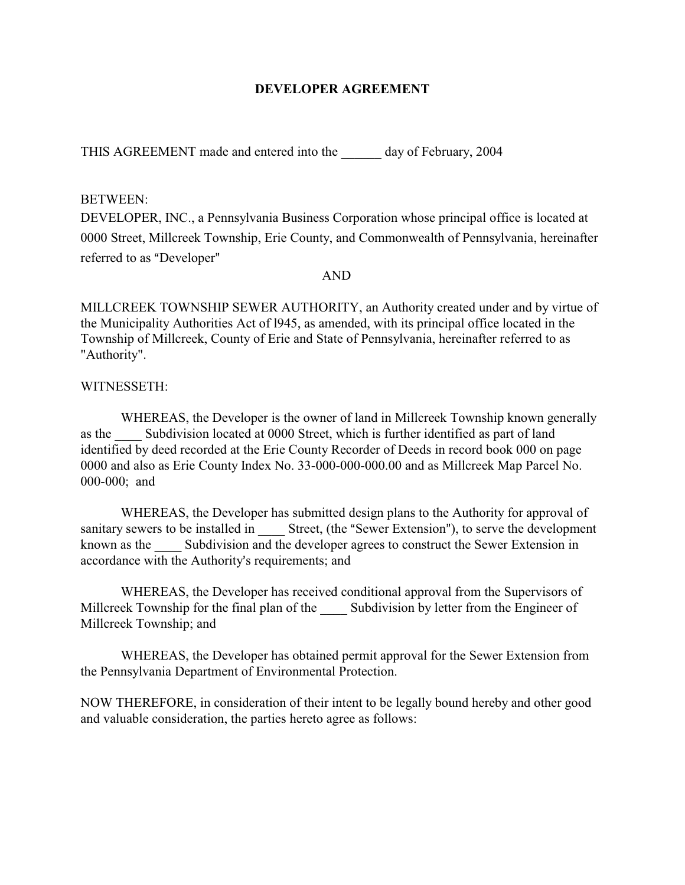# DEVELOPER AGREEMENT

THIS AGREEMENT made and entered into the ______ day of February, 2004

BETWEEN:
DEVELOPER, INC., a Pennsylvania Business Corporation whose principal office is located at 0000 Street, Millcreek Township, Erie County, and Commonwealth of Pennsylvania, hereinafter referred to as "Developer"

AND

MILLCREEK TOWNSHIP SEWER AUTHORITY, an Authority created under and by virtue of the Municipality Authorities Act of l945, as amended, with its principal office located in the Township of Millcreek, County of Erie and State of Pennsylvania, hereinafter referred to as "Authority".

WITNESSETH:

WHEREAS, the Developer is the owner of land in Millcreek Township known generally as the ____ Subdivision located at 0000 Street, which is further identified as part of land identified by deed recorded at the Erie County Recorder of Deeds in record book 000 on page 0000 and also as Erie County Index No. 33-000-000-000.00 and as Millcreek Map Parcel No. 000-000; and

WHEREAS, the Developer has submitted design plans to the Authority for approval of sanitary sewers to be installed in ____ Street, (the "Sewer Extension"), to serve the development known as the ____ Subdivision and the developer agrees to construct the Sewer Extension in accordance with the Authority's requirements; and

WHEREAS, the Developer has received conditional approval from the Supervisors of Millcreek Township for the final plan of the ____ Subdivision by letter from the Engineer of Millcreek Township; and

WHEREAS, the Developer has obtained permit approval for the Sewer Extension from the Pennsylvania Department of Environmental Protection.

NOW THEREFORE, in consideration of their intent to be legally bound hereby and other good and valuable consideration, the parties hereto agree as follows: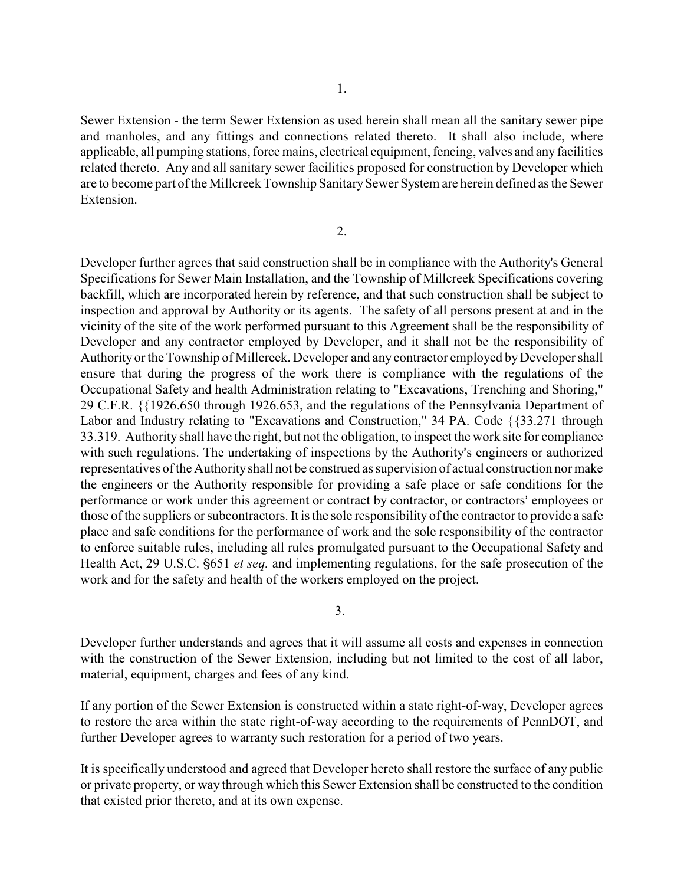1.

Sewer Extension - the term Sewer Extension as used herein shall mean all the sanitary sewer pipe and manholes, and any fittings and connections related thereto. It shall also include, where applicable, all pumping stations, force mains, electrical equipment, fencing, valves and any facilities related thereto. Any and all sanitary sewer facilities proposed for construction by Developer which are to become part of the Millcreek Township Sanitary Sewer System are herein defined as the Sewer Extension.

2.

Developer further agrees that said construction shall be in compliance with the Authority's General Specifications for Sewer Main Installation, and the Township of Millcreek Specifications covering backfill, which are incorporated herein by reference, and that such construction shall be subject to inspection and approval by Authority or its agents. The safety of all persons present at and in the vicinity of the site of the work performed pursuant to this Agreement shall be the responsibility of Developer and any contractor employed by Developer, and it shall not be the responsibility of Authority or the Township of Millcreek. Developer and any contractor employed by Developer shall ensure that during the progress of the work there is compliance with the regulations of the Occupational Safety and health Administration relating to "Excavations, Trenching and Shoring," 29 C.F.R. {{1926.650 through 1926.653, and the regulations of the Pennsylvania Department of Labor and Industry relating to "Excavations and Construction," 34 PA. Code {{33.271 through 33.319. Authority shall have the right, but not the obligation, to inspect the work site for compliance with such regulations. The undertaking of inspections by the Authority's engineers or authorized representatives of the Authority shall not be construed as supervision of actual construction nor make the engineers or the Authority responsible for providing a safe place or safe conditions for the performance or work under this agreement or contract by contractor, or contractors' employees or those of the suppliers or subcontractors. It is the sole responsibility of the contractor to provide a safe place and safe conditions for the performance of work and the sole responsibility of the contractor to enforce suitable rules, including all rules promulgated pursuant to the Occupational Safety and Health Act, 29 U.S.C. §651 *et seq.* and implementing regulations, for the safe prosecution of the work and for the safety and health of the workers employed on the project.

3.

Developer further understands and agrees that it will assume all costs and expenses in connection with the construction of the Sewer Extension, including but not limited to the cost of all labor, material, equipment, charges and fees of any kind.

If any portion of the Sewer Extension is constructed within a state right-of-way, Developer agrees to restore the area within the state right-of-way according to the requirements of PennDOT, and further Developer agrees to warranty such restoration for a period of two years.

It is specifically understood and agreed that Developer hereto shall restore the surface of any public or private property, or way through which this Sewer Extension shall be constructed to the condition that existed prior thereto, and at its own expense.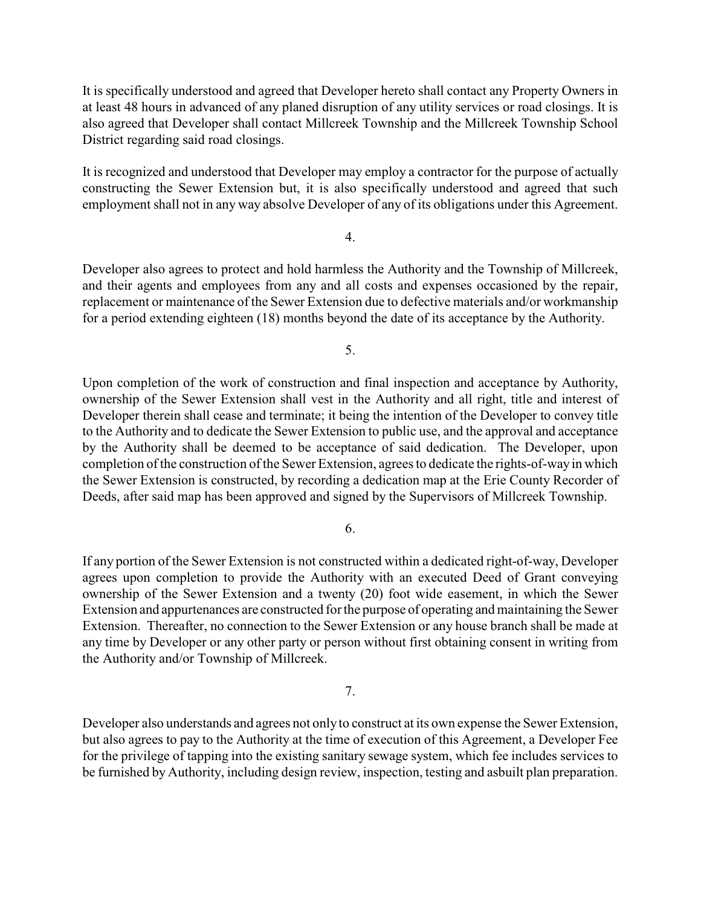It is specifically understood and agreed that Developer hereto shall contact any Property Owners in at least 48 hours in advanced of any planed disruption of any utility services or road closings. It is also agreed that Developer shall contact Millcreek Township and the Millcreek Township School District regarding said road closings.

It is recognized and understood that Developer may employ a contractor for the purpose of actually constructing the Sewer Extension but, it is also specifically understood and agreed that such employment shall not in any way absolve Developer of any of its obligations under this Agreement.

4.

Developer also agrees to protect and hold harmless the Authority and the Township of Millcreek, and their agents and employees from any and all costs and expenses occasioned by the repair, replacement or maintenance of the Sewer Extension due to defective materials and/or workmanship for a period extending eighteen (18) months beyond the date of its acceptance by the Authority.

5.

Upon completion of the work of construction and final inspection and acceptance by Authority, ownership of the Sewer Extension shall vest in the Authority and all right, title and interest of Developer therein shall cease and terminate; it being the intention of the Developer to convey title to the Authority and to dedicate the Sewer Extension to public use, and the approval and acceptance by the Authority shall be deemed to be acceptance of said dedication. The Developer, upon completion of the construction of the Sewer Extension, agrees to dedicate the rights-of-way in which the Sewer Extension is constructed, by recording a dedication map at the Erie County Recorder of Deeds, after said map has been approved and signed by the Supervisors of Millcreek Township.

6.

If any portion of the Sewer Extension is not constructed within a dedicated right-of-way, Developer agrees upon completion to provide the Authority with an executed Deed of Grant conveying ownership of the Sewer Extension and a twenty (20) foot wide easement, in which the Sewer Extension and appurtenances are constructed for the purpose of operating and maintaining the Sewer Extension. Thereafter, no connection to the Sewer Extension or any house branch shall be made at any time by Developer or any other party or person without first obtaining consent in writing from the Authority and/or Township of Millcreek.

7.

Developer also understands and agrees not only to construct at its own expense the Sewer Extension, but also agrees to pay to the Authority at the time of execution of this Agreement, a Developer Fee for the privilege of tapping into the existing sanitary sewage system, which fee includes services to be furnished by Authority, including design review, inspection, testing and asbuilt plan preparation.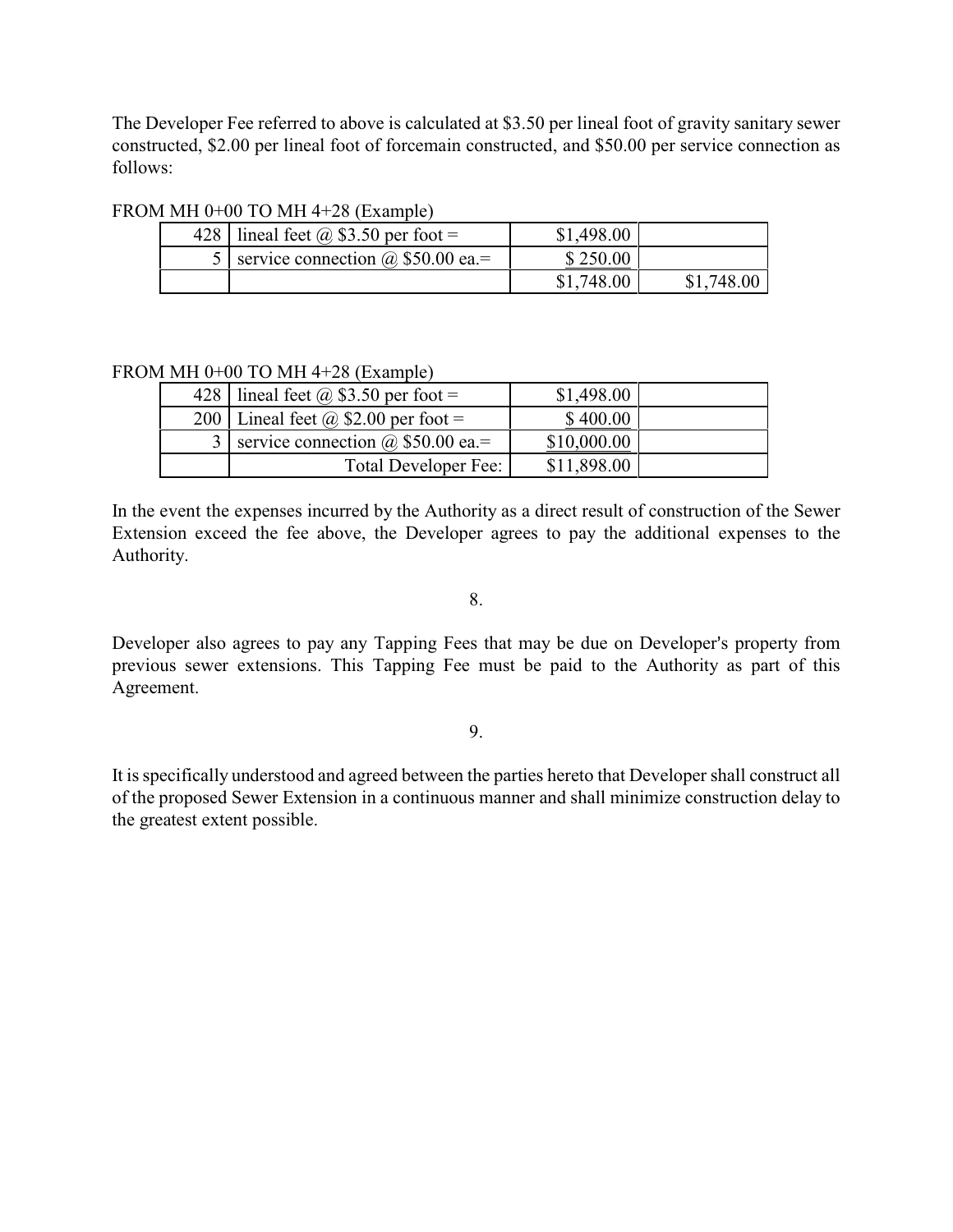The Developer Fee referred to above is calculated at $3.50 per lineal foot of gravity sanitary sewer constructed, $2.00 per lineal foot of forcemain constructed, and $50.00 per service connection as follows:

FROM MH 0+00 TO MH 4+28 (Example)

| | | | |
|---|---|---|---|
| 428 | lineal feet @ $3.50 per foot = | $1,498.00 | |
| 5 | service connection @ $50.00 ea.= | $ 250.00 | |
| | | $1,748.00 | $1,748.00 |

FROM MH 0+00 TO MH 4+28 (Example)

| | | | |
|---|---|---|---|
| 428 | lineal feet @ $3.50 per foot = | $1,498.00 | |
| 200 | Lineal feet @ $2.00 per foot = | $ 400.00 | |
| 3 | service connection @ $50.00 ea.= | $10,000.00 | |
| | Total Developer Fee: | $11,898.00 | |

In the event the expenses incurred by the Authority as a direct result of construction of the Sewer Extension exceed the fee above, the Developer agrees to pay the additional expenses to the Authority.

8.

Developer also agrees to pay any Tapping Fees that may be due on Developer's property from previous sewer extensions. This Tapping Fee must be paid to the Authority as part of this Agreement.

9.

It is specifically understood and agreed between the parties hereto that Developer shall construct all of the proposed Sewer Extension in a continuous manner and shall minimize construction delay to the greatest extent possible.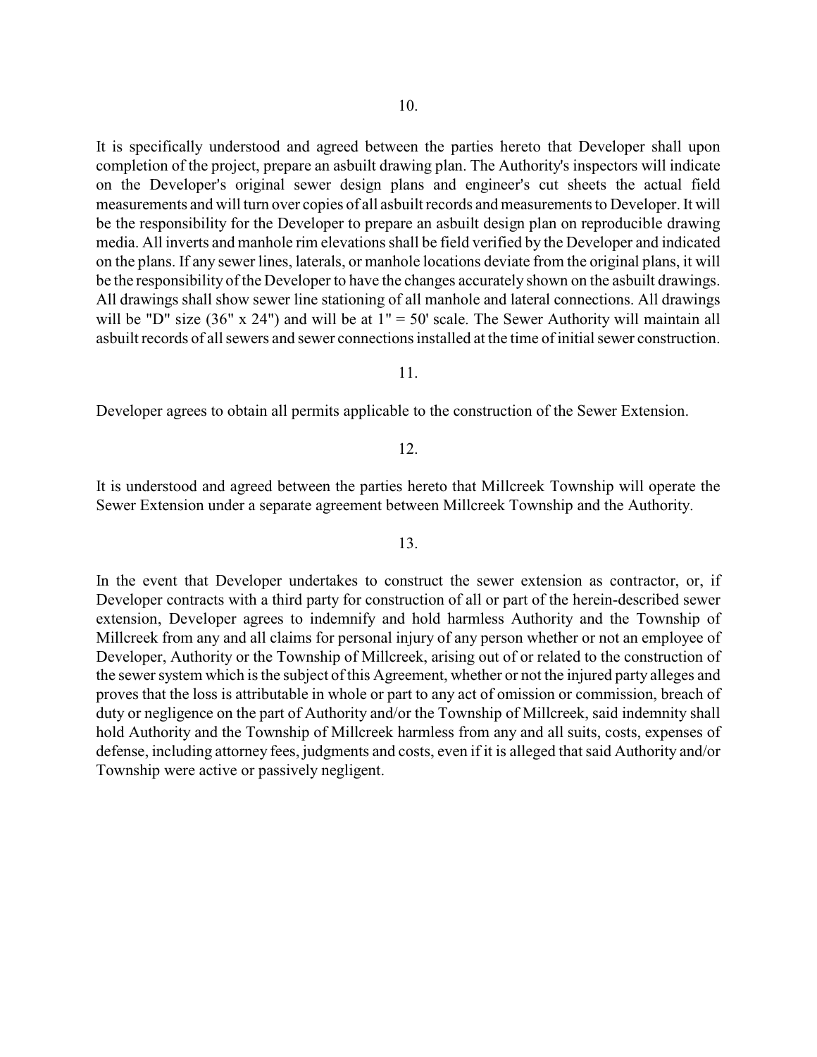10.

It is specifically understood and agreed between the parties hereto that Developer shall upon completion of the project, prepare an asbuilt drawing plan. The Authority's inspectors will indicate on the Developer's original sewer design plans and engineer's cut sheets the actual field measurements and will turn over copies of all asbuilt records and measurements to Developer. It will be the responsibility for the Developer to prepare an asbuilt design plan on reproducible drawing media. All inverts and manhole rim elevations shall be field verified by the Developer and indicated on the plans. If any sewer lines, laterals, or manhole locations deviate from the original plans, it will be the responsibility of the Developer to have the changes accurately shown on the asbuilt drawings. All drawings shall show sewer line stationing of all manhole and lateral connections. All drawings will be "D" size (36" x 24") and will be at 1" = 50' scale. The Sewer Authority will maintain all asbuilt records of all sewers and sewer connections installed at the time of initial sewer construction.

11.

Developer agrees to obtain all permits applicable to the construction of the Sewer Extension.

12.

It is understood and agreed between the parties hereto that Millcreek Township will operate the Sewer Extension under a separate agreement between Millcreek Township and the Authority.

13.

In the event that Developer undertakes to construct the sewer extension as contractor, or, if Developer contracts with a third party for construction of all or part of the herein-described sewer extension, Developer agrees to indemnify and hold harmless Authority and the Township of Millcreek from any and all claims for personal injury of any person whether or not an employee of Developer, Authority or the Township of Millcreek, arising out of or related to the construction of the sewer system which is the subject of this Agreement, whether or not the injured party alleges and proves that the loss is attributable in whole or part to any act of omission or commission, breach of duty or negligence on the part of Authority and/or the Township of Millcreek, said indemnity shall hold Authority and the Township of Millcreek harmless from any and all suits, costs, expenses of defense, including attorney fees, judgments and costs, even if it is alleged that said Authority and/or Township were active or passively negligent.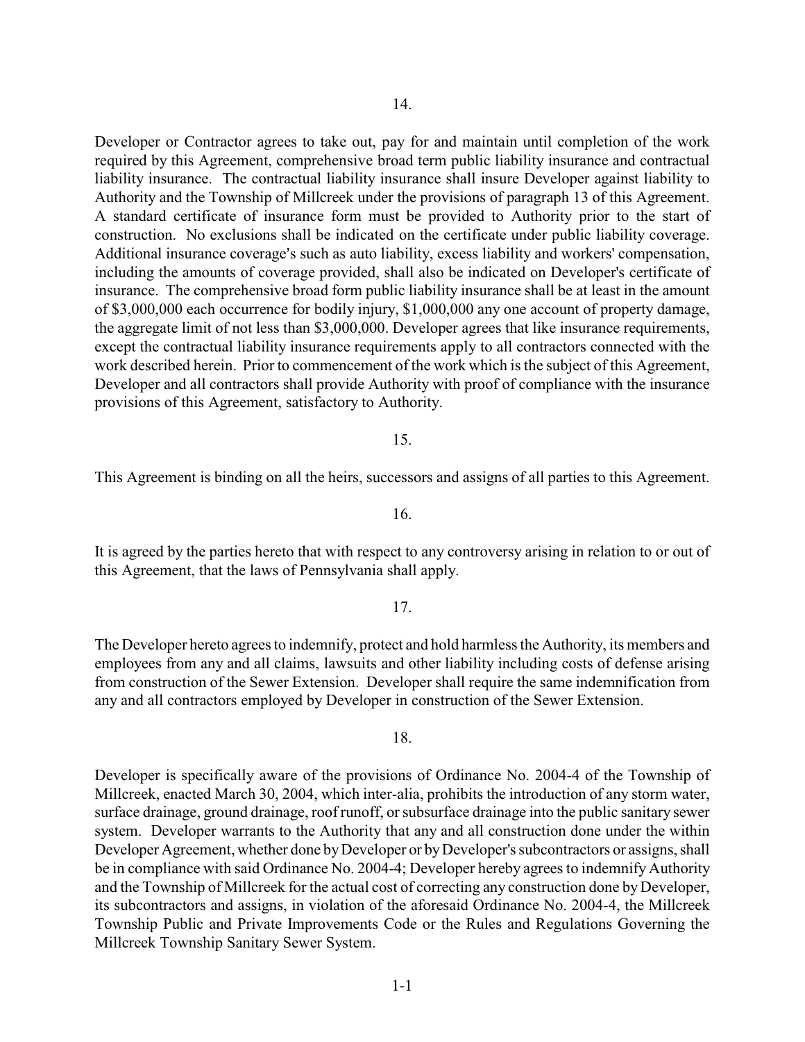14.

Developer or Contractor agrees to take out, pay for and maintain until completion of the work required by this Agreement, comprehensive broad term public liability insurance and contractual liability insurance. The contractual liability insurance shall insure Developer against liability to Authority and the Township of Millcreek under the provisions of paragraph 13 of this Agreement. A standard certificate of insurance form must be provided to Authority prior to the start of construction. No exclusions shall be indicated on the certificate under public liability coverage. Additional insurance coverage's such as auto liability, excess liability and workers' compensation, including the amounts of coverage provided, shall also be indicated on Developer's certificate of insurance. The comprehensive broad form public liability insurance shall be at least in the amount of $3,000,000 each occurrence for bodily injury, $1,000,000 any one account of property damage, the aggregate limit of not less than $3,000,000. Developer agrees that like insurance requirements, except the contractual liability insurance requirements apply to all contractors connected with the work described herein. Prior to commencement of the work which is the subject of this Agreement, Developer and all contractors shall provide Authority with proof of compliance with the insurance provisions of this Agreement, satisfactory to Authority.

15.

This Agreement is binding on all the heirs, successors and assigns of all parties to this Agreement.

16.

It is agreed by the parties hereto that with respect to any controversy arising in relation to or out of this Agreement, that the laws of Pennsylvania shall apply.

17.

The Developer hereto agrees to indemnify, protect and hold harmless the Authority, its members and employees from any and all claims, lawsuits and other liability including costs of defense arising from construction of the Sewer Extension. Developer shall require the same indemnification from any and all contractors employed by Developer in construction of the Sewer Extension.

18.

Developer is specifically aware of the provisions of Ordinance No. 2004-4 of the Township of Millcreek, enacted March 30, 2004, which inter-alia, prohibits the introduction of any storm water, surface drainage, ground drainage, roof runoff, or subsurface drainage into the public sanitary sewer system. Developer warrants to the Authority that any and all construction done under the within Developer Agreement, whether done by Developer or by Developer's subcontractors or assigns, shall be in compliance with said Ordinance No. 2004-4; Developer hereby agrees to indemnify Authority and the Township of Millcreek for the actual cost of correcting any construction done by Developer, its subcontractors and assigns, in violation of the aforesaid Ordinance No. 2004-4, the Millcreek Township Public and Private Improvements Code or the Rules and Regulations Governing the Millcreek Township Sanitary Sewer System.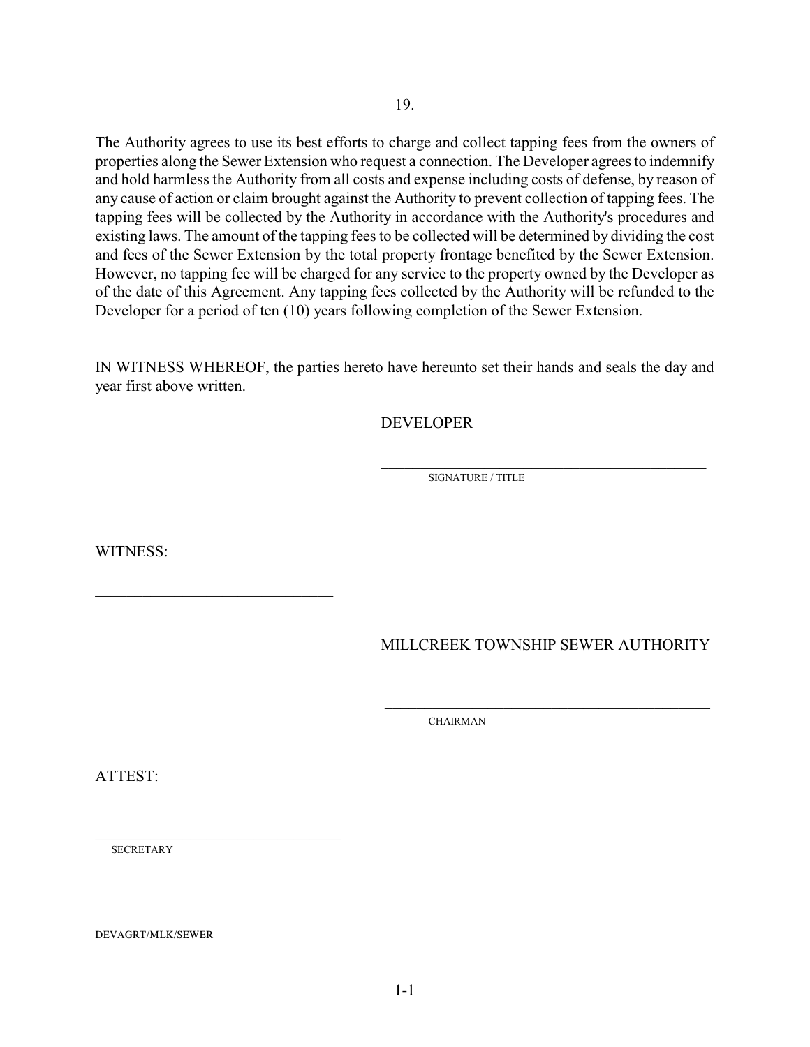19.

The Authority agrees to use its best efforts to charge and collect tapping fees from the owners of properties along the Sewer Extension who request a connection. The Developer agrees to indemnify and hold harmless the Authority from all costs and expense including costs of defense, by reason of any cause of action or claim brought against the Authority to prevent collection of tapping fees. The tapping fees will be collected by the Authority in accordance with the Authority's procedures and existing laws. The amount of the tapping fees to be collected will be determined by dividing the cost and fees of the Sewer Extension by the total property frontage benefited by the Sewer Extension. However, no tapping fee will be charged for any service to the property owned by the Developer as of the date of this Agreement. Any tapping fees collected by the Authority will be refunded to the Developer for a period of ten (10) years following completion of the Sewer Extension.

IN WITNESS WHEREOF, the parties hereto have hereunto set their hands and seals the day and year first above written.

DEVELOPER

\_\_\_\_\_\_\_\_\_\_\_\_\_\_\_\_\_\_\_\_\_\_\_\_\_\_\_\_\_\_\_\_\_\_\_\_\_\_\_\_

SIGNATURE / TITLE

WITNESS:

\_\_\_\_\_\_\_\_\_\_\_\_\_\_\_\_\_\_\_\_\_\_\_\_\_\_\_\_\_\_

MILLCREEK TOWNSHIP SEWER AUTHORITY

\_\_\_\_\_\_\_\_\_\_\_\_\_\_\_\_\_\_\_\_\_\_\_\_\_\_\_\_\_\_\_\_\_\_\_\_\_\_\_\_

CHAIRMAN

ATTEST:

\_\_\_\_\_\_\_\_\_\_\_\_\_\_\_\_\_\_\_\_\_\_\_\_\_\_\_\_\_\_

SECRETARY

DEVAGRT/MLK/SEWER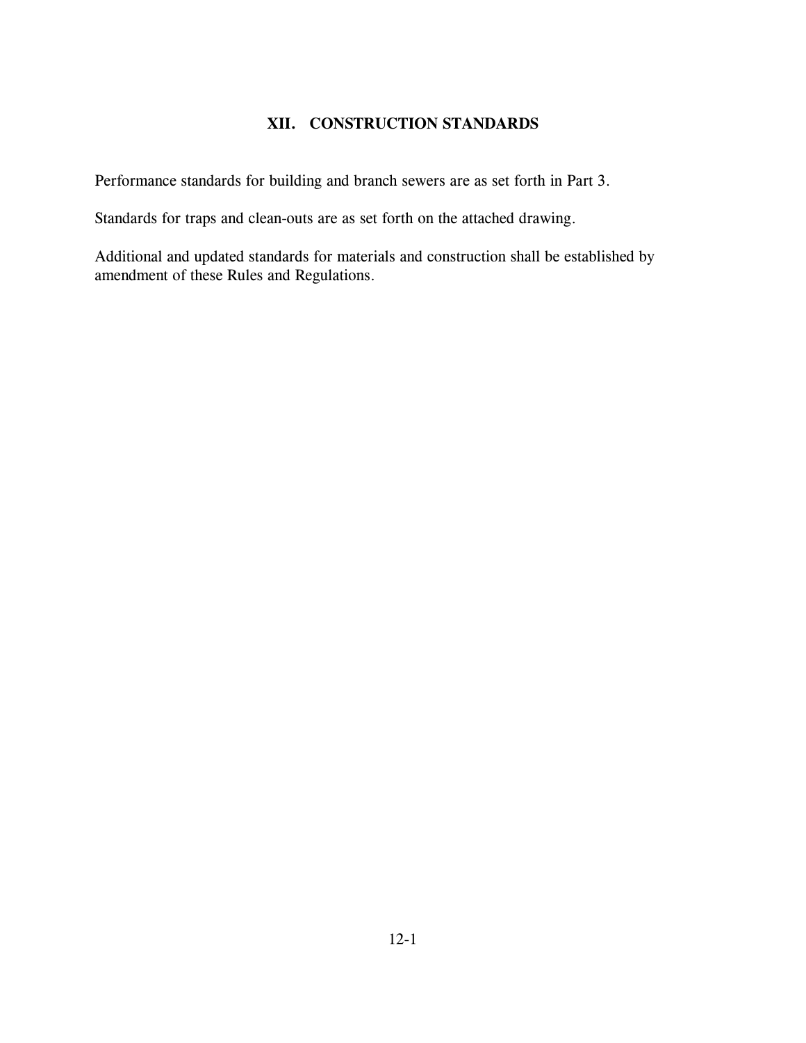# XII. CONSTRUCTION STANDARDS

Performance standards for building and branch sewers are as set forth in Part 3.

Standards for traps and clean-outs are as set forth on the attached drawing.

Additional and updated standards for materials and construction shall be established by amendment of these Rules and Regulations.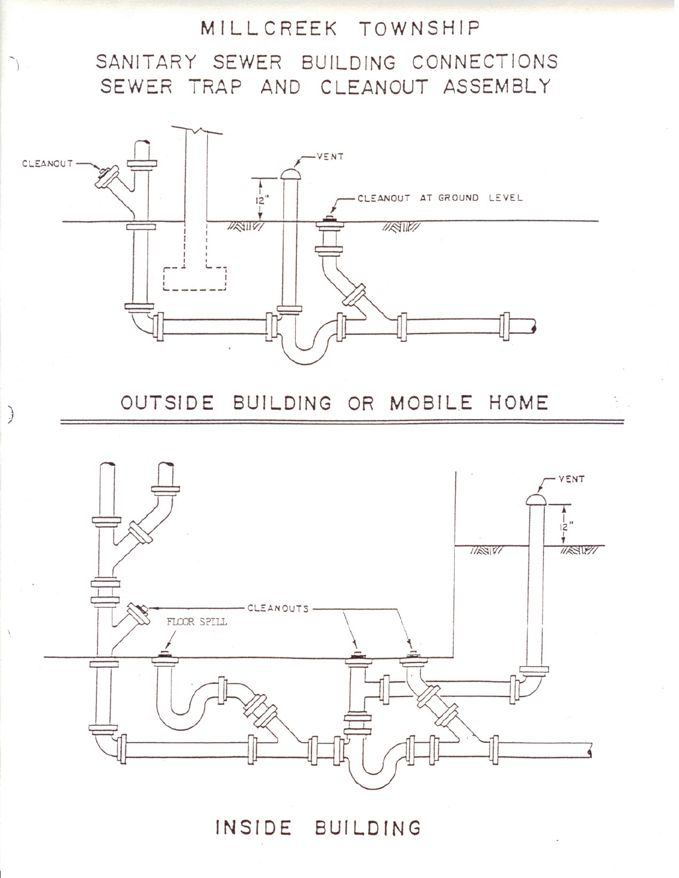# MILLCREEK TOWNSHIP

## SANITARY SEWER BUILDING CONNECTIONS
## SEWER TRAP AND CLEANOUT ASSEMBLY

CLEANOUT

VENT

12"

CLEANOUT AT GROUND LEVEL

### OUTSIDE BUILDING OR MOBILE HOME

VENT

12"

CLEANOUTS

FLOOR SPILL

### INSIDE BUILDING